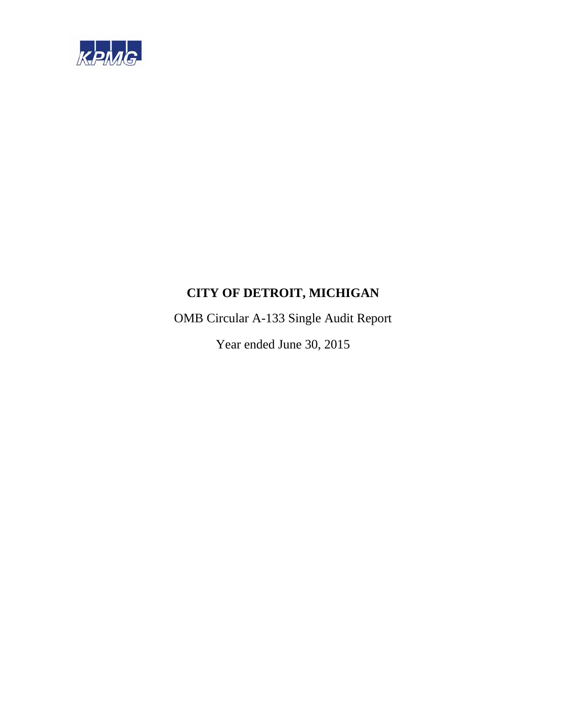KPMG

# CITY OF DETROIT, MICHIGAN

OMB Circular A-133 Single Audit Report

Year ended June 30, 2015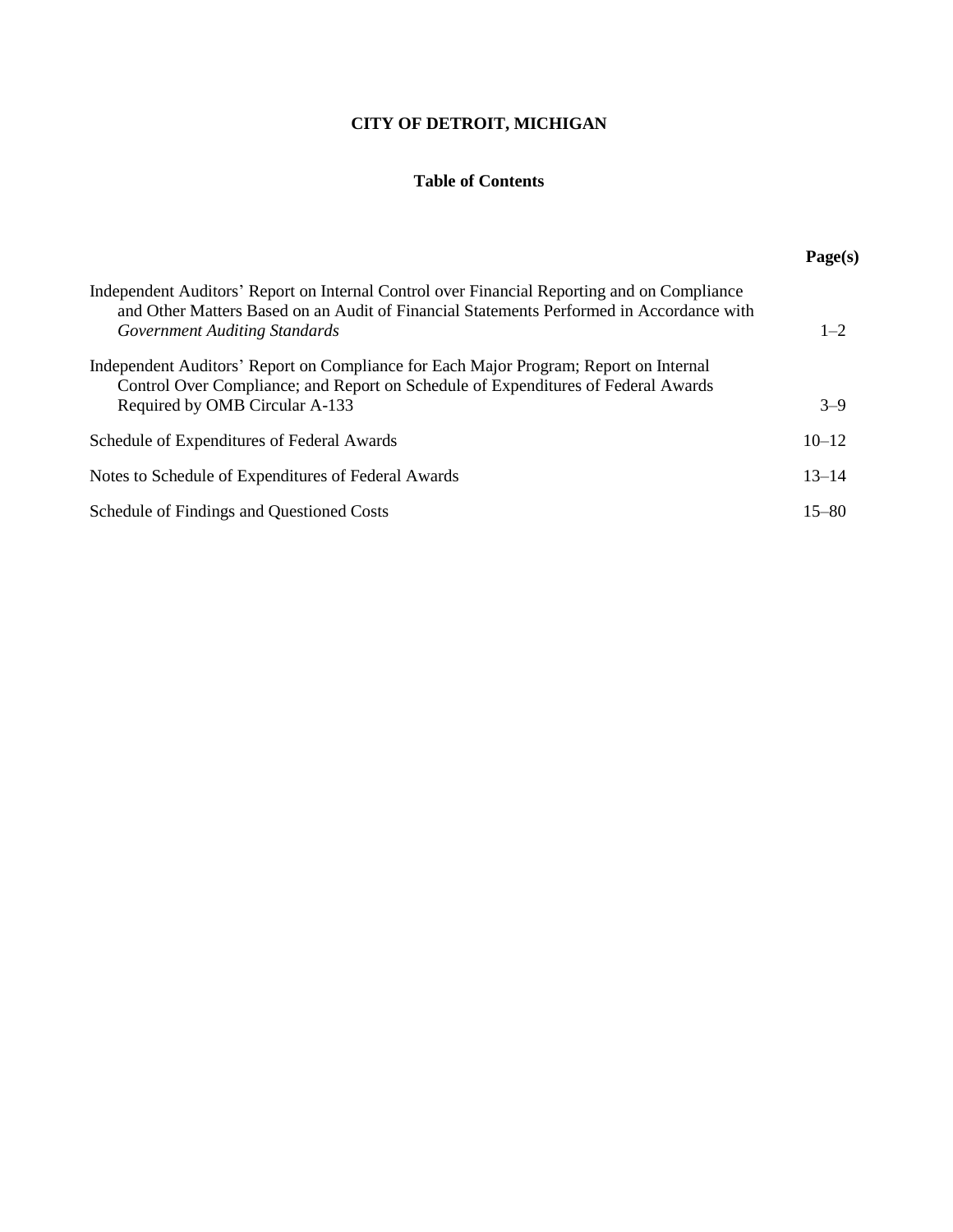# CITY OF DETROIT, MICHIGAN

## Table of Contents

| | Page(s) |
|---|---|
| Independent Auditors' Report on Internal Control over Financial Reporting and on Compliance and Other Matters Based on an Audit of Financial Statements Performed in Accordance with *Government Auditing Standards* | 1–2 |
| Independent Auditors' Report on Compliance for Each Major Program; Report on Internal Control Over Compliance; and Report on Schedule of Expenditures of Federal Awards Required by OMB Circular A-133 | 3–9 |
| Schedule of Expenditures of Federal Awards | 10–12 |
| Notes to Schedule of Expenditures of Federal Awards | 13–14 |
| Schedule of Findings and Questioned Costs | 15–80 |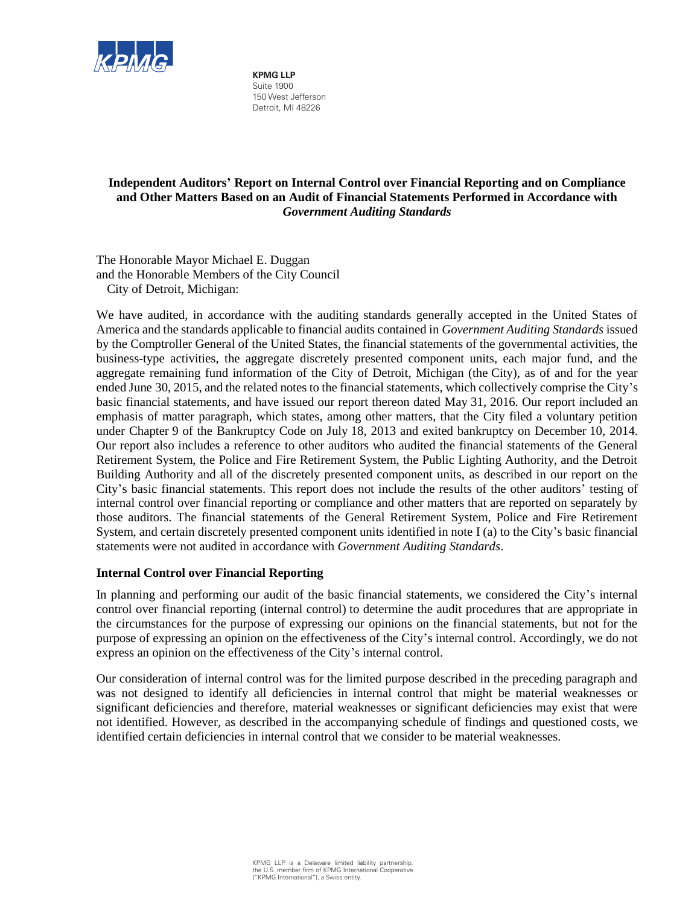**KPMG LLP**
Suite 1900
150 West Jefferson
Detroit, MI 48226

# Independent Auditors' Report on Internal Control over Financial Reporting and on Compliance and Other Matters Based on an Audit of Financial Statements Performed in Accordance with *Government Auditing Standards*

The Honorable Mayor Michael E. Duggan
and the Honorable Members of the City Council
City of Detroit, Michigan:

We have audited, in accordance with the auditing standards generally accepted in the United States of America and the standards applicable to financial audits contained in *Government Auditing Standards* issued by the Comptroller General of the United States, the financial statements of the governmental activities, the business-type activities, the aggregate discretely presented component units, each major fund, and the aggregate remaining fund information of the City of Detroit, Michigan (the City), as of and for the year ended June 30, 2015, and the related notes to the financial statements, which collectively comprise the City's basic financial statements, and have issued our report thereon dated May 31, 2016. Our report included an emphasis of matter paragraph, which states, among other matters, that the City filed a voluntary petition under Chapter 9 of the Bankruptcy Code on July 18, 2013 and exited bankruptcy on December 10, 2014. Our report also includes a reference to other auditors who audited the financial statements of the General Retirement System, the Police and Fire Retirement System, the Public Lighting Authority, and the Detroit Building Authority and all of the discretely presented component units, as described in our report on the City's basic financial statements. This report does not include the results of the other auditors' testing of internal control over financial reporting or compliance and other matters that are reported on separately by those auditors. The financial statements of the General Retirement System, Police and Fire Retirement System, and certain discretely presented component units identified in note I (a) to the City's basic financial statements were not audited in accordance with *Government Auditing Standards*.

## Internal Control over Financial Reporting

In planning and performing our audit of the basic financial statements, we considered the City's internal control over financial reporting (internal control) to determine the audit procedures that are appropriate in the circumstances for the purpose of expressing our opinions on the financial statements, but not for the purpose of expressing an opinion on the effectiveness of the City's internal control. Accordingly, we do not express an opinion on the effectiveness of the City's internal control.

Our consideration of internal control was for the limited purpose described in the preceding paragraph and was not designed to identify all deficiencies in internal control that might be material weaknesses or significant deficiencies and therefore, material weaknesses or significant deficiencies may exist that were not identified. However, as described in the accompanying schedule of findings and questioned costs, we identified certain deficiencies in internal control that we consider to be material weaknesses.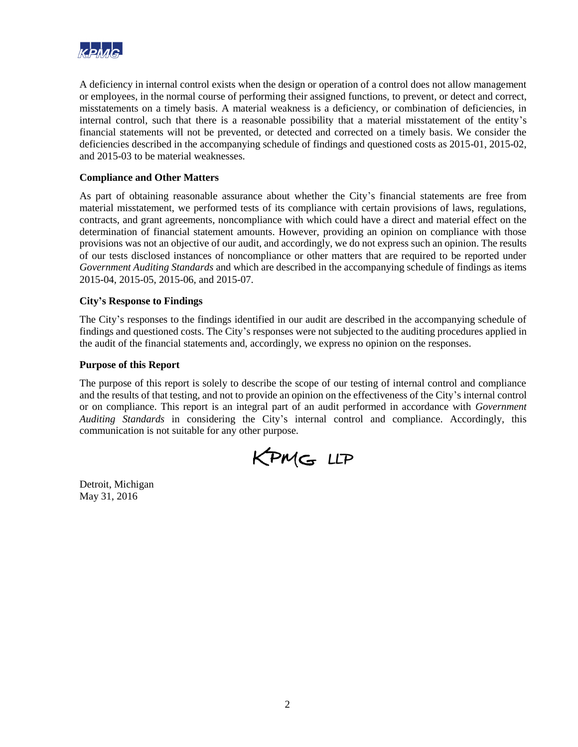A deficiency in internal control exists when the design or operation of a control does not allow management or employees, in the normal course of performing their assigned functions, to prevent, or detect and correct, misstatements on a timely basis. A material weakness is a deficiency, or combination of deficiencies, in internal control, such that there is a reasonable possibility that a material misstatement of the entity's financial statements will not be prevented, or detected and corrected on a timely basis. We consider the deficiencies described in the accompanying schedule of findings and questioned costs as 2015-01, 2015-02, and 2015-03 to be material weaknesses.

**Compliance and Other Matters**

As part of obtaining reasonable assurance about whether the City's financial statements are free from material misstatement, we performed tests of its compliance with certain provisions of laws, regulations, contracts, and grant agreements, noncompliance with which could have a direct and material effect on the determination of financial statement amounts. However, providing an opinion on compliance with those provisions was not an objective of our audit, and accordingly, we do not express such an opinion. The results of our tests disclosed instances of noncompliance or other matters that are required to be reported under *Government Auditing Standards* and which are described in the accompanying schedule of findings as items 2015-04, 2015-05, 2015-06, and 2015-07.

**City's Response to Findings**

The City's responses to the findings identified in our audit are described in the accompanying schedule of findings and questioned costs. The City's responses were not subjected to the auditing procedures applied in the audit of the financial statements and, accordingly, we express no opinion on the responses.

**Purpose of this Report**

The purpose of this report is solely to describe the scope of our testing of internal control and compliance and the results of that testing, and not to provide an opinion on the effectiveness of the City's internal control or on compliance. This report is an integral part of an audit performed in accordance with *Government Auditing Standards* in considering the City's internal control and compliance. Accordingly, this communication is not suitable for any other purpose.

KPMG LLP

Detroit, Michigan
May 31, 2016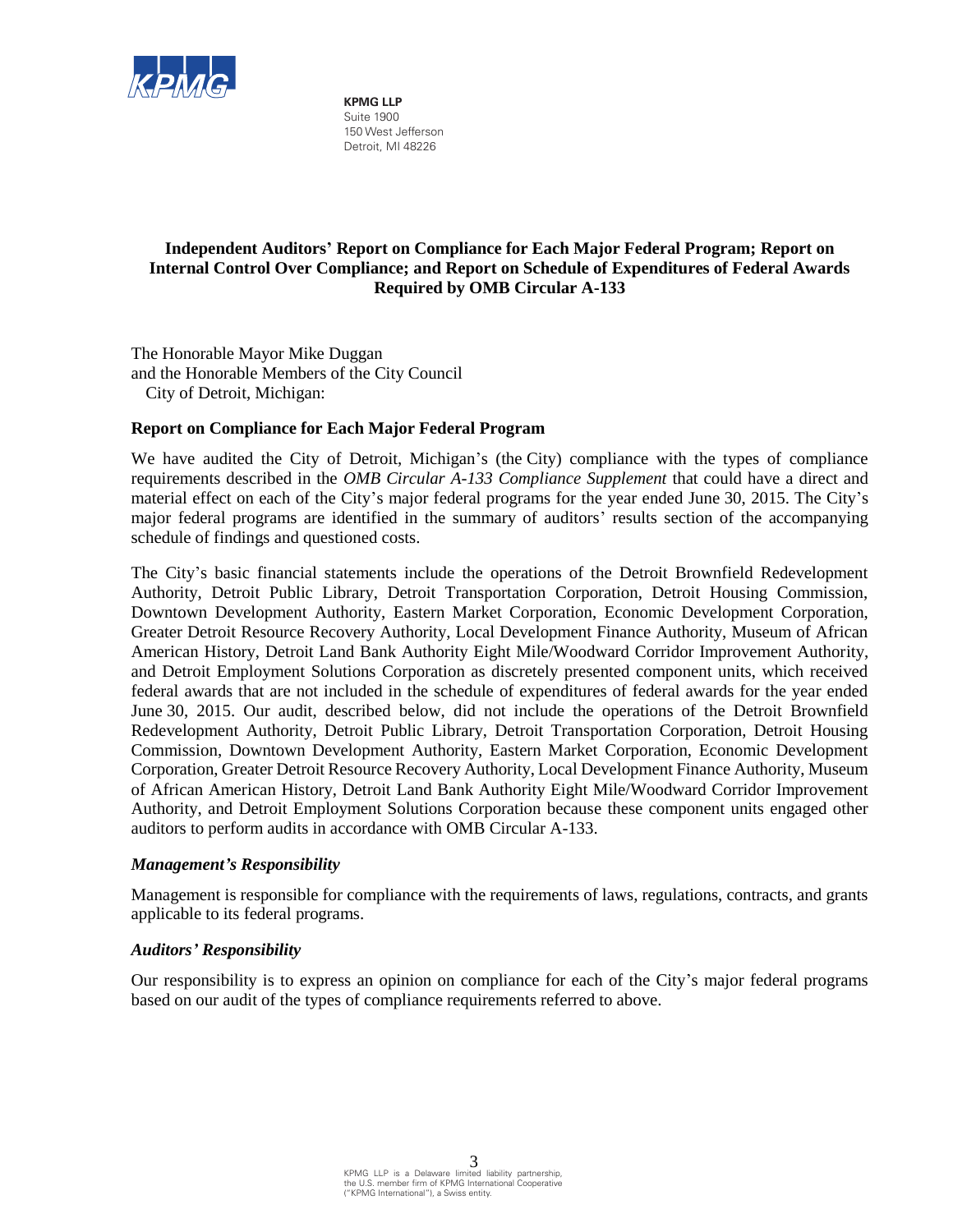**KPMG LLP**
Suite 1900
150 West Jefferson
Detroit, MI 48226

## Independent Auditors' Report on Compliance for Each Major Federal Program; Report on Internal Control Over Compliance; and Report on Schedule of Expenditures of Federal Awards Required by OMB Circular A-133

The Honorable Mayor Mike Duggan
and the Honorable Members of the City Council
City of Detroit, Michigan:

### Report on Compliance for Each Major Federal Program

We have audited the City of Detroit, Michigan's (the City) compliance with the types of compliance requirements described in the *OMB Circular A-133 Compliance Supplement* that could have a direct and material effect on each of the City's major federal programs for the year ended June 30, 2015. The City's major federal programs are identified in the summary of auditors' results section of the accompanying schedule of findings and questioned costs.

The City's basic financial statements include the operations of the Detroit Brownfield Redevelopment Authority, Detroit Public Library, Detroit Transportation Corporation, Detroit Housing Commission, Downtown Development Authority, Eastern Market Corporation, Economic Development Corporation, Greater Detroit Resource Recovery Authority, Local Development Finance Authority, Museum of African American History, Detroit Land Bank Authority Eight Mile/Woodward Corridor Improvement Authority, and Detroit Employment Solutions Corporation as discretely presented component units, which received federal awards that are not included in the schedule of expenditures of federal awards for the year ended June 30, 2015. Our audit, described below, did not include the operations of the Detroit Brownfield Redevelopment Authority, Detroit Public Library, Detroit Transportation Corporation, Detroit Housing Commission, Downtown Development Authority, Eastern Market Corporation, Economic Development Corporation, Greater Detroit Resource Recovery Authority, Local Development Finance Authority, Museum of African American History, Detroit Land Bank Authority Eight Mile/Woodward Corridor Improvement Authority, and Detroit Employment Solutions Corporation because these component units engaged other auditors to perform audits in accordance with OMB Circular A-133.

#### *Management's Responsibility*

Management is responsible for compliance with the requirements of laws, regulations, contracts, and grants applicable to its federal programs.

#### *Auditors' Responsibility*

Our responsibility is to express an opinion on compliance for each of the City's major federal programs based on our audit of the types of compliance requirements referred to above.

KPMG LLP is a Delaware limited liability partnership, the U.S. member firm of KPMG International Cooperative ("KPMG International"), a Swiss entity.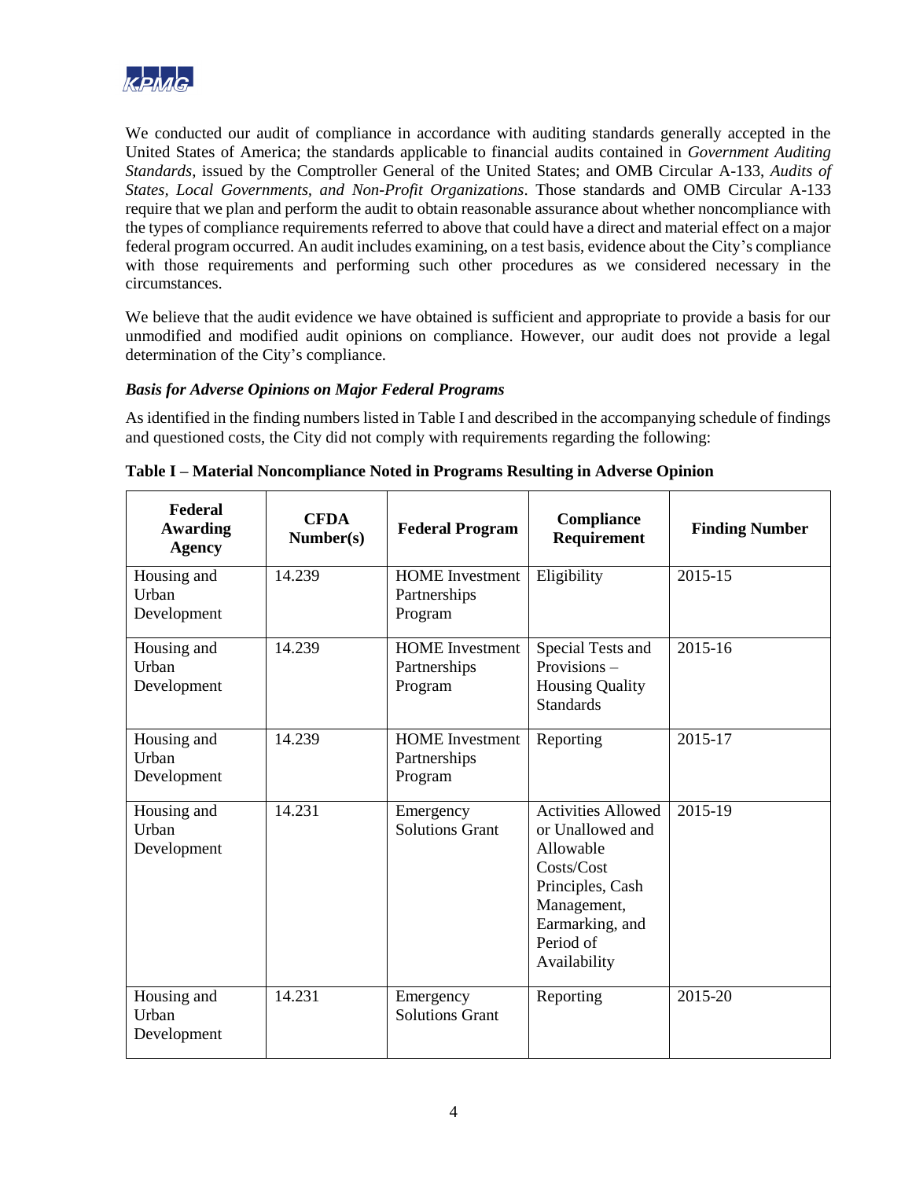We conducted our audit of compliance in accordance with auditing standards generally accepted in the United States of America; the standards applicable to financial audits contained in *Government Auditing Standards*, issued by the Comptroller General of the United States; and OMB Circular A-133, *Audits of States, Local Governments, and Non-Profit Organizations*. Those standards and OMB Circular A-133 require that we plan and perform the audit to obtain reasonable assurance about whether noncompliance with the types of compliance requirements referred to above that could have a direct and material effect on a major federal program occurred. An audit includes examining, on a test basis, evidence about the City's compliance with those requirements and performing such other procedures as we considered necessary in the circumstances.

We believe that the audit evidence we have obtained is sufficient and appropriate to provide a basis for our unmodified and modified audit opinions on compliance. However, our audit does not provide a legal determination of the City's compliance.

***Basis for Adverse Opinions on Major Federal Programs***

As identified in the finding numbers listed in Table I and described in the accompanying schedule of findings and questioned costs, the City did not comply with requirements regarding the following:

**Table I – Material Noncompliance Noted in Programs Resulting in Adverse Opinion**

| Federal Awarding Agency | CFDA Number(s) | Federal Program | Compliance Requirement | Finding Number |
|---|---|---|---|---|
| Housing and Urban Development | 14.239 | HOME Investment Partnerships Program | Eligibility | 2015-15 |
| Housing and Urban Development | 14.239 | HOME Investment Partnerships Program | Special Tests and Provisions – Housing Quality Standards | 2015-16 |
| Housing and Urban Development | 14.239 | HOME Investment Partnerships Program | Reporting | 2015-17 |
| Housing and Urban Development | 14.231 | Emergency Solutions Grant | Activities Allowed or Unallowed and Allowable Costs/Cost Principles, Cash Management, Earmarking, and Period of Availability | 2015-19 |
| Housing and Urban Development | 14.231 | Emergency Solutions Grant | Reporting | 2015-20 |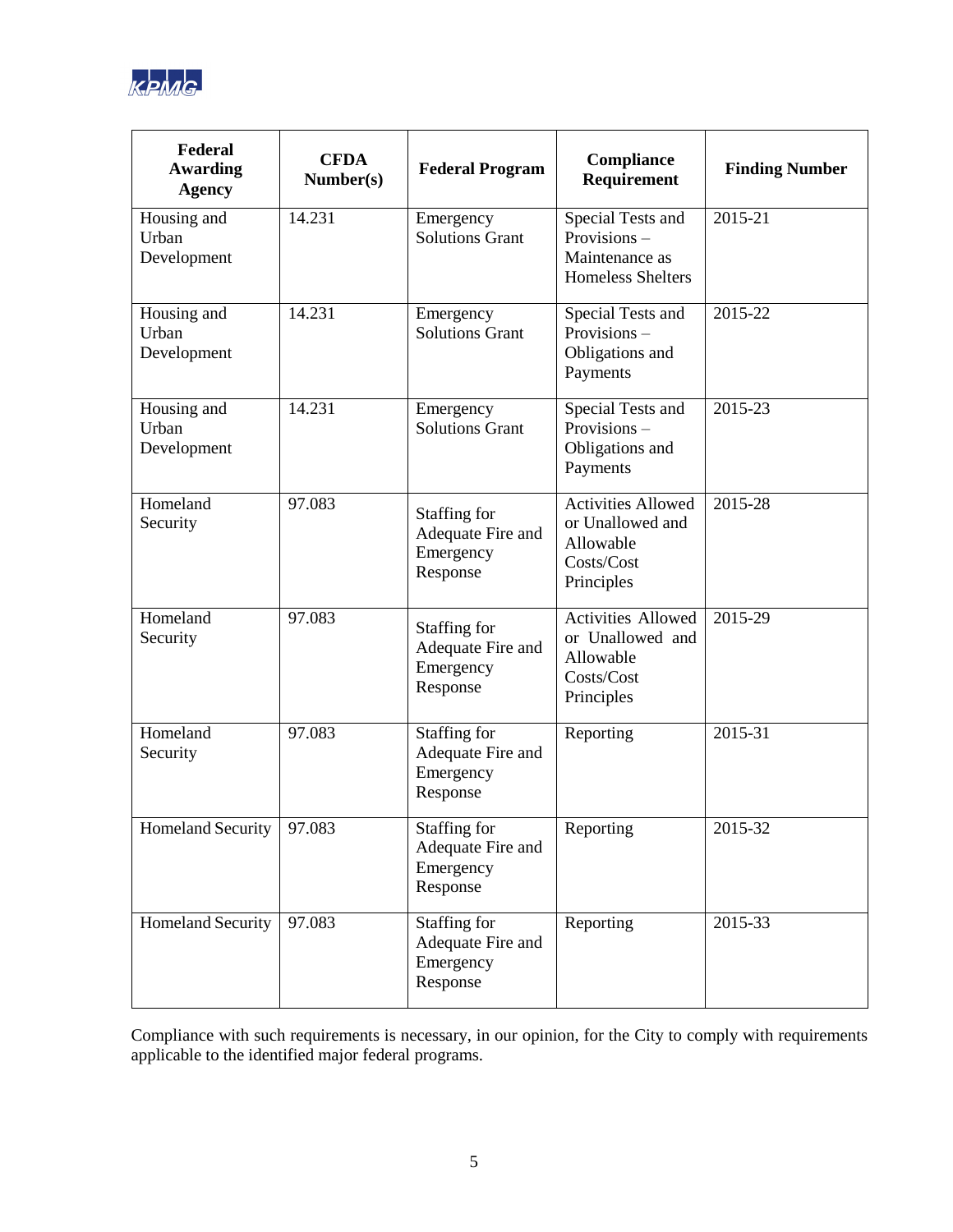| Federal Awarding Agency | CFDA Number(s) | Federal Program | Compliance Requirement | Finding Number |
|---|---|---|---|---|
| Housing and Urban Development | 14.231 | Emergency Solutions Grant | Special Tests and Provisions – Maintenance as Homeless Shelters | 2015-21 |
| Housing and Urban Development | 14.231 | Emergency Solutions Grant | Special Tests and Provisions – Obligations and Payments | 2015-22 |
| Housing and Urban Development | 14.231 | Emergency Solutions Grant | Special Tests and Provisions – Obligations and Payments | 2015-23 |
| Homeland Security | 97.083 | Staffing for Adequate Fire and Emergency Response | Activities Allowed or Unallowed and Allowable Costs/Cost Principles | 2015-28 |
| Homeland Security | 97.083 | Staffing for Adequate Fire and Emergency Response | Activities Allowed or Unallowed and Allowable Costs/Cost Principles | 2015-29 |
| Homeland Security | 97.083 | Staffing for Adequate Fire and Emergency Response | Reporting | 2015-31 |
| Homeland Security | 97.083 | Staffing for Adequate Fire and Emergency Response | Reporting | 2015-32 |
| Homeland Security | 97.083 | Staffing for Adequate Fire and Emergency Response | Reporting | 2015-33 |

Compliance with such requirements is necessary, in our opinion, for the City to comply with requirements applicable to the identified major federal programs.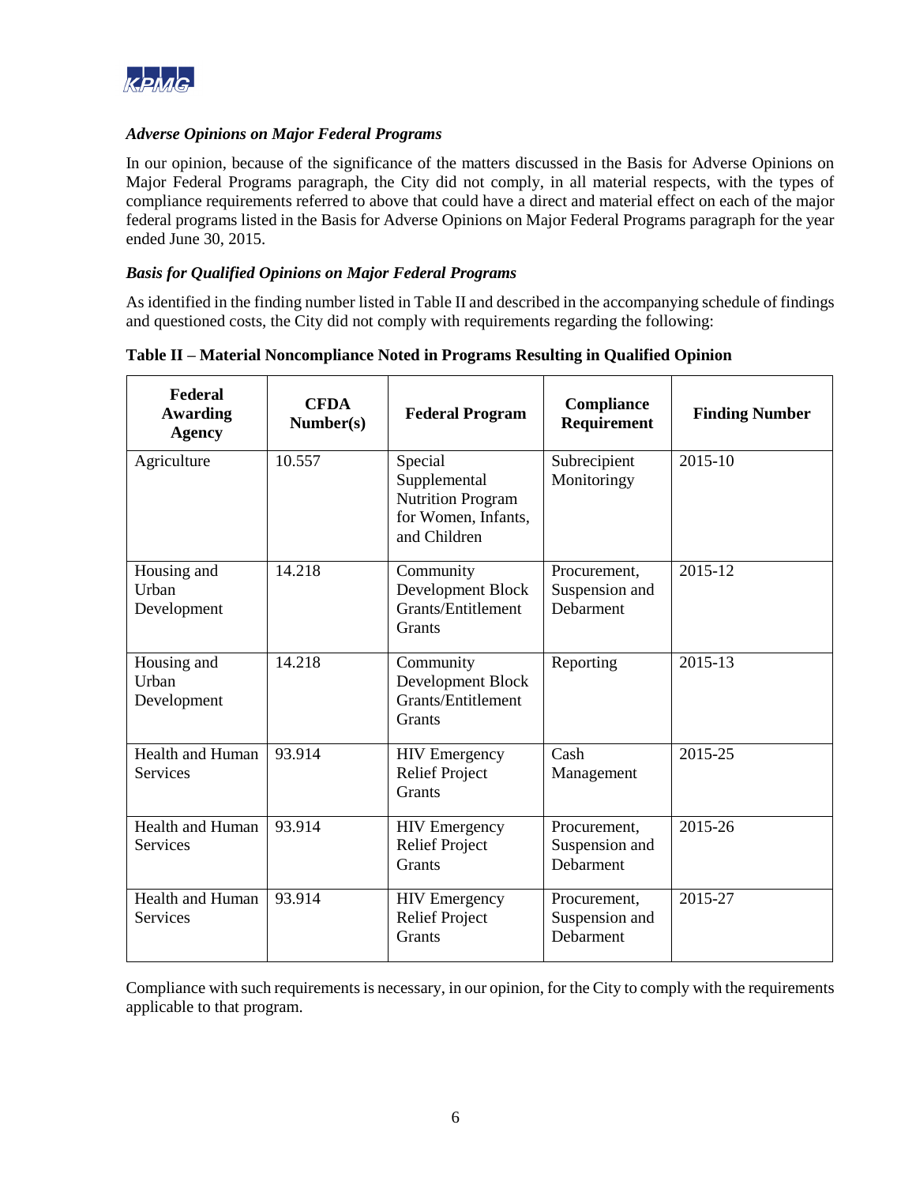### *Adverse Opinions on Major Federal Programs*

In our opinion, because of the significance of the matters discussed in the Basis for Adverse Opinions on Major Federal Programs paragraph, the City did not comply, in all material respects, with the types of compliance requirements referred to above that could have a direct and material effect on each of the major federal programs listed in the Basis for Adverse Opinions on Major Federal Programs paragraph for the year ended June 30, 2015.

### *Basis for Qualified Opinions on Major Federal Programs*

As identified in the finding number listed in Table II and described in the accompanying schedule of findings and questioned costs, the City did not comply with requirements regarding the following:

**Table II – Material Noncompliance Noted in Programs Resulting in Qualified Opinion**

| Federal Awarding Agency | CFDA Number(s) | Federal Program | Compliance Requirement | Finding Number |
|---|---|---|---|---|
| Agriculture | 10.557 | Special Supplemental Nutrition Program for Women, Infants, and Children | Subrecipient Monitoringy | 2015-10 |
| Housing and Urban Development | 14.218 | Community Development Block Grants/Entitlement Grants | Procurement, Suspension and Debarment | 2015-12 |
| Housing and Urban Development | 14.218 | Community Development Block Grants/Entitlement Grants | Reporting | 2015-13 |
| Health and Human Services | 93.914 | HIV Emergency Relief Project Grants | Cash Management | 2015-25 |
| Health and Human Services | 93.914 | HIV Emergency Relief Project Grants | Procurement, Suspension and Debarment | 2015-26 |
| Health and Human Services | 93.914 | HIV Emergency Relief Project Grants | Procurement, Suspension and Debarment | 2015-27 |

Compliance with such requirements is necessary, in our opinion, for the City to comply with the requirements applicable to that program.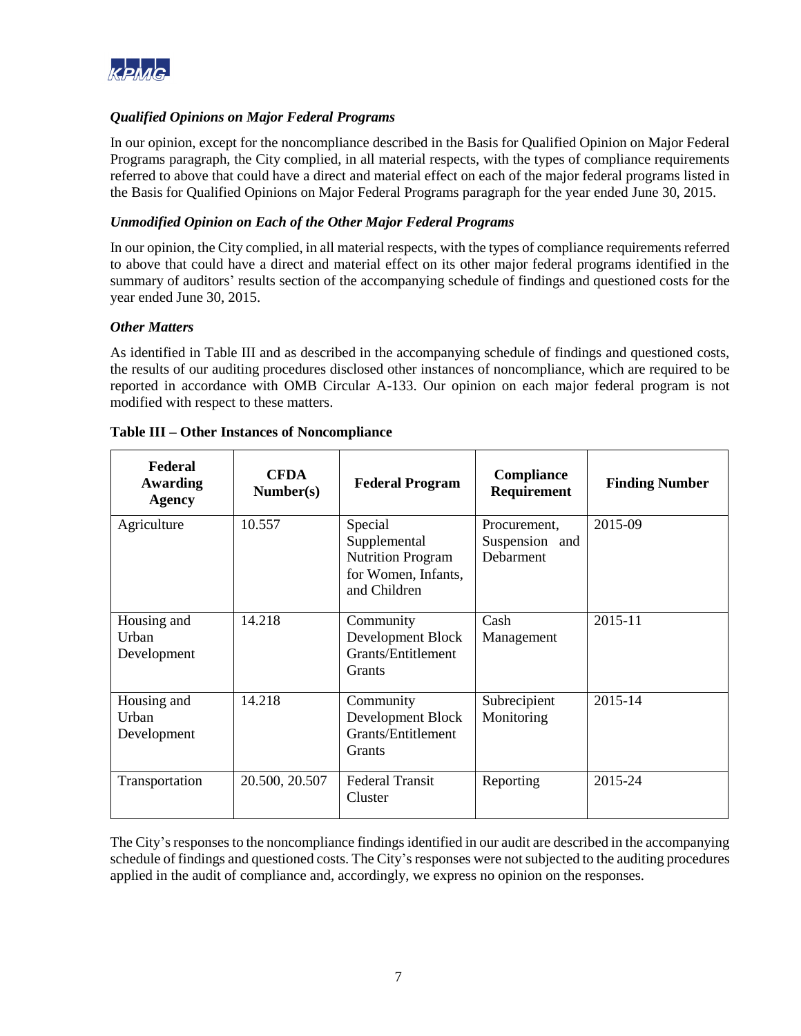### *Qualified Opinions on Major Federal Programs*

In our opinion, except for the noncompliance described in the Basis for Qualified Opinion on Major Federal Programs paragraph, the City complied, in all material respects, with the types of compliance requirements referred to above that could have a direct and material effect on each of the major federal programs listed in the Basis for Qualified Opinions on Major Federal Programs paragraph for the year ended June 30, 2015.

### *Unmodified Opinion on Each of the Other Major Federal Programs*

In our opinion, the City complied, in all material respects, with the types of compliance requirements referred to above that could have a direct and material effect on its other major federal programs identified in the summary of auditors' results section of the accompanying schedule of findings and questioned costs for the year ended June 30, 2015.

### *Other Matters*

As identified in Table III and as described in the accompanying schedule of findings and questioned costs, the results of our auditing procedures disclosed other instances of noncompliance, which are required to be reported in accordance with OMB Circular A-133. Our opinion on each major federal program is not modified with respect to these matters.

**Table III – Other Instances of Noncompliance**

| Federal Awarding Agency | CFDA Number(s) | Federal Program | Compliance Requirement | Finding Number |
|---|---|---|---|---|
| Agriculture | 10.557 | Special Supplemental Nutrition Program for Women, Infants, and Children | Procurement, Suspension and Debarment | 2015-09 |
| Housing and Urban Development | 14.218 | Community Development Block Grants/Entitlement Grants | Cash Management | 2015-11 |
| Housing and Urban Development | 14.218 | Community Development Block Grants/Entitlement Grants | Subrecipient Monitoring | 2015-14 |
| Transportation | 20.500, 20.507 | Federal Transit Cluster | Reporting | 2015-24 |

The City's responses to the noncompliance findings identified in our audit are described in the accompanying schedule of findings and questioned costs. The City's responses were not subjected to the auditing procedures applied in the audit of compliance and, accordingly, we express no opinion on the responses.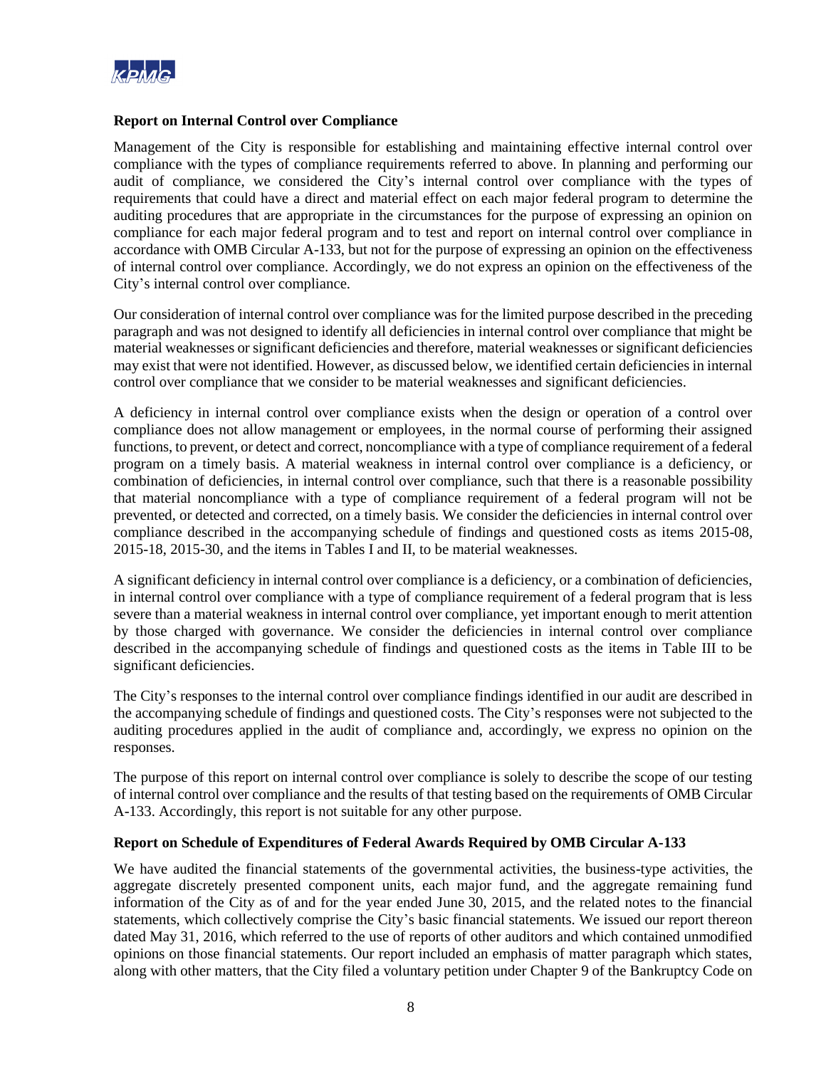### Report on Internal Control over Compliance

Management of the City is responsible for establishing and maintaining effective internal control over compliance with the types of compliance requirements referred to above. In planning and performing our audit of compliance, we considered the City's internal control over compliance with the types of requirements that could have a direct and material effect on each major federal program to determine the auditing procedures that are appropriate in the circumstances for the purpose of expressing an opinion on compliance for each major federal program and to test and report on internal control over compliance in accordance with OMB Circular A-133, but not for the purpose of expressing an opinion on the effectiveness of internal control over compliance. Accordingly, we do not express an opinion on the effectiveness of the City's internal control over compliance.

Our consideration of internal control over compliance was for the limited purpose described in the preceding paragraph and was not designed to identify all deficiencies in internal control over compliance that might be material weaknesses or significant deficiencies and therefore, material weaknesses or significant deficiencies may exist that were not identified. However, as discussed below, we identified certain deficiencies in internal control over compliance that we consider to be material weaknesses and significant deficiencies.

A deficiency in internal control over compliance exists when the design or operation of a control over compliance does not allow management or employees, in the normal course of performing their assigned functions, to prevent, or detect and correct, noncompliance with a type of compliance requirement of a federal program on a timely basis. A material weakness in internal control over compliance is a deficiency, or combination of deficiencies, in internal control over compliance, such that there is a reasonable possibility that material noncompliance with a type of compliance requirement of a federal program will not be prevented, or detected and corrected, on a timely basis. We consider the deficiencies in internal control over compliance described in the accompanying schedule of findings and questioned costs as items 2015-08, 2015-18, 2015-30, and the items in Tables I and II, to be material weaknesses.

A significant deficiency in internal control over compliance is a deficiency, or a combination of deficiencies, in internal control over compliance with a type of compliance requirement of a federal program that is less severe than a material weakness in internal control over compliance, yet important enough to merit attention by those charged with governance. We consider the deficiencies in internal control over compliance described in the accompanying schedule of findings and questioned costs as the items in Table III to be significant deficiencies.

The City's responses to the internal control over compliance findings identified in our audit are described in the accompanying schedule of findings and questioned costs. The City's responses were not subjected to the auditing procedures applied in the audit of compliance and, accordingly, we express no opinion on the responses.

The purpose of this report on internal control over compliance is solely to describe the scope of our testing of internal control over compliance and the results of that testing based on the requirements of OMB Circular A-133. Accordingly, this report is not suitable for any other purpose.

### Report on Schedule of Expenditures of Federal Awards Required by OMB Circular A-133

We have audited the financial statements of the governmental activities, the business-type activities, the aggregate discretely presented component units, each major fund, and the aggregate remaining fund information of the City as of and for the year ended June 30, 2015, and the related notes to the financial statements, which collectively comprise the City's basic financial statements. We issued our report thereon dated May 31, 2016, which referred to the use of reports of other auditors and which contained unmodified opinions on those financial statements. Our report included an emphasis of matter paragraph which states, along with other matters, that the City filed a voluntary petition under Chapter 9 of the Bankruptcy Code on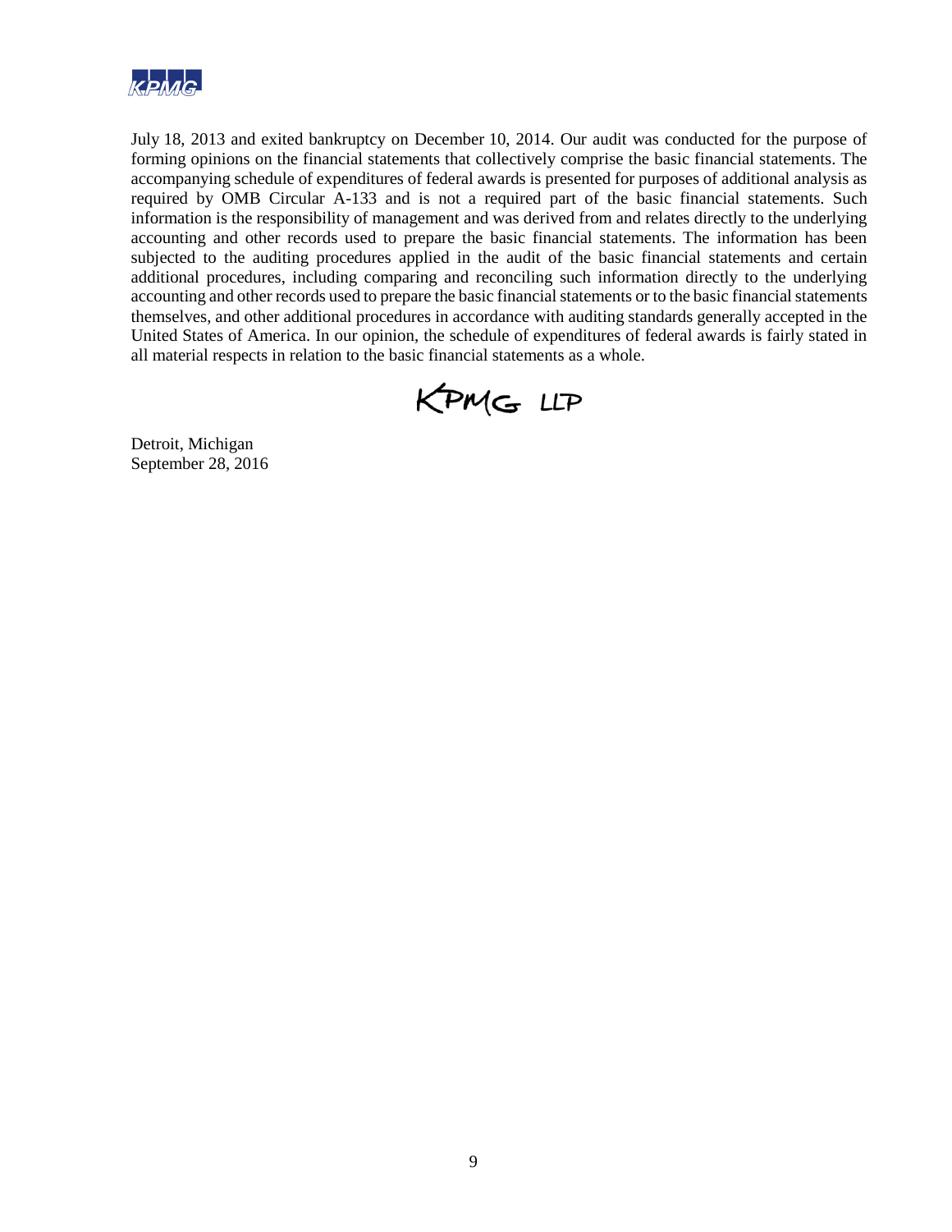July 18, 2013 and exited bankruptcy on December 10, 2014. Our audit was conducted for the purpose of forming opinions on the financial statements that collectively comprise the basic financial statements. The accompanying schedule of expenditures of federal awards is presented for purposes of additional analysis as required by OMB Circular A-133 and is not a required part of the basic financial statements. Such information is the responsibility of management and was derived from and relates directly to the underlying accounting and other records used to prepare the basic financial statements. The information has been subjected to the auditing procedures applied in the audit of the basic financial statements and certain additional procedures, including comparing and reconciling such information directly to the underlying accounting and other records used to prepare the basic financial statements or to the basic financial statements themselves, and other additional procedures in accordance with auditing standards generally accepted in the United States of America. In our opinion, the schedule of expenditures of federal awards is fairly stated in all material respects in relation to the basic financial statements as a whole.

KPMG LLP

Detroit, Michigan
September 28, 2016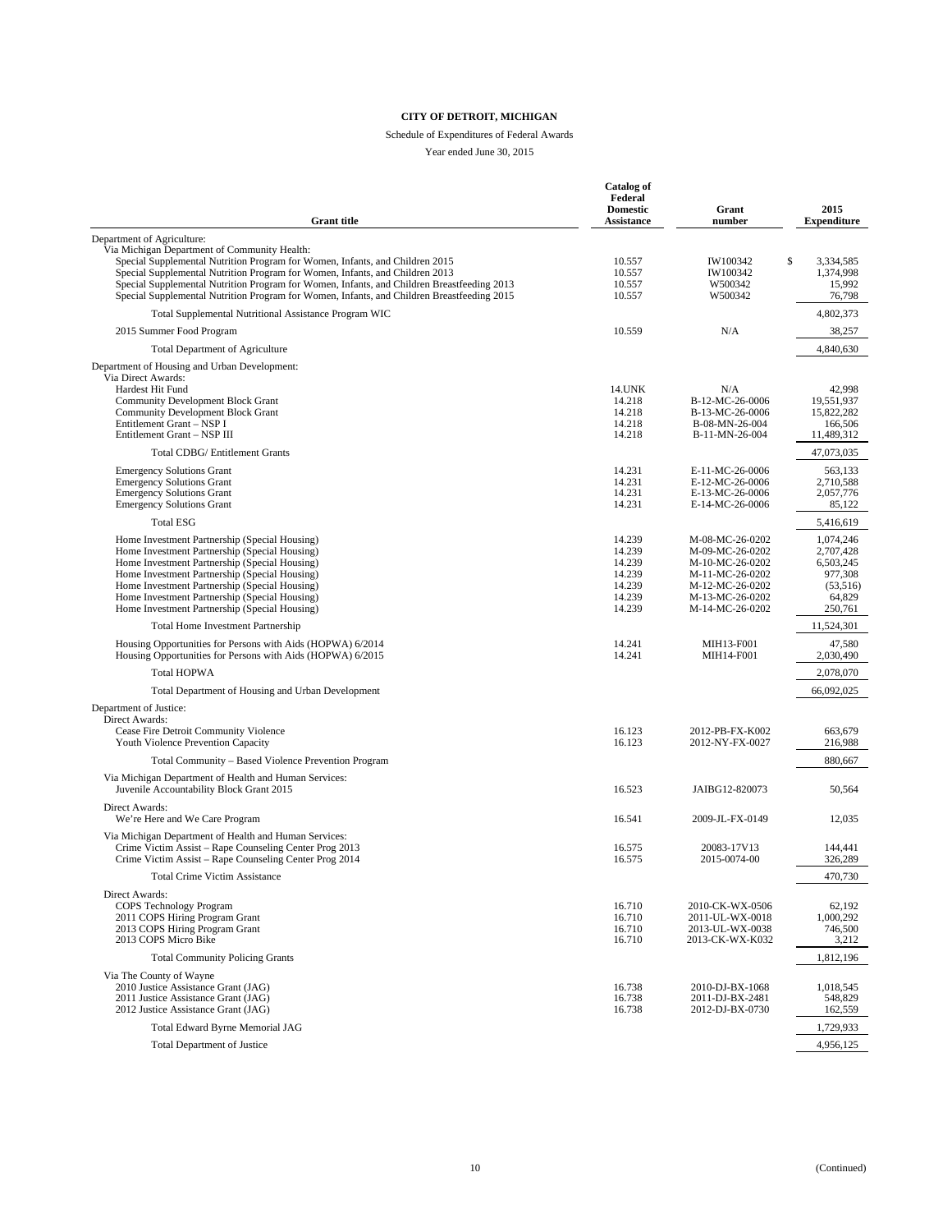**CITY OF DETROIT, MICHIGAN**

Schedule of Expenditures of Federal Awards

Year ended June 30, 2015

| Grant title | Catalog of Federal Domestic Assistance | Grant number | 2015 Expenditure |
|---|---|---|---|
| Department of Agriculture: | | | |
| Via Michigan Department of Community Health: | | | |
| Special Supplemental Nutrition Program for Women, Infants, and Children 2015 | 10.557 | IW100342 | $ 3,334,585 |
| Special Supplemental Nutrition Program for Women, Infants, and Children 2013 | 10.557 | IW100342 | 1,374,998 |
| Special Supplemental Nutrition Program for Women, Infants, and Children Breastfeeding 2013 | 10.557 | W500342 | 15,992 |
| Special Supplemental Nutrition Program for Women, Infants, and Children Breastfeeding 2015 | 10.557 | W500342 | 76,798 |
| Total Supplemental Nutritional Assistance Program WIC | | | 4,802,373 |
| 2015 Summer Food Program | 10.559 | N/A | 38,257 |
| Total Department of Agriculture | | | 4,840,630 |
| Department of Housing and Urban Development: | | | |
| Via Direct Awards: | | | |
| Hardest Hit Fund | 14.UNK | N/A | 42,998 |
| Community Development Block Grant | 14.218 | B-12-MC-26-0006 | 19,551,937 |
| Community Development Block Grant | 14.218 | B-13-MC-26-0006 | 15,822,282 |
| Entitlement Grant – NSP I | 14.218 | B-08-MN-26-004 | 166,506 |
| Entitlement Grant – NSP III | 14.218 | B-11-MN-26-004 | 11,489,312 |
| Total CDBG/ Entitlement Grants | | | 47,073,035 |
| Emergency Solutions Grant | 14.231 | E-11-MC-26-0006 | 563,133 |
| Emergency Solutions Grant | 14.231 | E-12-MC-26-0006 | 2,710,588 |
| Emergency Solutions Grant | 14.231 | E-13-MC-26-0006 | 2,057,776 |
| Emergency Solutions Grant | 14.231 | E-14-MC-26-0006 | 85,122 |
| Total ESG | | | 5,416,619 |
| Home Investment Partnership (Special Housing) | 14.239 | M-08-MC-26-0202 | 1,074,246 |
| Home Investment Partnership (Special Housing) | 14.239 | M-09-MC-26-0202 | 2,707,428 |
| Home Investment Partnership (Special Housing) | 14.239 | M-10-MC-26-0202 | 6,503,245 |
| Home Investment Partnership (Special Housing) | 14.239 | M-11-MC-26-0202 | 977,308 |
| Home Investment Partnership (Special Housing) | 14.239 | M-12-MC-26-0202 | (53,516) |
| Home Investment Partnership (Special Housing) | 14.239 | M-13-MC-26-0202 | 64,829 |
| Home Investment Partnership (Special Housing) | 14.239 | M-14-MC-26-0202 | 250,761 |
| Total Home Investment Partnership | | | 11,524,301 |
| Housing Opportunities for Persons with Aids (HOPWA) 6/2014 | 14.241 | MIH13-F001 | 47,580 |
| Housing Opportunities for Persons with Aids (HOPWA) 6/2015 | 14.241 | MIH14-F001 | 2,030,490 |
| Total HOPWA | | | 2,078,070 |
| Total Department of Housing and Urban Development | | | 66,092,025 |
| Department of Justice: | | | |
| Direct Awards: | | | |
| Cease Fire Detroit Community Violence | 16.123 | 2012-PB-FX-K002 | 663,679 |
| Youth Violence Prevention Capacity | 16.123 | 2012-NY-FX-0027 | 216,988 |
| Total Community – Based Violence Prevention Program | | | 880,667 |
| Via Michigan Department of Health and Human Services: | | | |
| Juvenile Accountability Block Grant 2015 | 16.523 | JAIBG12-820073 | 50,564 |
| Direct Awards: | | | |
| We're Here and We Care Program | 16.541 | 2009-JL-FX-0149 | 12,035 |
| Via Michigan Department of Health and Human Services: | | | |
| Crime Victim Assist – Rape Counseling Center Prog 2013 | 16.575 | 20083-17V13 | 144,441 |
| Crime Victim Assist – Rape Counseling Center Prog 2014 | 16.575 | 2015-0074-00 | 326,289 |
| Total Crime Victim Assistance | | | 470,730 |
| Direct Awards: | | | |
| COPS Technology Program | 16.710 | 2010-CK-WX-0506 | 62,192 |
| 2011 COPS Hiring Program Grant | 16.710 | 2011-UL-WX-0018 | 1,000,292 |
| 2013 COPS Hiring Program Grant | 16.710 | 2013-UL-WX-0038 | 746,500 |
| 2013 COPS Micro Bike | 16.710 | 2013-CK-WX-K032 | 3,212 |
| Total Community Policing Grants | | | 1,812,196 |
| Via The County of Wayne | | | |
| 2010 Justice Assistance Grant (JAG) | 16.738 | 2010-DJ-BX-1068 | 1,018,545 |
| 2011 Justice Assistance Grant (JAG) | 16.738 | 2011-DJ-BX-2481 | 548,829 |
| 2012 Justice Assistance Grant (JAG) | 16.738 | 2012-DJ-BX-0730 | 162,559 |
| Total Edward Byrne Memorial JAG | | | 1,729,933 |
| Total Department of Justice | | | 4,956,125 |

(Continued)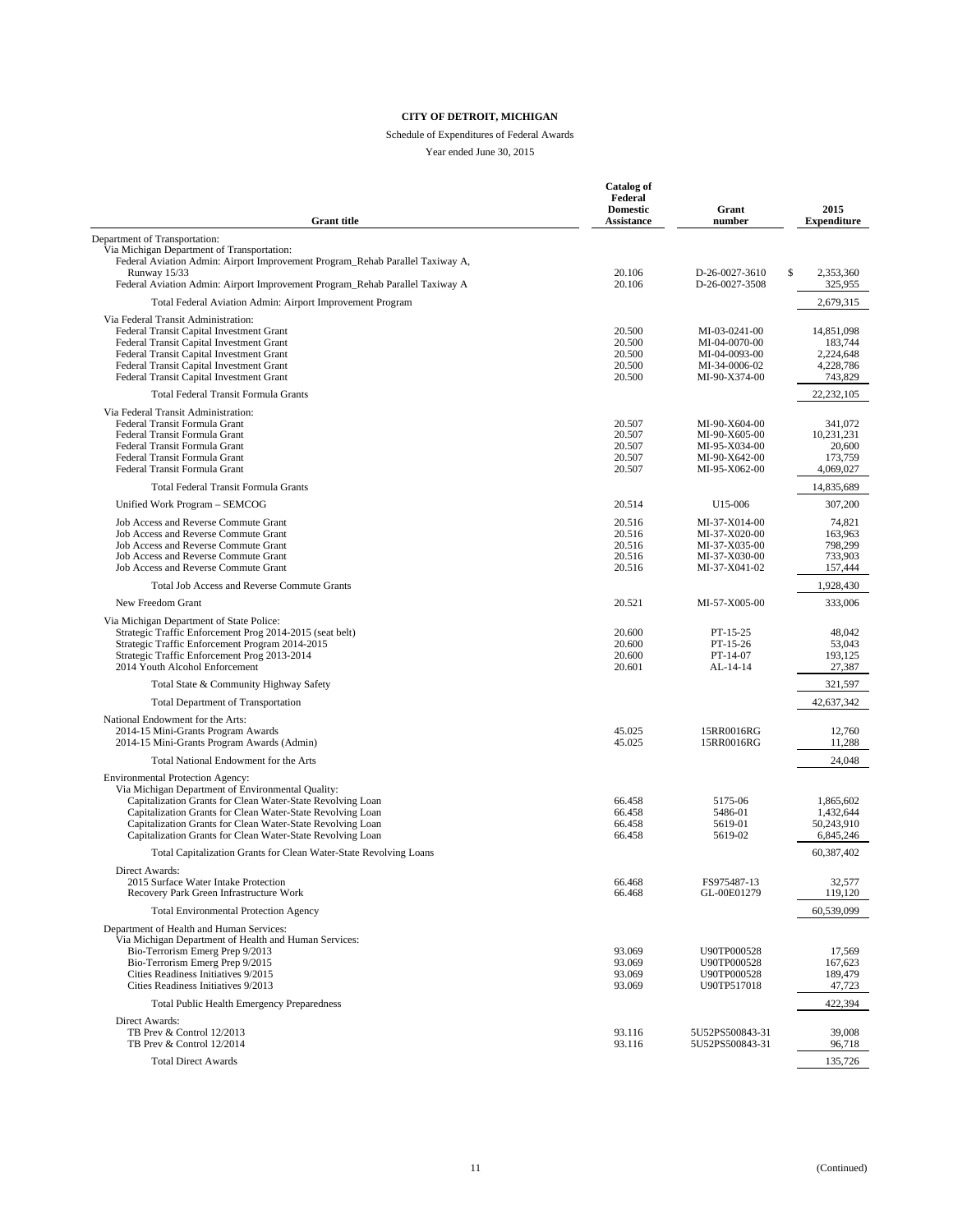**CITY OF DETROIT, MICHIGAN**

Schedule of Expenditures of Federal Awards

Year ended June 30, 2015

| Grant title | Catalog of Federal Domestic Assistance | Grant number | 2015 Expenditure |
|---|---|---|---|
| Department of Transportation: | | | |
| Via Michigan Department of Transportation: | | | |
| Federal Aviation Admin: Airport Improvement Program_Rehab Parallel Taxiway A, Runway 15/33 | 20.106 | D-26-0027-3610 | $ 2,353,360 |
| Federal Aviation Admin: Airport Improvement Program_Rehab Parallel Taxiway A | 20.106 | D-26-0027-3508 | 325,955 |
| Total Federal Aviation Admin: Airport Improvement Program | | | 2,679,315 |
| Via Federal Transit Administration: | | | |
| Federal Transit Capital Investment Grant | 20.500 | MI-03-0241-00 | 14,851,098 |
| Federal Transit Capital Investment Grant | 20.500 | MI-04-0070-00 | 183,744 |
| Federal Transit Capital Investment Grant | 20.500 | MI-04-0093-00 | 2,224,648 |
| Federal Transit Capital Investment Grant | 20.500 | MI-34-0006-02 | 4,228,786 |
| Federal Transit Capital Investment Grant | 20.500 | MI-90-X374-00 | 743,829 |
| Total Federal Transit Formula Grants | | | 22,232,105 |
| Via Federal Transit Administration: | | | |
| Federal Transit Formula Grant | 20.507 | MI-90-X604-00 | 341,072 |
| Federal Transit Formula Grant | 20.507 | MI-90-X605-00 | 10,231,231 |
| Federal Transit Formula Grant | 20.507 | MI-95-X034-00 | 20,600 |
| Federal Transit Formula Grant | 20.507 | MI-90-X642-00 | 173,759 |
| Federal Transit Formula Grant | 20.507 | MI-95-X062-00 | 4,069,027 |
| Total Federal Transit Formula Grants | | | 14,835,689 |
| Unified Work Program – SEMCOG | 20.514 | U15-006 | 307,200 |
| Job Access and Reverse Commute Grant | 20.516 | MI-37-X014-00 | 74,821 |
| Job Access and Reverse Commute Grant | 20.516 | MI-37-X020-00 | 163,963 |
| Job Access and Reverse Commute Grant | 20.516 | MI-37-X035-00 | 798,299 |
| Job Access and Reverse Commute Grant | 20.516 | MI-37-X030-00 | 733,903 |
| Job Access and Reverse Commute Grant | 20.516 | MI-37-X041-02 | 157,444 |
| Total Job Access and Reverse Commute Grants | | | 1,928,430 |
| New Freedom Grant | 20.521 | MI-57-X005-00 | 333,006 |
| Via Michigan Department of State Police: | | | |
| Strategic Traffic Enforcement Prog 2014-2015 (seat belt) | 20.600 | PT-15-25 | 48,042 |
| Strategic Traffic Enforcement Program 2014-2015 | 20.600 | PT-15-26 | 53,043 |
| Strategic Traffic Enforcement Prog 2013-2014 | 20.600 | PT-14-07 | 193,125 |
| 2014 Youth Alcohol Enforcement | 20.601 | AL-14-14 | 27,387 |
| Total State & Community Highway Safety | | | 321,597 |
| Total Department of Transportation | | | 42,637,342 |
| National Endowment for the Arts: | | | |
| 2014-15 Mini-Grants Program Awards | 45.025 | 15RR0016RG | 12,760 |
| 2014-15 Mini-Grants Program Awards (Admin) | 45.025 | 15RR0016RG | 11,288 |
| Total National Endowment for the Arts | | | 24,048 |
| Environmental Protection Agency: | | | |
| Via Michigan Department of Environmental Quality: | | | |
| Capitalization Grants for Clean Water-State Revolving Loan | 66.458 | 5175-06 | 1,865,602 |
| Capitalization Grants for Clean Water-State Revolving Loan | 66.458 | 5486-01 | 1,432,644 |
| Capitalization Grants for Clean Water-State Revolving Loan | 66.458 | 5619-01 | 50,243,910 |
| Capitalization Grants for Clean Water-State Revolving Loan | 66.458 | 5619-02 | 6,845,246 |
| Total Capitalization Grants for Clean Water-State Revolving Loans | | | 60,387,402 |
| Direct Awards: | | | |
| 2015 Surface Water Intake Protection | 66.468 | FS975487-13 | 32,577 |
| Recovery Park Green Infrastructure Work | 66.468 | GL-00E01279 | 119,120 |
| Total Environmental Protection Agency | | | 60,539,099 |
| Department of Health and Human Services: | | | |
| Via Michigan Department of Health and Human Services: | | | |
| Bio-Terrorism Emerg Prep 9/2013 | 93.069 | U90TP000528 | 17,569 |
| Bio-Terrorism Emerg Prep 9/2015 | 93.069 | U90TP000528 | 167,623 |
| Cities Readiness Initiatives 9/2015 | 93.069 | U90TP000528 | 189,479 |
| Cities Readiness Initiatives 9/2013 | 93.069 | U90TP517018 | 47,723 |
| Total Public Health Emergency Preparedness | | | 422,394 |
| Direct Awards: | | | |
| TB Prev & Control 12/2013 | 93.116 | 5U52PS500843-31 | 39,008 |
| TB Prev & Control 12/2014 | 93.116 | 5U52PS500843-31 | 96,718 |
| Total Direct Awards | | | 135,726 |

(Continued)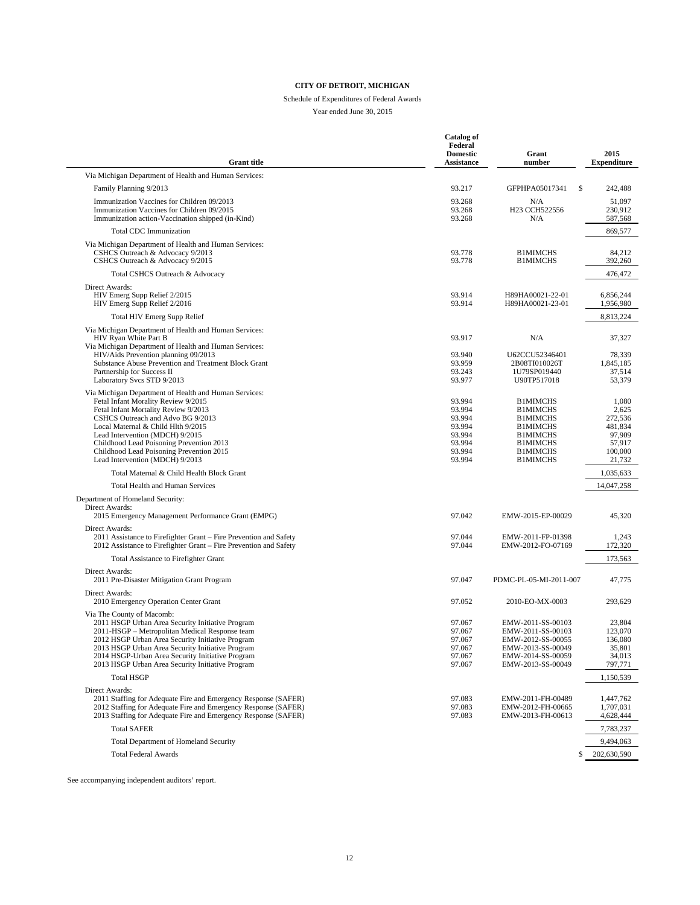**CITY OF DETROIT, MICHIGAN**

Schedule of Expenditures of Federal Awards

Year ended June 30, 2015

| Grant title | Catalog of Federal Domestic Assistance | Grant number | 2015 Expenditure |
|---|---|---|---|
| Via Michigan Department of Health and Human Services: | | | |
| Family Planning 9/2013 | 93.217 | GFPHPA05017341 | $ 242,488 |
| Immunization Vaccines for Children 09/2013 | 93.268 | N/A | 51,097 |
| Immunization Vaccines for Children 09/2015 | 93.268 | H23 CCH522556 | 230,912 |
| Immunization action-Vaccination shipped (in-Kind) | 93.268 | N/A | 587,568 |
| Total CDC Immunization | | | 869,577 |
| Via Michigan Department of Health and Human Services: | | | |
| CSHCS Outreach & Advocacy 9/2013 | 93.778 | B1MIMCHS | 84,212 |
| CSHCS Outreach & Advocacy 9/2015 | 93.778 | B1MIMCHS | 392,260 |
| Total CSHCS Outreach & Advocacy | | | 476,472 |
| Direct Awards: | | | |
| HIV Emerg Supp Relief 2/2015 | 93.914 | H89HA00021-22-01 | 6,856,244 |
| HIV Emerg Supp Relief 2/2016 | 93.914 | H89HA00021-23-01 | 1,956,980 |
| Total HIV Emerg Supp Relief | | | 8,813,224 |
| Via Michigan Department of Health and Human Services: | | | |
| HIV Ryan White Part B | 93.917 | N/A | 37,327 |
| Via Michigan Department of Health and Human Services: | | | |
| HIV/Aids Prevention planning 09/2013 | 93.940 | U62CCU52346401 | 78,339 |
| Substance Abuse Prevention and Treatment Block Grant | 93.959 | 2B08TI010026T | 1,845,185 |
| Partnership for Success II | 93.243 | 1U79SP019440 | 37,514 |
| Laboratory Svcs STD 9/2013 | 93.977 | U90TP517018 | 53,379 |
| Via Michigan Department of Health and Human Services: | | | |
| Fetal Infant Morality Review 9/2015 | 93.994 | B1MIMCHS | 1,080 |
| Fetal Infant Mortality Review 9/2013 | 93.994 | B1MIMCHS | 2,625 |
| CSHCS Outreach and Advo BG 9/2013 | 93.994 | B1MIMCHS | 272,536 |
| Local Maternal & Child Hlth 9/2015 | 93.994 | B1MIMCHS | 481,834 |
| Lead Intervention (MDCH) 9/2015 | 93.994 | B1MIMCHS | 97,909 |
| Childhood Lead Poisoning Prevention 2013 | 93.994 | B1MIMCHS | 57,917 |
| Childhood Lead Poisoning Prevention 2015 | 93.994 | B1MIMCHS | 100,000 |
| Lead Intervention (MDCH) 9/2013 | 93.994 | B1MIMCHS | 21,732 |
| Total Maternal & Child Health Block Grant | | | 1,035,633 |
| Total Health and Human Services | | | 14,047,258 |
| Department of Homeland Security: | | | |
| Direct Awards: | | | |
| 2015 Emergency Management Performance Grant (EMPG) | 97.042 | EMW-2015-EP-00029 | 45,320 |
| Direct Awards: | | | |
| 2011 Assistance to Firefighter Grant – Fire Prevention and Safety | 97.044 | EMW-2011-FP-01398 | 1,243 |
| 2012 Assistance to Firefighter Grant – Fire Prevention and Safety | 97.044 | EMW-2012-FO-07169 | 172,320 |
| Total Assistance to Firefighter Grant | | | 173,563 |
| Direct Awards: | | | |
| 2011 Pre-Disaster Mitigation Grant Program | 97.047 | PDMC-PL-05-MI-2011-007 | 47,775 |
| Direct Awards: | | | |
| 2010 Emergency Operation Center Grant | 97.052 | 2010-EO-MX-0003 | 293,629 |
| Via The County of Macomb: | | | |
| 2011 HSGP Urban Area Security Initiative Program | 97.067 | EMW-2011-SS-00103 | 23,804 |
| 2011-HSGP – Metropolitan Medical Response team | 97.067 | EMW-2011-SS-00103 | 123,070 |
| 2012 HSGP Urban Area Security Initiative Program | 97.067 | EMW-2012-SS-00055 | 136,080 |
| 2013 HSGP Urban Area Security Initiative Program | 97.067 | EMW-2013-SS-00049 | 35,801 |
| 2014 HSGP-Urban Area Security Initiative Program | 97.067 | EMW-2014-SS-00059 | 34,013 |
| 2013 HSGP Urban Area Security Initiative Program | 97.067 | EMW-2013-SS-00049 | 797,771 |
| Total HSGP | | | 1,150,539 |
| Direct Awards: | | | |
| 2011 Staffing for Adequate Fire and Emergency Response (SAFER) | 97.083 | EMW-2011-FH-00489 | 1,447,762 |
| 2012 Staffing for Adequate Fire and Emergency Response (SAFER) | 97.083 | EMW-2012-FH-00665 | 1,707,031 |
| 2013 Staffing for Adequate Fire and Emergency Response (SAFER) | 97.083 | EMW-2013-FH-00613 | 4,628,444 |
| Total SAFER | | | 7,783,237 |
| Total Department of Homeland Security | | | 9,494,063 |
| Total Federal Awards | | | $ 202,630,590 |

See accompanying independent auditors' report.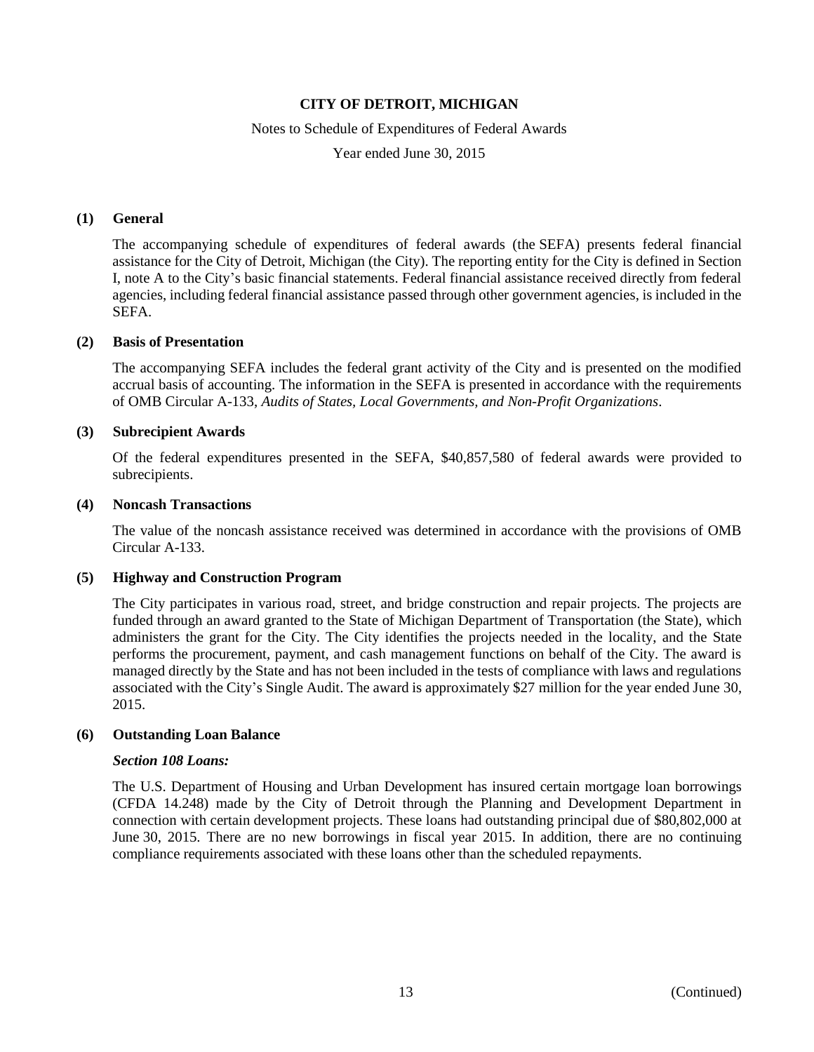# CITY OF DETROIT, MICHIGAN

Notes to Schedule of Expenditures of Federal Awards

Year ended June 30, 2015

## (1) General

The accompanying schedule of expenditures of federal awards (the SEFA) presents federal financial assistance for the City of Detroit, Michigan (the City). The reporting entity for the City is defined in Section I, note A to the City's basic financial statements. Federal financial assistance received directly from federal agencies, including federal financial assistance passed through other government agencies, is included in the SEFA.

## (2) Basis of Presentation

The accompanying SEFA includes the federal grant activity of the City and is presented on the modified accrual basis of accounting. The information in the SEFA is presented in accordance with the requirements of OMB Circular A-133, *Audits of States, Local Governments, and Non-Profit Organizations*.

## (3) Subrecipient Awards

Of the federal expenditures presented in the SEFA, $40,857,580 of federal awards were provided to subrecipients.

## (4) Noncash Transactions

The value of the noncash assistance received was determined in accordance with the provisions of OMB Circular A-133.

## (5) Highway and Construction Program

The City participates in various road, street, and bridge construction and repair projects. The projects are funded through an award granted to the State of Michigan Department of Transportation (the State), which administers the grant for the City. The City identifies the projects needed in the locality, and the State performs the procurement, payment, and cash management functions on behalf of the City. The award is managed directly by the State and has not been included in the tests of compliance with laws and regulations associated with the City's Single Audit. The award is approximately $27 million for the year ended June 30, 2015.

## (6) Outstanding Loan Balance

***Section 108 Loans:***

The U.S. Department of Housing and Urban Development has insured certain mortgage loan borrowings (CFDA 14.248) made by the City of Detroit through the Planning and Development Department in connection with certain development projects. These loans had outstanding principal due of $80,802,000 at June 30, 2015. There are no new borrowings in fiscal year 2015. In addition, there are no continuing compliance requirements associated with these loans other than the scheduled repayments.

(Continued)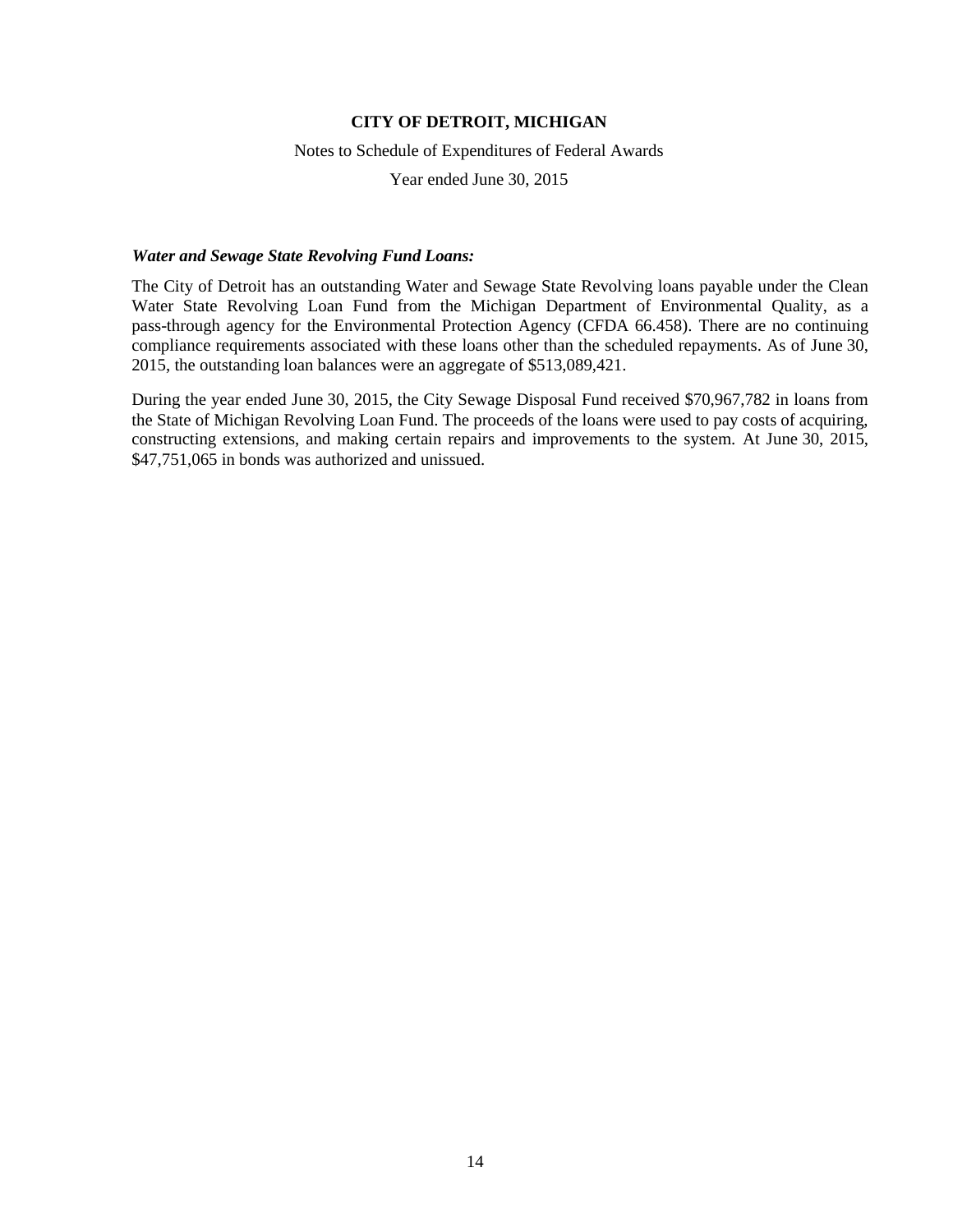# CITY OF DETROIT, MICHIGAN

Notes to Schedule of Expenditures of Federal Awards

Year ended June 30, 2015

***Water and Sewage State Revolving Fund Loans:***

The City of Detroit has an outstanding Water and Sewage State Revolving loans payable under the Clean Water State Revolving Loan Fund from the Michigan Department of Environmental Quality, as a pass-through agency for the Environmental Protection Agency (CFDA 66.458). There are no continuing compliance requirements associated with these loans other than the scheduled repayments. As of June 30, 2015, the outstanding loan balances were an aggregate of $513,089,421.

During the year ended June 30, 2015, the City Sewage Disposal Fund received $70,967,782 in loans from the State of Michigan Revolving Loan Fund. The proceeds of the loans were used to pay costs of acquiring, constructing extensions, and making certain repairs and improvements to the system. At June 30, 2015, $47,751,065 in bonds was authorized and unissued.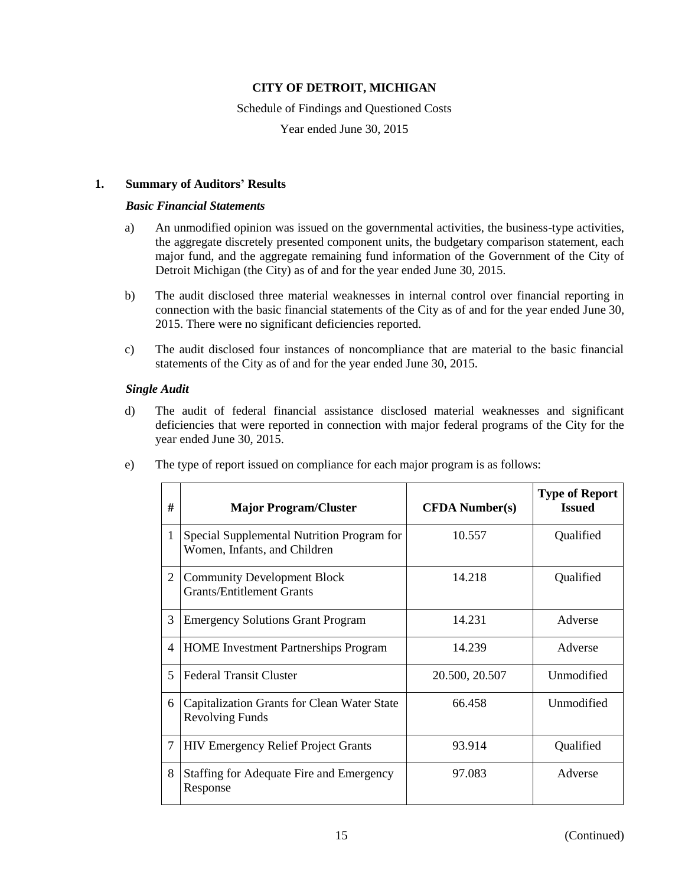**CITY OF DETROIT, MICHIGAN**

Schedule of Findings and Questioned Costs

Year ended June 30, 2015

## 1. Summary of Auditors' Results

***Basic Financial Statements***

a) An unmodified opinion was issued on the governmental activities, the business-type activities, the aggregate discretely presented component units, the budgetary comparison statement, each major fund, and the aggregate remaining fund information of the Government of the City of Detroit Michigan (the City) as of and for the year ended June 30, 2015.

b) The audit disclosed three material weaknesses in internal control over financial reporting in connection with the basic financial statements of the City as of and for the year ended June 30, 2015. There were no significant deficiencies reported.

c) The audit disclosed four instances of noncompliance that are material to the basic financial statements of the City as of and for the year ended June 30, 2015.

***Single Audit***

d) The audit of federal financial assistance disclosed material weaknesses and significant deficiencies that were reported in connection with major federal programs of the City for the year ended June 30, 2015.

e) The type of report issued on compliance for each major program is as follows:

| # | Major Program/Cluster | CFDA Number(s) | Type of Report Issued |
|---|---|---|---|
| 1 | Special Supplemental Nutrition Program for Women, Infants, and Children | 10.557 | Qualified |
| 2 | Community Development Block Grants/Entitlement Grants | 14.218 | Qualified |
| 3 | Emergency Solutions Grant Program | 14.231 | Adverse |
| 4 | HOME Investment Partnerships Program | 14.239 | Adverse |
| 5 | Federal Transit Cluster | 20.500, 20.507 | Unmodified |
| 6 | Capitalization Grants for Clean Water State Revolving Funds | 66.458 | Unmodified |
| 7 | HIV Emergency Relief Project Grants | 93.914 | Qualified |
| 8 | Staffing for Adequate Fire and Emergency Response | 97.083 | Adverse |

(Continued)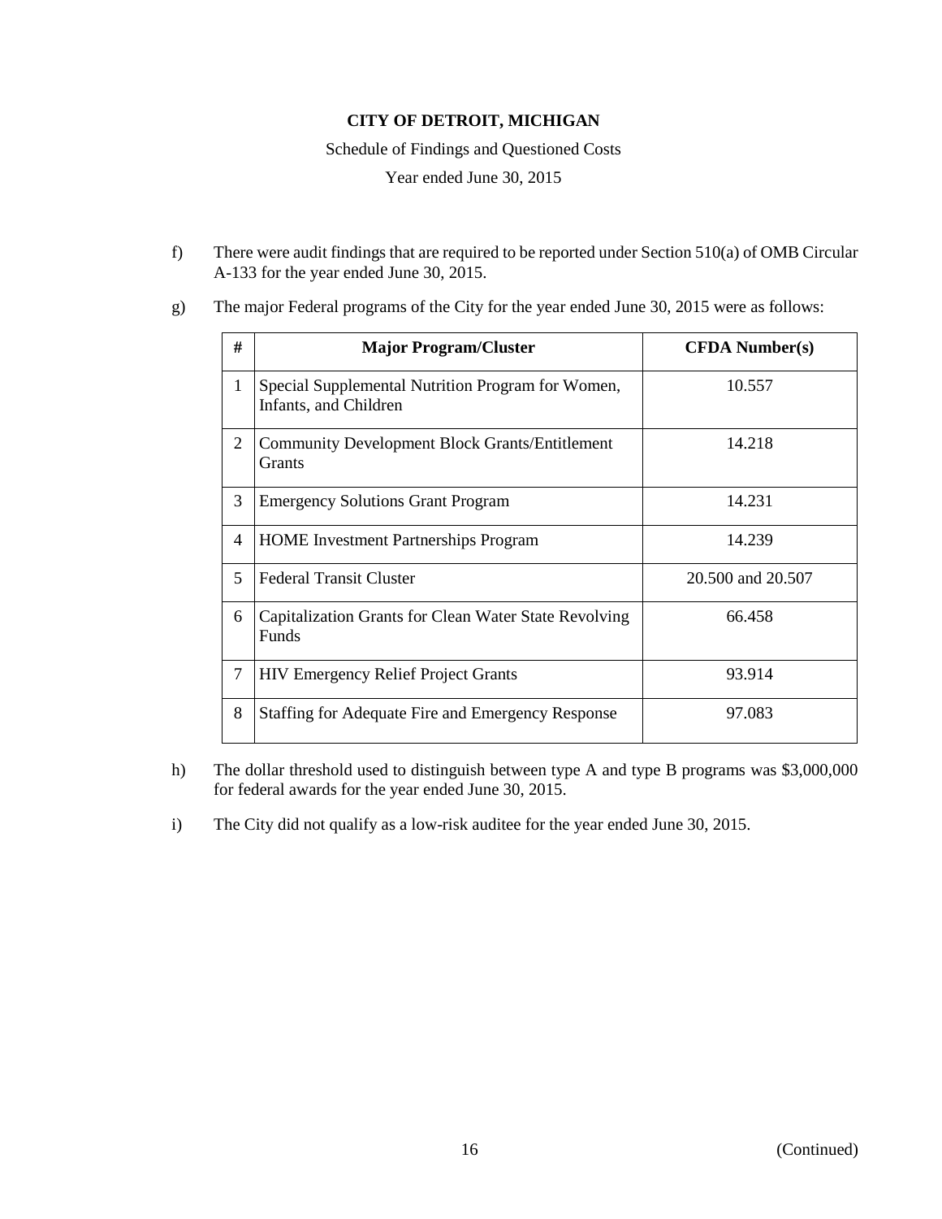**CITY OF DETROIT, MICHIGAN**

Schedule of Findings and Questioned Costs

Year ended June 30, 2015

f) There were audit findings that are required to be reported under Section 510(a) of OMB Circular A-133 for the year ended June 30, 2015.

g) The major Federal programs of the City for the year ended June 30, 2015 were as follows:

| # | Major Program/Cluster | CFDA Number(s) |
|---|---|---|
| 1 | Special Supplemental Nutrition Program for Women, Infants, and Children | 10.557 |
| 2 | Community Development Block Grants/Entitlement Grants | 14.218 |
| 3 | Emergency Solutions Grant Program | 14.231 |
| 4 | HOME Investment Partnerships Program | 14.239 |
| 5 | Federal Transit Cluster | 20.500 and 20.507 |
| 6 | Capitalization Grants for Clean Water State Revolving Funds | 66.458 |
| 7 | HIV Emergency Relief Project Grants | 93.914 |
| 8 | Staffing for Adequate Fire and Emergency Response | 97.083 |

h) The dollar threshold used to distinguish between type A and type B programs was $3,000,000 for federal awards for the year ended June 30, 2015.

i) The City did not qualify as a low-risk auditee for the year ended June 30, 2015.

(Continued)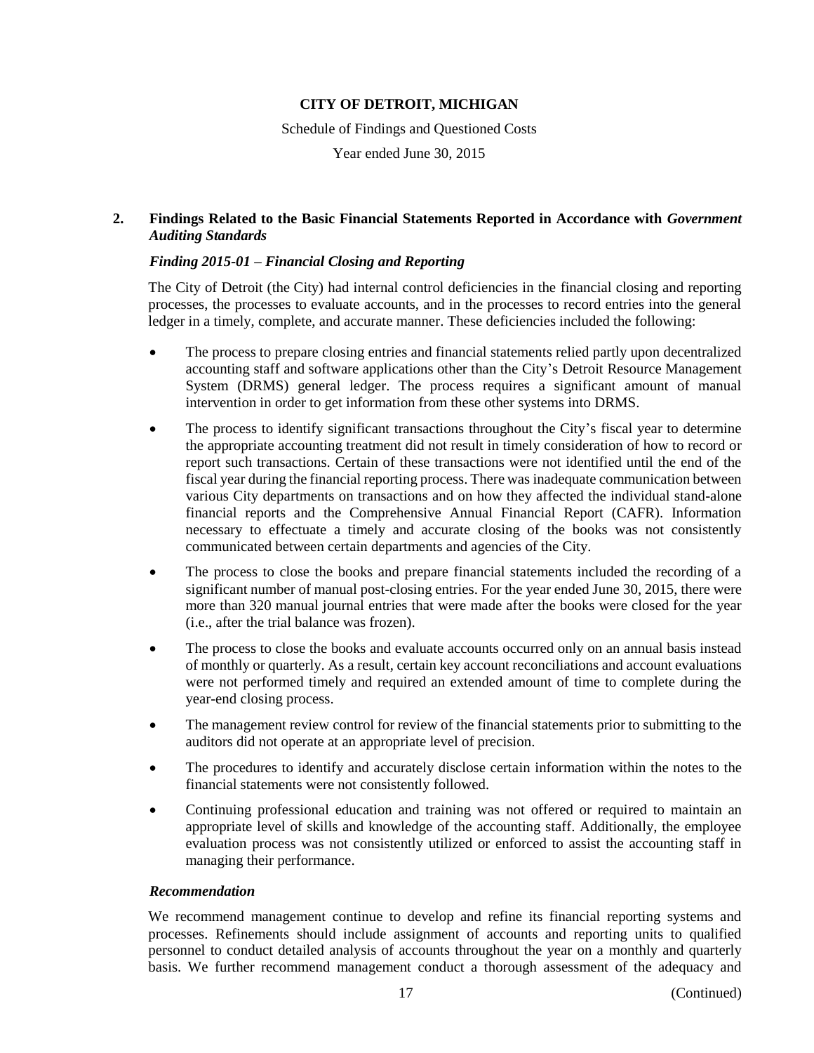**CITY OF DETROIT, MICHIGAN**

Schedule of Findings and Questioned Costs

Year ended June 30, 2015

## 2. Findings Related to the Basic Financial Statements Reported in Accordance with *Government Auditing Standards*

### *Finding 2015-01 – Financial Closing and Reporting*

The City of Detroit (the City) had internal control deficiencies in the financial closing and reporting processes, the processes to evaluate accounts, and in the processes to record entries into the general ledger in a timely, complete, and accurate manner. These deficiencies included the following:

- The process to prepare closing entries and financial statements relied partly upon decentralized accounting staff and software applications other than the City's Detroit Resource Management System (DRMS) general ledger. The process requires a significant amount of manual intervention in order to get information from these other systems into DRMS.
- The process to identify significant transactions throughout the City's fiscal year to determine the appropriate accounting treatment did not result in timely consideration of how to record or report such transactions. Certain of these transactions were not identified until the end of the fiscal year during the financial reporting process. There was inadequate communication between various City departments on transactions and on how they affected the individual stand-alone financial reports and the Comprehensive Annual Financial Report (CAFR). Information necessary to effectuate a timely and accurate closing of the books was not consistently communicated between certain departments and agencies of the City.
- The process to close the books and prepare financial statements included the recording of a significant number of manual post-closing entries. For the year ended June 30, 2015, there were more than 320 manual journal entries that were made after the books were closed for the year (i.e., after the trial balance was frozen).
- The process to close the books and evaluate accounts occurred only on an annual basis instead of monthly or quarterly. As a result, certain key account reconciliations and account evaluations were not performed timely and required an extended amount of time to complete during the year-end closing process.
- The management review control for review of the financial statements prior to submitting to the auditors did not operate at an appropriate level of precision.
- The procedures to identify and accurately disclose certain information within the notes to the financial statements were not consistently followed.
- Continuing professional education and training was not offered or required to maintain an appropriate level of skills and knowledge of the accounting staff. Additionally, the employee evaluation process was not consistently utilized or enforced to assist the accounting staff in managing their performance.

### *Recommendation*

We recommend management continue to develop and refine its financial reporting systems and processes. Refinements should include assignment of accounts and reporting units to qualified personnel to conduct detailed analysis of accounts throughout the year on a monthly and quarterly basis. We further recommend management conduct a thorough assessment of the adequacy and

(Continued)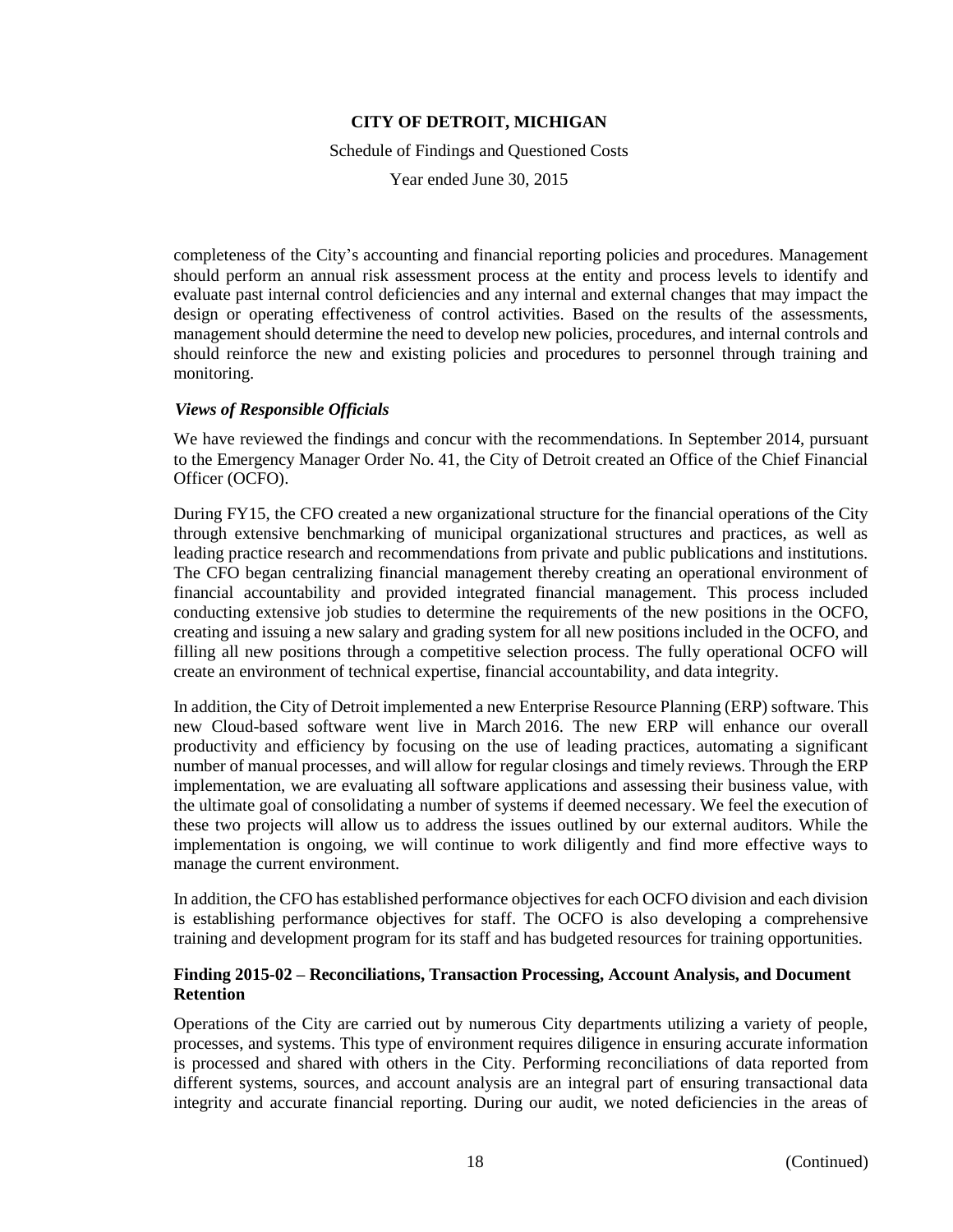completeness of the City's accounting and financial reporting policies and procedures. Management should perform an annual risk assessment process at the entity and process levels to identify and evaluate past internal control deficiencies and any internal and external changes that may impact the design or operating effectiveness of control activities. Based on the results of the assessments, management should determine the need to develop new policies, procedures, and internal controls and should reinforce the new and existing policies and procedures to personnel through training and monitoring.

***Views of Responsible Officials***

We have reviewed the findings and concur with the recommendations. In September 2014, pursuant to the Emergency Manager Order No. 41, the City of Detroit created an Office of the Chief Financial Officer (OCFO).

During FY15, the CFO created a new organizational structure for the financial operations of the City through extensive benchmarking of municipal organizational structures and practices, as well as leading practice research and recommendations from private and public publications and institutions. The CFO began centralizing financial management thereby creating an operational environment of financial accountability and provided integrated financial management. This process included conducting extensive job studies to determine the requirements of the new positions in the OCFO, creating and issuing a new salary and grading system for all new positions included in the OCFO, and filling all new positions through a competitive selection process. The fully operational OCFO will create an environment of technical expertise, financial accountability, and data integrity.

In addition, the City of Detroit implemented a new Enterprise Resource Planning (ERP) software. This new Cloud-based software went live in March 2016. The new ERP will enhance our overall productivity and efficiency by focusing on the use of leading practices, automating a significant number of manual processes, and will allow for regular closings and timely reviews. Through the ERP implementation, we are evaluating all software applications and assessing their business value, with the ultimate goal of consolidating a number of systems if deemed necessary. We feel the execution of these two projects will allow us to address the issues outlined by our external auditors. While the implementation is ongoing, we will continue to work diligently and find more effective ways to manage the current environment.

In addition, the CFO has established performance objectives for each OCFO division and each division is establishing performance objectives for staff. The OCFO is also developing a comprehensive training and development program for its staff and has budgeted resources for training opportunities.

**Finding 2015-02 – Reconciliations, Transaction Processing, Account Analysis, and Document Retention**

Operations of the City are carried out by numerous City departments utilizing a variety of people, processes, and systems. This type of environment requires diligence in ensuring accurate information is processed and shared with others in the City. Performing reconciliations of data reported from different systems, sources, and account analysis are an integral part of ensuring transactional data integrity and accurate financial reporting. During our audit, we noted deficiencies in the areas of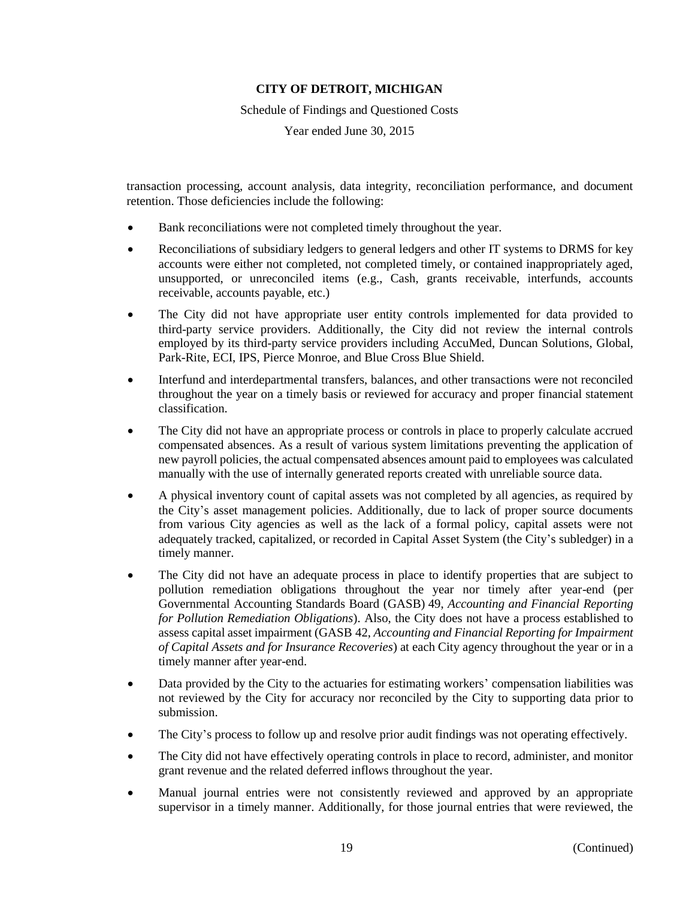transaction processing, account analysis, data integrity, reconciliation performance, and document retention. Those deficiencies include the following:

- Bank reconciliations were not completed timely throughout the year.
- Reconciliations of subsidiary ledgers to general ledgers and other IT systems to DRMS for key accounts were either not completed, not completed timely, or contained inappropriately aged, unsupported, or unreconciled items (e.g., Cash, grants receivable, interfunds, accounts receivable, accounts payable, etc.)
- The City did not have appropriate user entity controls implemented for data provided to third-party service providers. Additionally, the City did not review the internal controls employed by its third-party service providers including AccuMed, Duncan Solutions, Global, Park-Rite, ECI, IPS, Pierce Monroe, and Blue Cross Blue Shield.
- Interfund and interdepartmental transfers, balances, and other transactions were not reconciled throughout the year on a timely basis or reviewed for accuracy and proper financial statement classification.
- The City did not have an appropriate process or controls in place to properly calculate accrued compensated absences. As a result of various system limitations preventing the application of new payroll policies, the actual compensated absences amount paid to employees was calculated manually with the use of internally generated reports created with unreliable source data.
- A physical inventory count of capital assets was not completed by all agencies, as required by the City's asset management policies. Additionally, due to lack of proper source documents from various City agencies as well as the lack of a formal policy, capital assets were not adequately tracked, capitalized, or recorded in Capital Asset System (the City's subledger) in a timely manner.
- The City did not have an adequate process in place to identify properties that are subject to pollution remediation obligations throughout the year nor timely after year-end (per Governmental Accounting Standards Board (GASB) 49, *Accounting and Financial Reporting for Pollution Remediation Obligations*). Also, the City does not have a process established to assess capital asset impairment (GASB 42, *Accounting and Financial Reporting for Impairment of Capital Assets and for Insurance Recoveries*) at each City agency throughout the year or in a timely manner after year-end.
- Data provided by the City to the actuaries for estimating workers' compensation liabilities was not reviewed by the City for accuracy nor reconciled by the City to supporting data prior to submission.
- The City's process to follow up and resolve prior audit findings was not operating effectively.
- The City did not have effectively operating controls in place to record, administer, and monitor grant revenue and the related deferred inflows throughout the year.
- Manual journal entries were not consistently reviewed and approved by an appropriate supervisor in a timely manner. Additionally, for those journal entries that were reviewed, the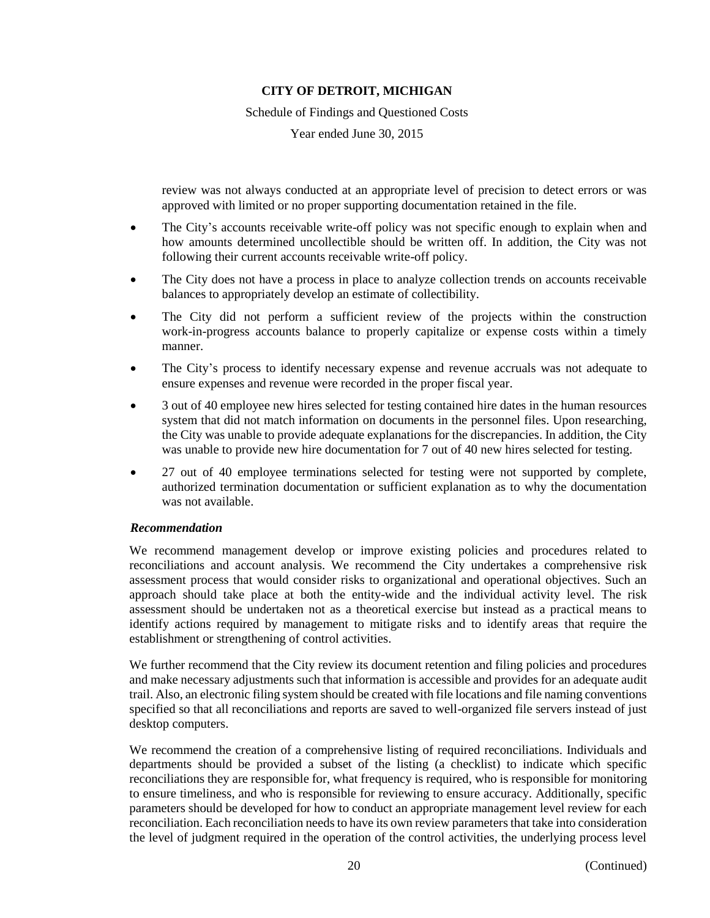review was not always conducted at an appropriate level of precision to detect errors or was approved with limited or no proper supporting documentation retained in the file.

- The City's accounts receivable write-off policy was not specific enough to explain when and how amounts determined uncollectible should be written off. In addition, the City was not following their current accounts receivable write-off policy.
- The City does not have a process in place to analyze collection trends on accounts receivable balances to appropriately develop an estimate of collectibility.
- The City did not perform a sufficient review of the projects within the construction work-in-progress accounts balance to properly capitalize or expense costs within a timely manner.
- The City's process to identify necessary expense and revenue accruals was not adequate to ensure expenses and revenue were recorded in the proper fiscal year.
- 3 out of 40 employee new hires selected for testing contained hire dates in the human resources system that did not match information on documents in the personnel files. Upon researching, the City was unable to provide adequate explanations for the discrepancies. In addition, the City was unable to provide new hire documentation for 7 out of 40 new hires selected for testing.
- 27 out of 40 employee terminations selected for testing were not supported by complete, authorized termination documentation or sufficient explanation as to why the documentation was not available.

***Recommendation***

We recommend management develop or improve existing policies and procedures related to reconciliations and account analysis. We recommend the City undertakes a comprehensive risk assessment process that would consider risks to organizational and operational objectives. Such an approach should take place at both the entity-wide and the individual activity level. The risk assessment should be undertaken not as a theoretical exercise but instead as a practical means to identify actions required by management to mitigate risks and to identify areas that require the establishment or strengthening of control activities.

We further recommend that the City review its document retention and filing policies and procedures and make necessary adjustments such that information is accessible and provides for an adequate audit trail. Also, an electronic filing system should be created with file locations and file naming conventions specified so that all reconciliations and reports are saved to well-organized file servers instead of just desktop computers.

We recommend the creation of a comprehensive listing of required reconciliations. Individuals and departments should be provided a subset of the listing (a checklist) to indicate which specific reconciliations they are responsible for, what frequency is required, who is responsible for monitoring to ensure timeliness, and who is responsible for reviewing to ensure accuracy. Additionally, specific parameters should be developed for how to conduct an appropriate management level review for each reconciliation. Each reconciliation needs to have its own review parameters that take into consideration the level of judgment required in the operation of the control activities, the underlying process level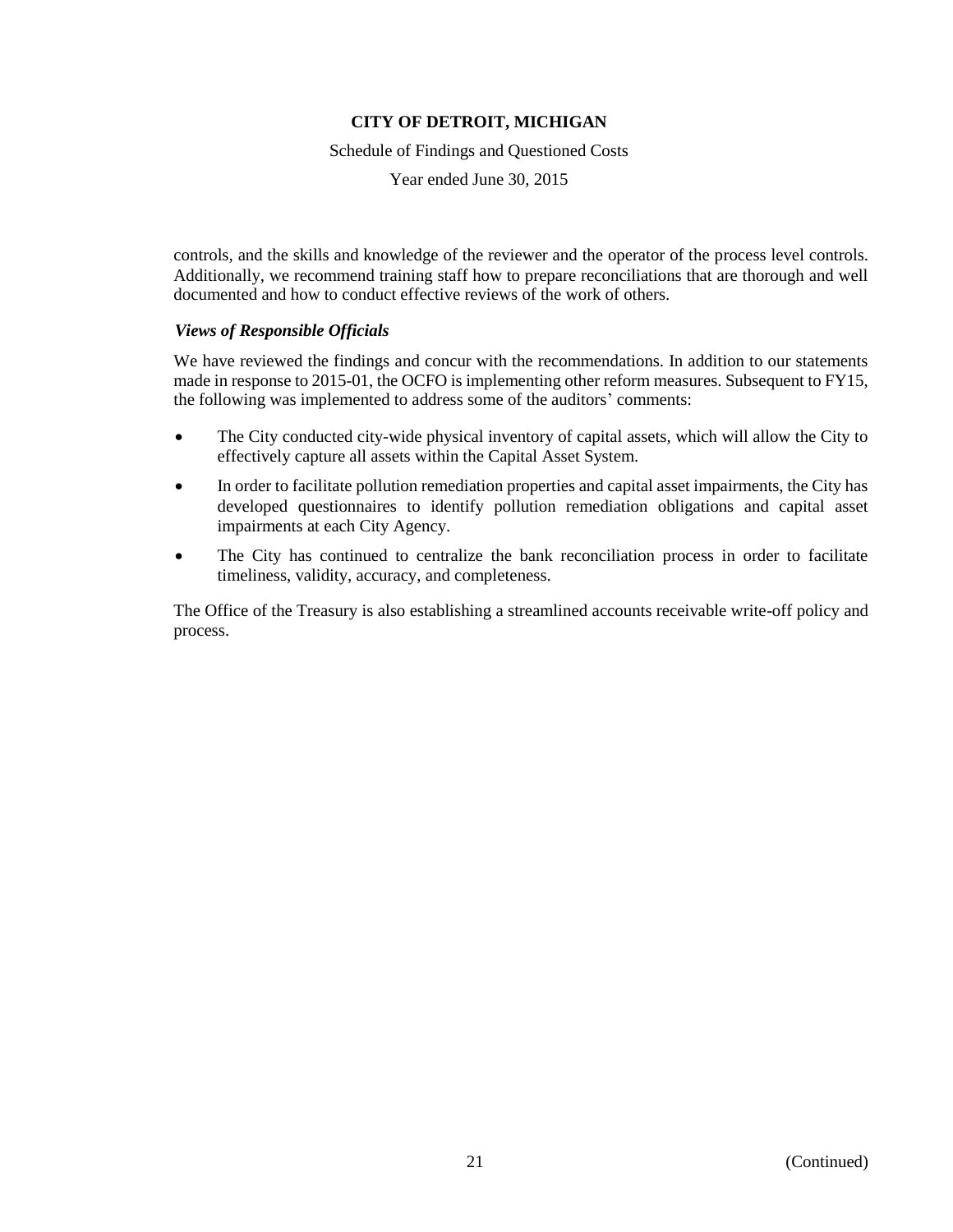controls, and the skills and knowledge of the reviewer and the operator of the process level controls. Additionally, we recommend training staff how to prepare reconciliations that are thorough and well documented and how to conduct effective reviews of the work of others.

***Views of Responsible Officials***

We have reviewed the findings and concur with the recommendations. In addition to our statements made in response to 2015-01, the OCFO is implementing other reform measures. Subsequent to FY15, the following was implemented to address some of the auditors' comments:

- The City conducted city-wide physical inventory of capital assets, which will allow the City to effectively capture all assets within the Capital Asset System.
- In order to facilitate pollution remediation properties and capital asset impairments, the City has developed questionnaires to identify pollution remediation obligations and capital asset impairments at each City Agency.
- The City has continued to centralize the bank reconciliation process in order to facilitate timeliness, validity, accuracy, and completeness.

The Office of the Treasury is also establishing a streamlined accounts receivable write-off policy and process.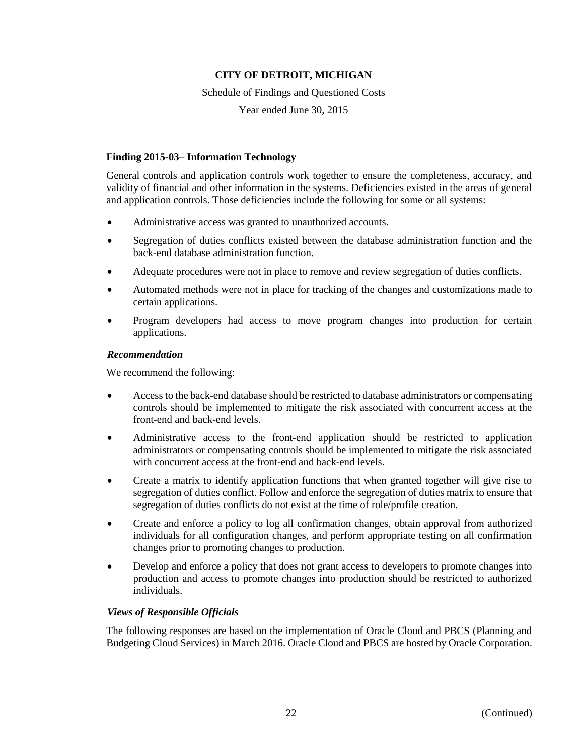# CITY OF DETROIT, MICHIGAN

Schedule of Findings and Questioned Costs

Year ended June 30, 2015

### Finding 2015-03– Information Technology

General controls and application controls work together to ensure the completeness, accuracy, and validity of financial and other information in the systems. Deficiencies existed in the areas of general and application controls. Those deficiencies include the following for some or all systems:

- Administrative access was granted to unauthorized accounts.
- Segregation of duties conflicts existed between the database administration function and the back-end database administration function.
- Adequate procedures were not in place to remove and review segregation of duties conflicts.
- Automated methods were not in place for tracking of the changes and customizations made to certain applications.
- Program developers had access to move program changes into production for certain applications.

#### *Recommendation*

We recommend the following:

- Access to the back-end database should be restricted to database administrators or compensating controls should be implemented to mitigate the risk associated with concurrent access at the front-end and back-end levels.
- Administrative access to the front-end application should be restricted to application administrators or compensating controls should be implemented to mitigate the risk associated with concurrent access at the front-end and back-end levels.
- Create a matrix to identify application functions that when granted together will give rise to segregation of duties conflict. Follow and enforce the segregation of duties matrix to ensure that segregation of duties conflicts do not exist at the time of role/profile creation.
- Create and enforce a policy to log all confirmation changes, obtain approval from authorized individuals for all configuration changes, and perform appropriate testing on all confirmation changes prior to promoting changes to production.
- Develop and enforce a policy that does not grant access to developers to promote changes into production and access to promote changes into production should be restricted to authorized individuals.

#### *Views of Responsible Officials*

The following responses are based on the implementation of Oracle Cloud and PBCS (Planning and Budgeting Cloud Services) in March 2016. Oracle Cloud and PBCS are hosted by Oracle Corporation.

(Continued)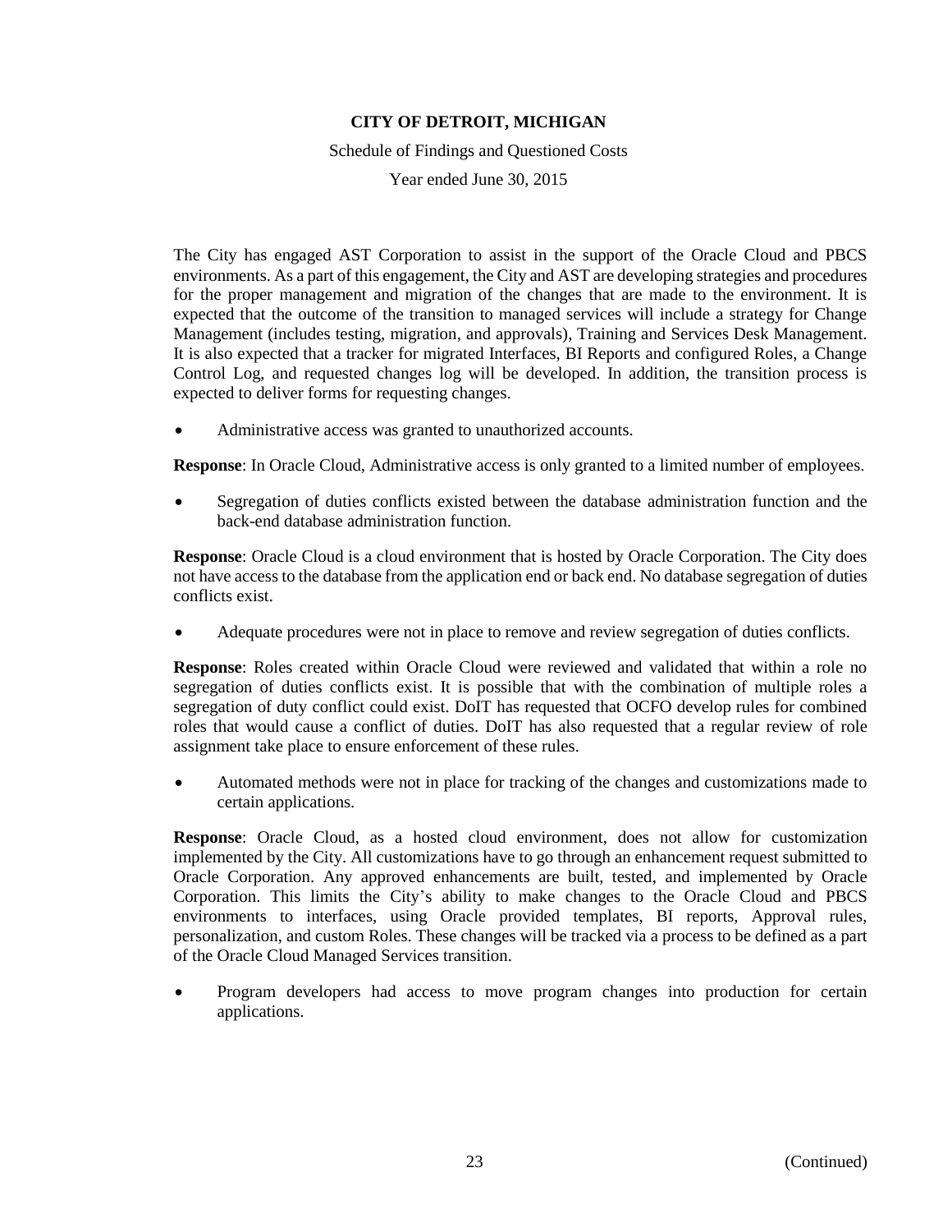The City has engaged AST Corporation to assist in the support of the Oracle Cloud and PBCS environments. As a part of this engagement, the City and AST are developing strategies and procedures for the proper management and migration of the changes that are made to the environment. It is expected that the outcome of the transition to managed services will include a strategy for Change Management (includes testing, migration, and approvals), Training and Services Desk Management. It is also expected that a tracker for migrated Interfaces, BI Reports and configured Roles, a Change Control Log, and requested changes log will be developed. In addition, the transition process is expected to deliver forms for requesting changes.

- Administrative access was granted to unauthorized accounts.

**Response**: In Oracle Cloud, Administrative access is only granted to a limited number of employees.

- Segregation of duties conflicts existed between the database administration function and the back-end database administration function.

**Response**: Oracle Cloud is a cloud environment that is hosted by Oracle Corporation. The City does not have access to the database from the application end or back end. No database segregation of duties conflicts exist.

- Adequate procedures were not in place to remove and review segregation of duties conflicts.

**Response**: Roles created within Oracle Cloud were reviewed and validated that within a role no segregation of duties conflicts exist. It is possible that with the combination of multiple roles a segregation of duty conflict could exist. DoIT has requested that OCFO develop rules for combined roles that would cause a conflict of duties. DoIT has also requested that a regular review of role assignment take place to ensure enforcement of these rules.

- Automated methods were not in place for tracking of the changes and customizations made to certain applications.

**Response**: Oracle Cloud, as a hosted cloud environment, does not allow for customization implemented by the City. All customizations have to go through an enhancement request submitted to Oracle Corporation. Any approved enhancements are built, tested, and implemented by Oracle Corporation. This limits the City's ability to make changes to the Oracle Cloud and PBCS environments to interfaces, using Oracle provided templates, BI reports, Approval rules, personalization, and custom Roles. These changes will be tracked via a process to be defined as a part of the Oracle Cloud Managed Services transition.

- Program developers had access to move program changes into production for certain applications.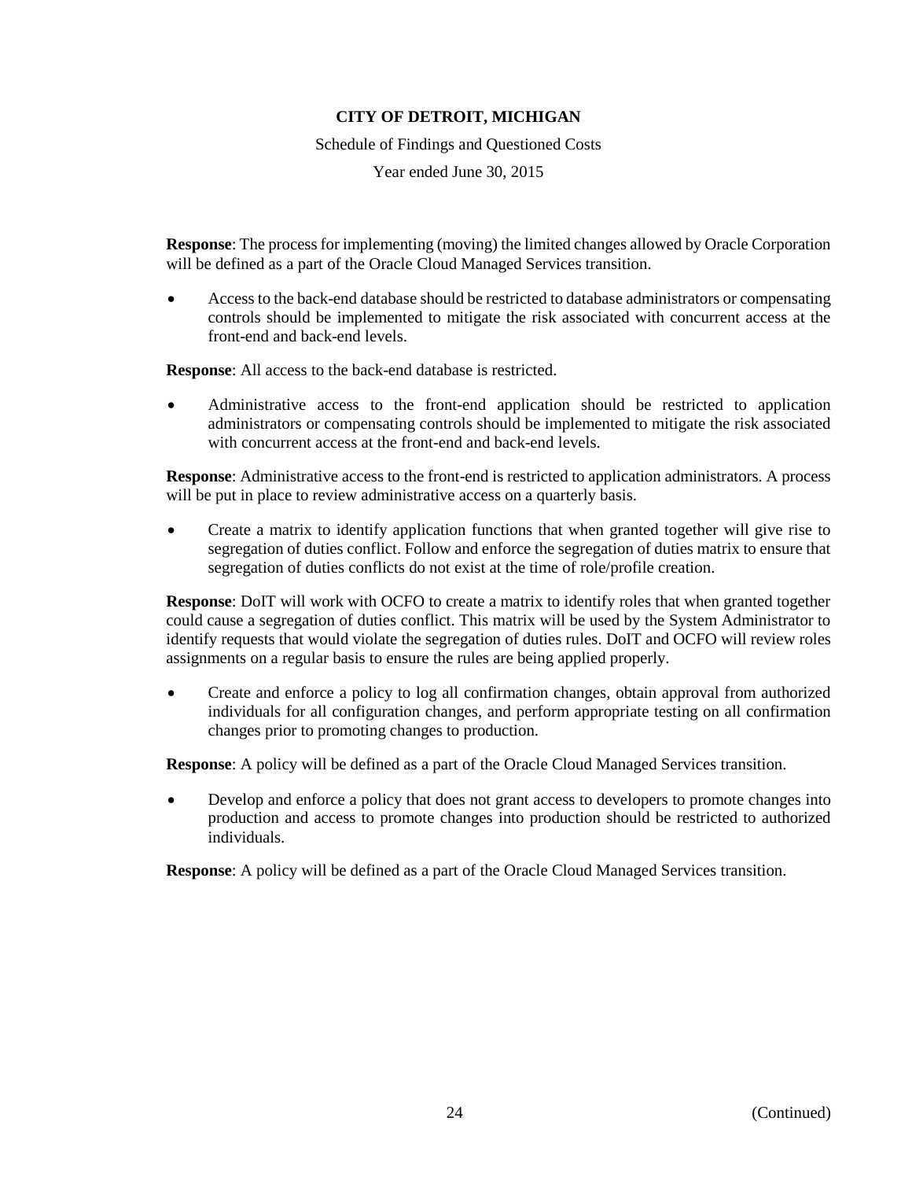**Response**: The process for implementing (moving) the limited changes allowed by Oracle Corporation will be defined as a part of the Oracle Cloud Managed Services transition.

- Access to the back-end database should be restricted to database administrators or compensating controls should be implemented to mitigate the risk associated with concurrent access at the front-end and back-end levels.

**Response**: All access to the back-end database is restricted.

- Administrative access to the front-end application should be restricted to application administrators or compensating controls should be implemented to mitigate the risk associated with concurrent access at the front-end and back-end levels.

**Response**: Administrative access to the front-end is restricted to application administrators. A process will be put in place to review administrative access on a quarterly basis.

- Create a matrix to identify application functions that when granted together will give rise to segregation of duties conflict. Follow and enforce the segregation of duties matrix to ensure that segregation of duties conflicts do not exist at the time of role/profile creation.

**Response**: DoIT will work with OCFO to create a matrix to identify roles that when granted together could cause a segregation of duties conflict. This matrix will be used by the System Administrator to identify requests that would violate the segregation of duties rules. DoIT and OCFO will review roles assignments on a regular basis to ensure the rules are being applied properly.

- Create and enforce a policy to log all confirmation changes, obtain approval from authorized individuals for all configuration changes, and perform appropriate testing on all confirmation changes prior to promoting changes to production.

**Response**: A policy will be defined as a part of the Oracle Cloud Managed Services transition.

- Develop and enforce a policy that does not grant access to developers to promote changes into production and access to promote changes into production should be restricted to authorized individuals.

**Response**: A policy will be defined as a part of the Oracle Cloud Managed Services transition.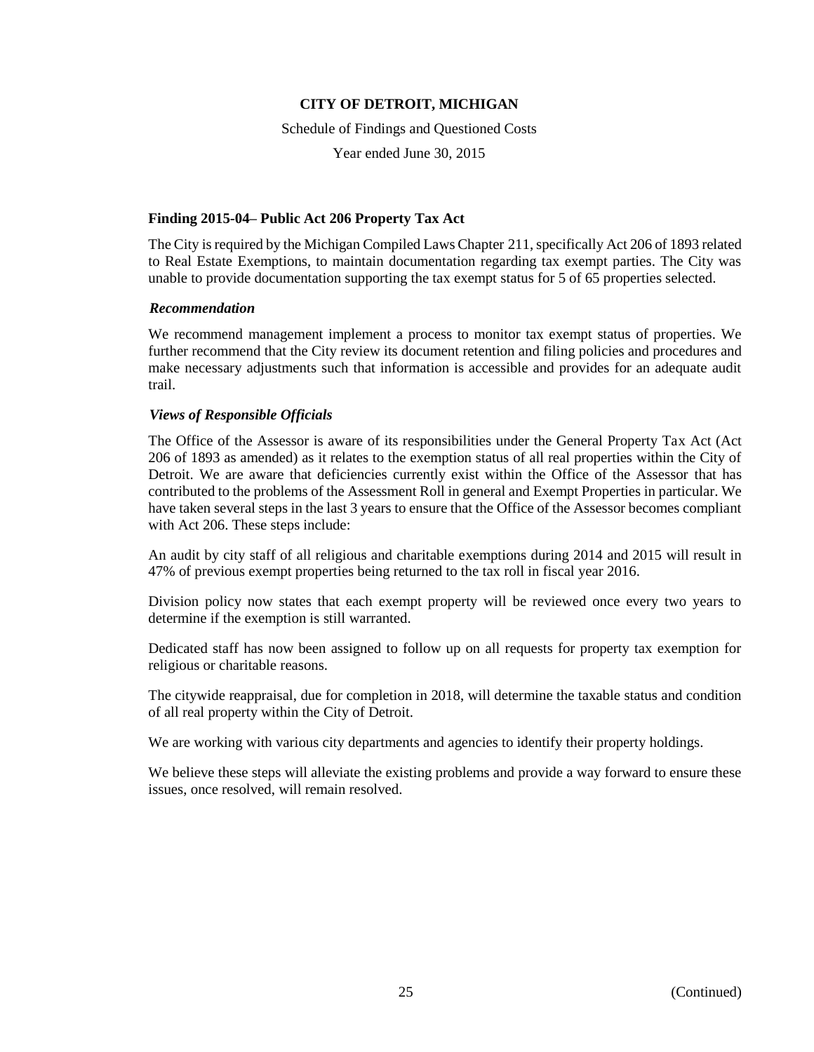**CITY OF DETROIT, MICHIGAN**

Schedule of Findings and Questioned Costs

Year ended June 30, 2015

**Finding 2015-04– Public Act 206 Property Tax Act**

The City is required by the Michigan Compiled Laws Chapter 211, specifically Act 206 of 1893 related to Real Estate Exemptions, to maintain documentation regarding tax exempt parties. The City was unable to provide documentation supporting the tax exempt status for 5 of 65 properties selected.

***Recommendation***

We recommend management implement a process to monitor tax exempt status of properties. We further recommend that the City review its document retention and filing policies and procedures and make necessary adjustments such that information is accessible and provides for an adequate audit trail.

***Views of Responsible Officials***

The Office of the Assessor is aware of its responsibilities under the General Property Tax Act (Act 206 of 1893 as amended) as it relates to the exemption status of all real properties within the City of Detroit. We are aware that deficiencies currently exist within the Office of the Assessor that has contributed to the problems of the Assessment Roll in general and Exempt Properties in particular. We have taken several steps in the last 3 years to ensure that the Office of the Assessor becomes compliant with Act 206. These steps include:

An audit by city staff of all religious and charitable exemptions during 2014 and 2015 will result in 47% of previous exempt properties being returned to the tax roll in fiscal year 2016.

Division policy now states that each exempt property will be reviewed once every two years to determine if the exemption is still warranted.

Dedicated staff has now been assigned to follow up on all requests for property tax exemption for religious or charitable reasons.

The citywide reappraisal, due for completion in 2018, will determine the taxable status and condition of all real property within the City of Detroit.

We are working with various city departments and agencies to identify their property holdings.

We believe these steps will alleviate the existing problems and provide a way forward to ensure these issues, once resolved, will remain resolved.

(Continued)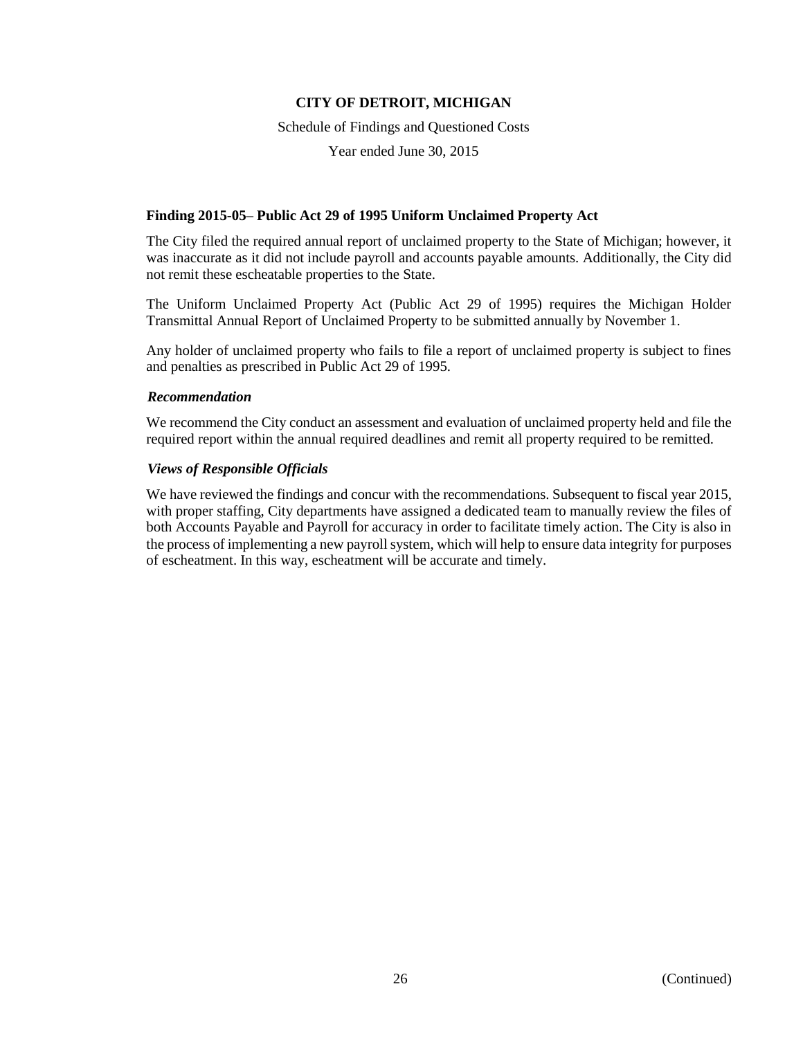**CITY OF DETROIT, MICHIGAN**

Schedule of Findings and Questioned Costs

Year ended June 30, 2015

### Finding 2015-05– Public Act 29 of 1995 Uniform Unclaimed Property Act

The City filed the required annual report of unclaimed property to the State of Michigan; however, it was inaccurate as it did not include payroll and accounts payable amounts. Additionally, the City did not remit these escheatable properties to the State.

The Uniform Unclaimed Property Act (Public Act 29 of 1995) requires the Michigan Holder Transmittal Annual Report of Unclaimed Property to be submitted annually by November 1.

Any holder of unclaimed property who fails to file a report of unclaimed property is subject to fines and penalties as prescribed in Public Act 29 of 1995.

#### *Recommendation*

We recommend the City conduct an assessment and evaluation of unclaimed property held and file the required report within the annual required deadlines and remit all property required to be remitted.

#### *Views of Responsible Officials*

We have reviewed the findings and concur with the recommendations. Subsequent to fiscal year 2015, with proper staffing, City departments have assigned a dedicated team to manually review the files of both Accounts Payable and Payroll for accuracy in order to facilitate timely action. The City is also in the process of implementing a new payroll system, which will help to ensure data integrity for purposes of escheatment. In this way, escheatment will be accurate and timely.

(Continued)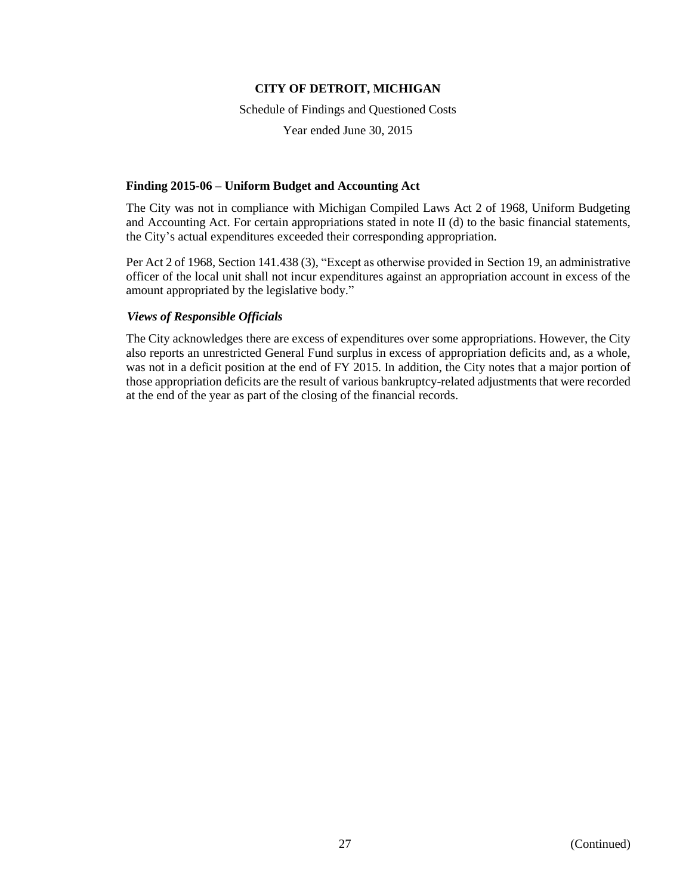**CITY OF DETROIT, MICHIGAN**

Schedule of Findings and Questioned Costs

Year ended June 30, 2015

**Finding 2015-06 – Uniform Budget and Accounting Act**

The City was not in compliance with Michigan Compiled Laws Act 2 of 1968, Uniform Budgeting and Accounting Act. For certain appropriations stated in note II (d) to the basic financial statements, the City's actual expenditures exceeded their corresponding appropriation.

Per Act 2 of 1968, Section 141.438 (3), "Except as otherwise provided in Section 19, an administrative officer of the local unit shall not incur expenditures against an appropriation account in excess of the amount appropriated by the legislative body."

***Views of Responsible Officials***

The City acknowledges there are excess of expenditures over some appropriations. However, the City also reports an unrestricted General Fund surplus in excess of appropriation deficits and, as a whole, was not in a deficit position at the end of FY 2015. In addition, the City notes that a major portion of those appropriation deficits are the result of various bankruptcy-related adjustments that were recorded at the end of the year as part of the closing of the financial records.

(Continued)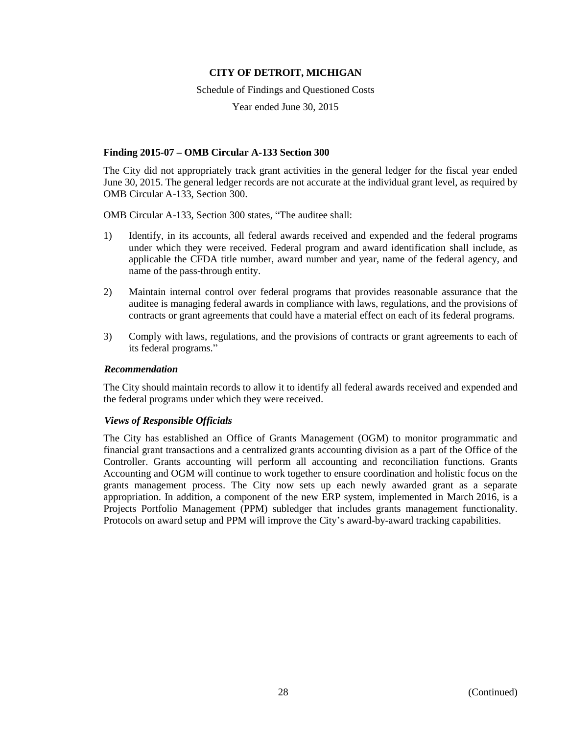**CITY OF DETROIT, MICHIGAN**

Schedule of Findings and Questioned Costs

Year ended June 30, 2015

**Finding 2015-07 – OMB Circular A-133 Section 300**

The City did not appropriately track grant activities in the general ledger for the fiscal year ended June 30, 2015. The general ledger records are not accurate at the individual grant level, as required by OMB Circular A-133, Section 300.

OMB Circular A-133, Section 300 states, "The auditee shall:

1) Identify, in its accounts, all federal awards received and expended and the federal programs under which they were received. Federal program and award identification shall include, as applicable the CFDA title number, award number and year, name of the federal agency, and name of the pass-through entity.

2) Maintain internal control over federal programs that provides reasonable assurance that the auditee is managing federal awards in compliance with laws, regulations, and the provisions of contracts or grant agreements that could have a material effect on each of its federal programs.

3) Comply with laws, regulations, and the provisions of contracts or grant agreements to each of its federal programs."

***Recommendation***

The City should maintain records to allow it to identify all federal awards received and expended and the federal programs under which they were received.

***Views of Responsible Officials***

The City has established an Office of Grants Management (OGM) to monitor programmatic and financial grant transactions and a centralized grants accounting division as a part of the Office of the Controller. Grants accounting will perform all accounting and reconciliation functions. Grants Accounting and OGM will continue to work together to ensure coordination and holistic focus on the grants management process. The City now sets up each newly awarded grant as a separate appropriation. In addition, a component of the new ERP system, implemented in March 2016, is a Projects Portfolio Management (PPM) subledger that includes grants management functionality. Protocols on award setup and PPM will improve the City's award-by-award tracking capabilities.

(Continued)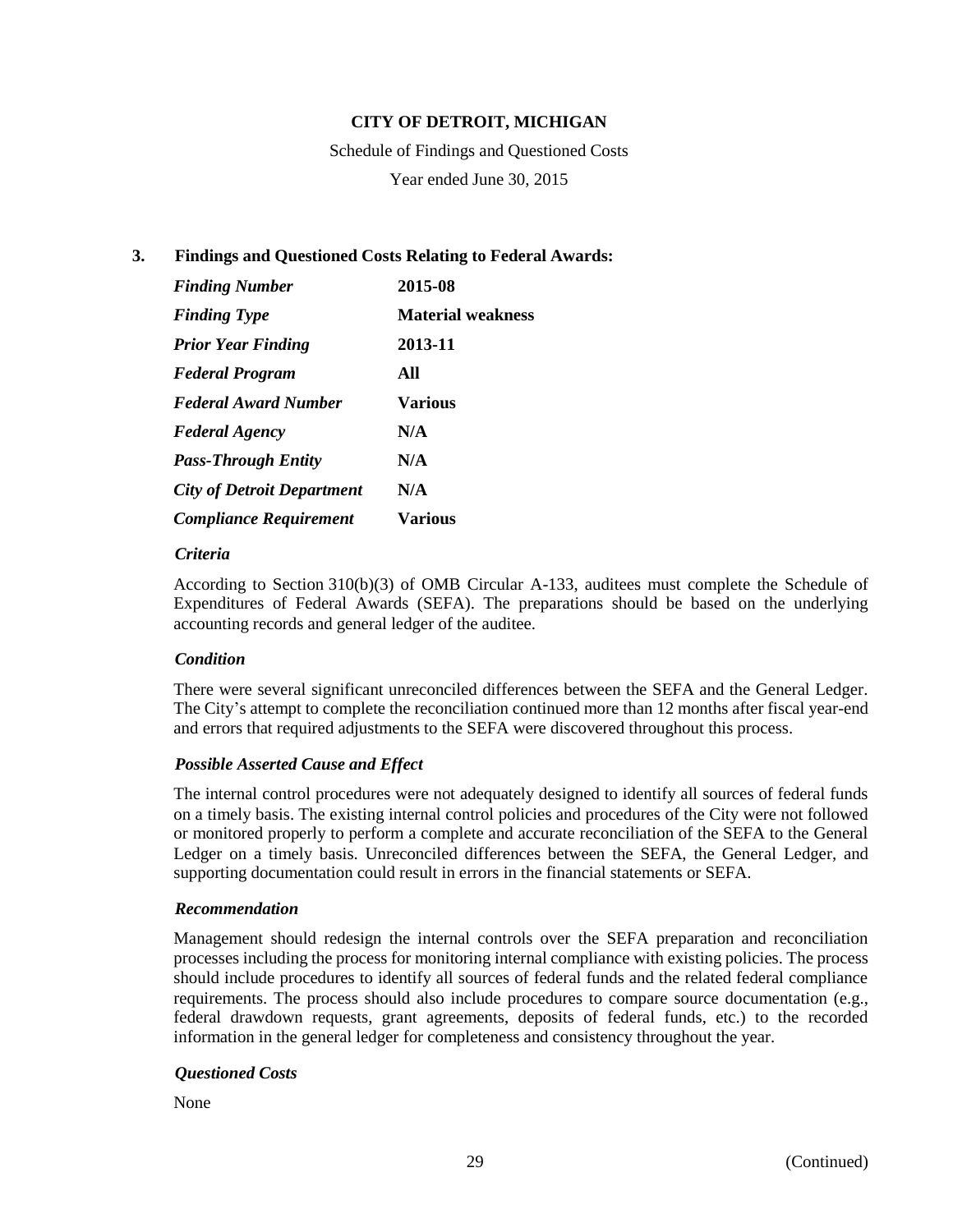**CITY OF DETROIT, MICHIGAN**

Schedule of Findings and Questioned Costs

Year ended June 30, 2015

### 3. Findings and Questioned Costs Relating to Federal Awards:

| | |
|---|---|
| ***Finding Number*** | **2015-08** |
| ***Finding Type*** | **Material weakness** |
| ***Prior Year Finding*** | **2013-11** |
| ***Federal Program*** | **All** |
| ***Federal Award Number*** | **Various** |
| ***Federal Agency*** | **N/A** |
| ***Pass-Through Entity*** | **N/A** |
| ***City of Detroit Department*** | **N/A** |
| ***Compliance Requirement*** | **Various** |

***Criteria***

According to Section 310(b)(3) of OMB Circular A-133, auditees must complete the Schedule of Expenditures of Federal Awards (SEFA). The preparations should be based on the underlying accounting records and general ledger of the auditee.

***Condition***

There were several significant unreconciled differences between the SEFA and the General Ledger. The City's attempt to complete the reconciliation continued more than 12 months after fiscal year-end and errors that required adjustments to the SEFA were discovered throughout this process.

***Possible Asserted Cause and Effect***

The internal control procedures were not adequately designed to identify all sources of federal funds on a timely basis. The existing internal control policies and procedures of the City were not followed or monitored properly to perform a complete and accurate reconciliation of the SEFA to the General Ledger on a timely basis. Unreconciled differences between the SEFA, the General Ledger, and supporting documentation could result in errors in the financial statements or SEFA.

***Recommendation***

Management should redesign the internal controls over the SEFA preparation and reconciliation processes including the process for monitoring internal compliance with existing policies. The process should include procedures to identify all sources of federal funds and the related federal compliance requirements. The process should also include procedures to compare source documentation (e.g., federal drawdown requests, grant agreements, deposits of federal funds, etc.) to the recorded information in the general ledger for completeness and consistency throughout the year.

***Questioned Costs***

None

(Continued)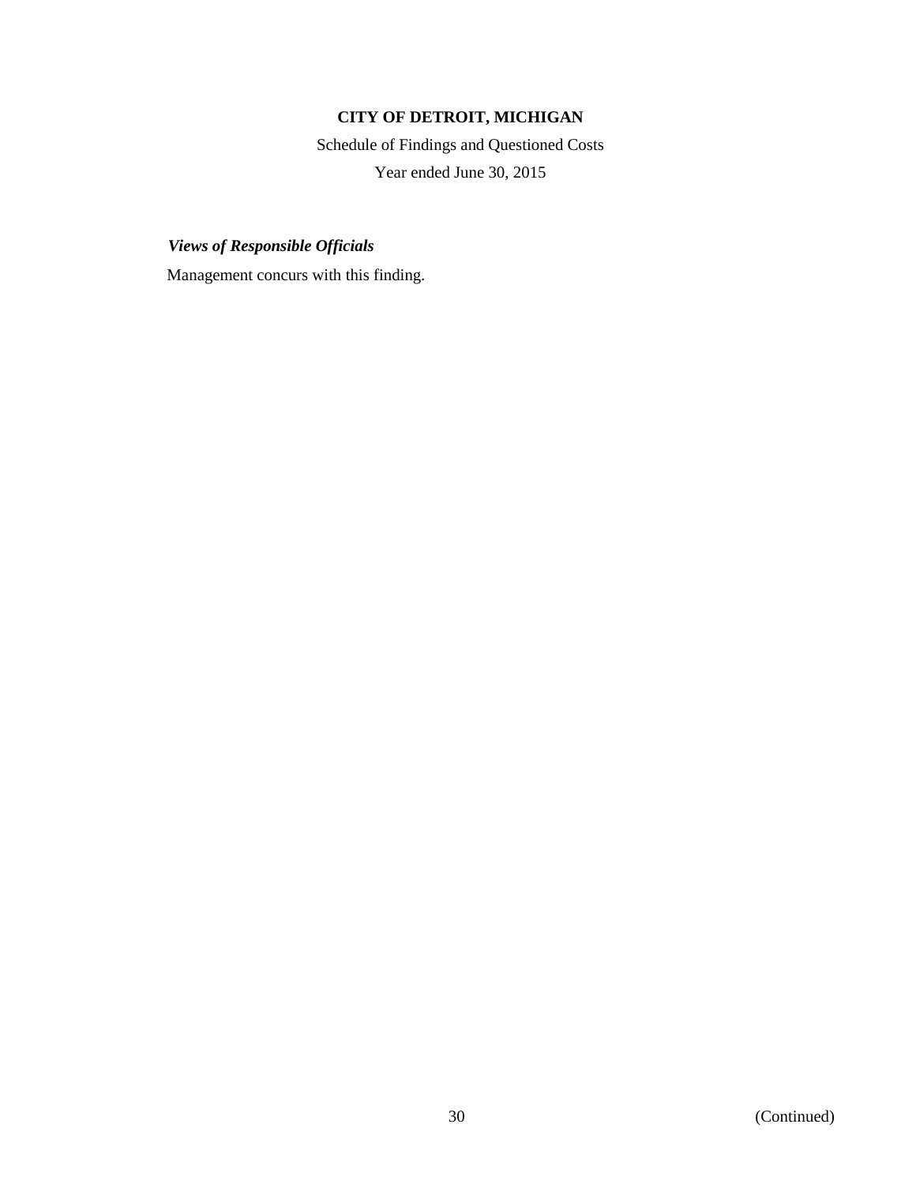***Views of Responsible Officials***

Management concurs with this finding.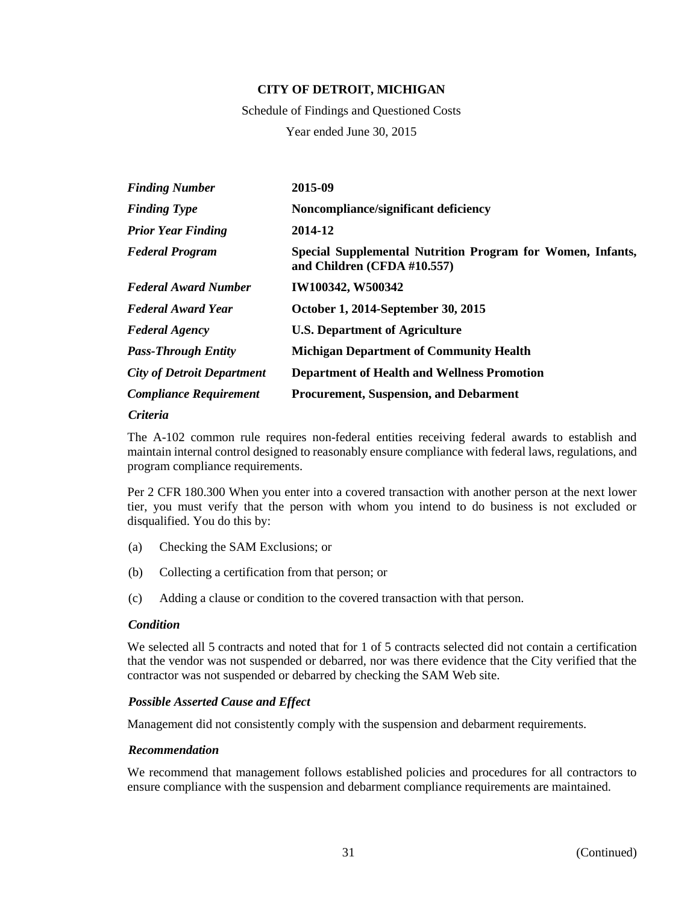**CITY OF DETROIT, MICHIGAN**

Schedule of Findings and Questioned Costs

Year ended June 30, 2015

| | |
|---|---|
| ***Finding Number*** | **2015-09** |
| ***Finding Type*** | **Noncompliance/significant deficiency** |
| ***Prior Year Finding*** | **2014-12** |
| ***Federal Program*** | **Special Supplemental Nutrition Program for Women, Infants, and Children (CFDA #10.557)** |
| ***Federal Award Number*** | **IW100342, W500342** |
| ***Federal Award Year*** | **October 1, 2014-September 30, 2015** |
| ***Federal Agency*** | **U.S. Department of Agriculture** |
| ***Pass-Through Entity*** | **Michigan Department of Community Health** |
| ***City of Detroit Department*** | **Department of Health and Wellness Promotion** |
| ***Compliance Requirement*** | **Procurement, Suspension, and Debarment** |

***Criteria***

The A-102 common rule requires non-federal entities receiving federal awards to establish and maintain internal control designed to reasonably ensure compliance with federal laws, regulations, and program compliance requirements.

Per 2 CFR 180.300 When you enter into a covered transaction with another person at the next lower tier, you must verify that the person with whom you intend to do business is not excluded or disqualified. You do this by:

(a) Checking the SAM Exclusions; or

(b) Collecting a certification from that person; or

(c) Adding a clause or condition to the covered transaction with that person.

***Condition***

We selected all 5 contracts and noted that for 1 of 5 contracts selected did not contain a certification that the vendor was not suspended or debarred, nor was there evidence that the City verified that the contractor was not suspended or debarred by checking the SAM Web site.

***Possible Asserted Cause and Effect***

Management did not consistently comply with the suspension and debarment requirements.

***Recommendation***

We recommend that management follows established policies and procedures for all contractors to ensure compliance with the suspension and debarment compliance requirements are maintained.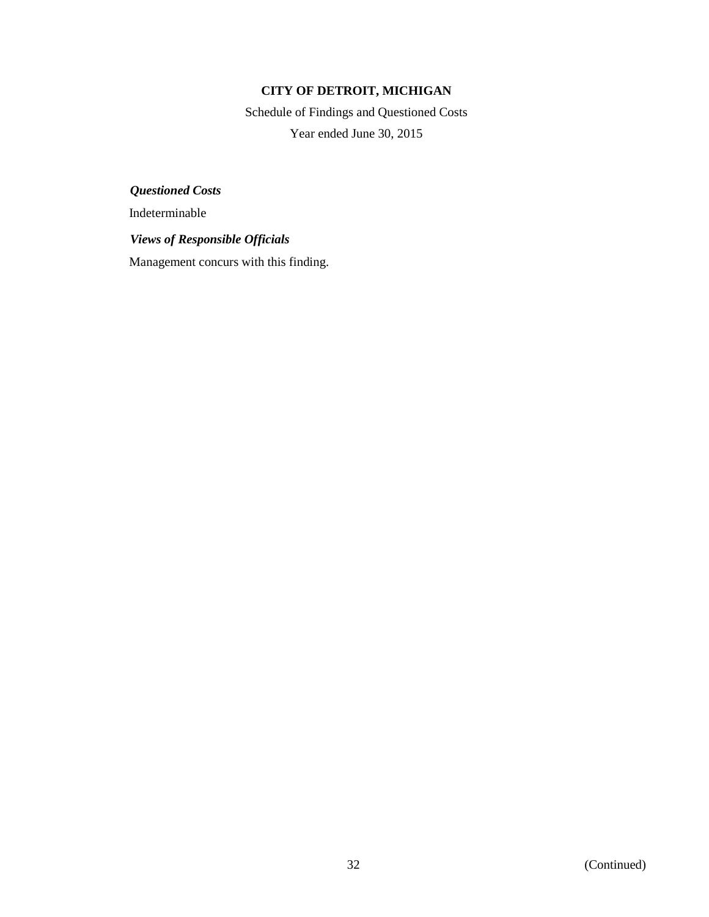***Questioned Costs***

Indeterminable

***Views of Responsible Officials***

Management concurs with this finding.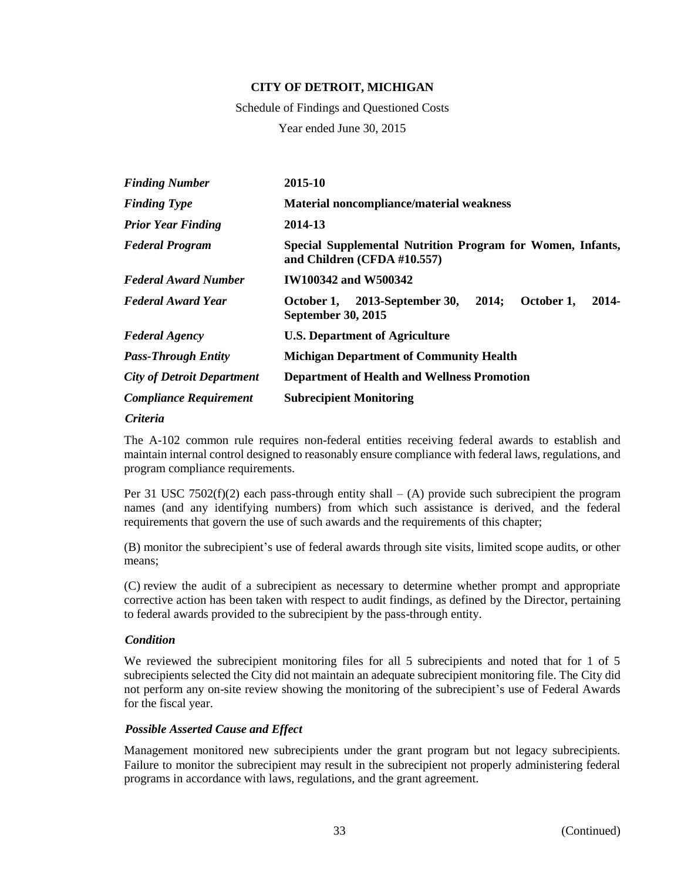**CITY OF DETROIT, MICHIGAN**

Schedule of Findings and Questioned Costs

Year ended June 30, 2015

| | |
|---|---|
| ***Finding Number*** | **2015-10** |
| ***Finding Type*** | **Material noncompliance/material weakness** |
| ***Prior Year Finding*** | **2014-13** |
| ***Federal Program*** | **Special Supplemental Nutrition Program for Women, Infants, and Children (CFDA #10.557)** |
| ***Federal Award Number*** | **IW100342 and W500342** |
| ***Federal Award Year*** | **October 1, 2013-September 30, 2014; October 1, 2014-September 30, 2015** |
| ***Federal Agency*** | **U.S. Department of Agriculture** |
| ***Pass-Through Entity*** | **Michigan Department of Community Health** |
| ***City of Detroit Department*** | **Department of Health and Wellness Promotion** |
| ***Compliance Requirement*** | **Subrecipient Monitoring** |

***Criteria***

The A-102 common rule requires non-federal entities receiving federal awards to establish and maintain internal control designed to reasonably ensure compliance with federal laws, regulations, and program compliance requirements.

Per 31 USC 7502(f)(2) each pass-through entity shall – (A) provide such subrecipient the program names (and any identifying numbers) from which such assistance is derived, and the federal requirements that govern the use of such awards and the requirements of this chapter;

(B) monitor the subrecipient's use of federal awards through site visits, limited scope audits, or other means;

(C) review the audit of a subrecipient as necessary to determine whether prompt and appropriate corrective action has been taken with respect to audit findings, as defined by the Director, pertaining to federal awards provided to the subrecipient by the pass-through entity.

***Condition***

We reviewed the subrecipient monitoring files for all 5 subrecipients and noted that for 1 of 5 subrecipients selected the City did not maintain an adequate subrecipient monitoring file. The City did not perform any on-site review showing the monitoring of the subrecipient's use of Federal Awards for the fiscal year.

***Possible Asserted Cause and Effect***

Management monitored new subrecipients under the grant program but not legacy subrecipients. Failure to monitor the subrecipient may result in the subrecipient not properly administering federal programs in accordance with laws, regulations, and the grant agreement.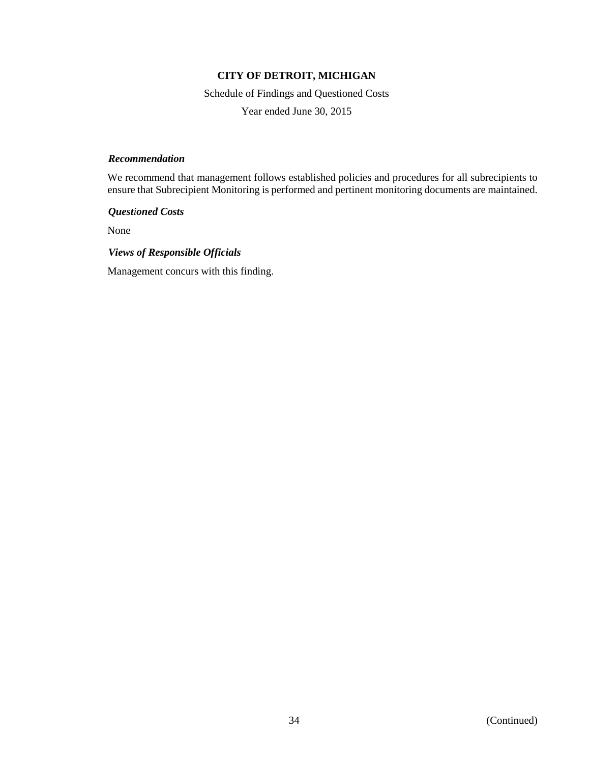**CITY OF DETROIT, MICHIGAN**

Schedule of Findings and Questioned Costs

Year ended June 30, 2015

***Recommendation***

We recommend that management follows established policies and procedures for all subrecipients to ensure that Subrecipient Monitoring is performed and pertinent monitoring documents are maintained.

***Questioned Costs***

None

***Views of Responsible Officials***

Management concurs with this finding.

(Continued)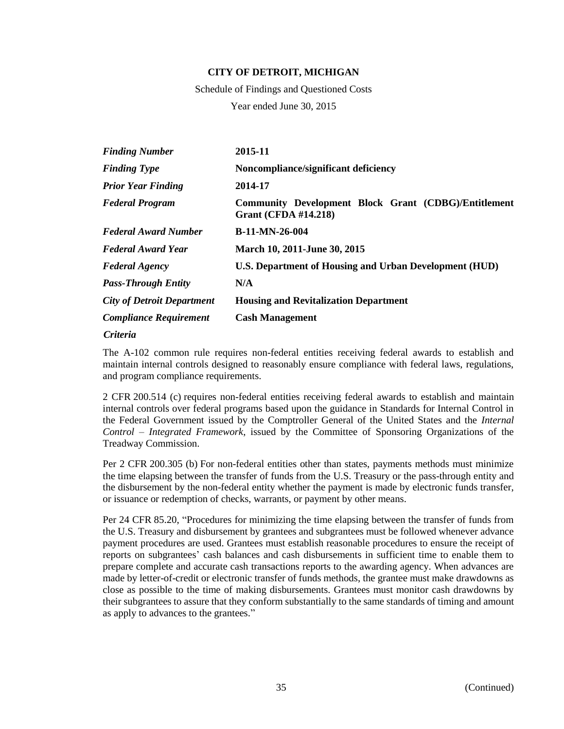# CITY OF DETROIT, MICHIGAN

Schedule of Findings and Questioned Costs

Year ended June 30, 2015

| | |
|---|---|
| ***Finding Number*** | **2015-11** |
| ***Finding Type*** | **Noncompliance/significant deficiency** |
| ***Prior Year Finding*** | **2014-17** |
| ***Federal Program*** | **Community Development Block Grant (CDBG)/Entitlement Grant (CFDA #14.218)** |
| ***Federal Award Number*** | **B-11-MN-26-004** |
| ***Federal Award Year*** | **March 10, 2011-June 30, 2015** |
| ***Federal Agency*** | **U.S. Department of Housing and Urban Development (HUD)** |
| ***Pass-Through Entity*** | **N/A** |
| ***City of Detroit Department*** | **Housing and Revitalization Department** |
| ***Compliance Requirement*** | **Cash Management** |

***Criteria***

The A-102 common rule requires non-federal entities receiving federal awards to establish and maintain internal controls designed to reasonably ensure compliance with federal laws, regulations, and program compliance requirements.

2 CFR 200.514 (c) requires non-federal entities receiving federal awards to establish and maintain internal controls over federal programs based upon the guidance in Standards for Internal Control in the Federal Government issued by the Comptroller General of the United States and the *Internal Control – Integrated Framework*, issued by the Committee of Sponsoring Organizations of the Treadway Commission.

Per 2 CFR 200.305 (b) For non-federal entities other than states, payments methods must minimize the time elapsing between the transfer of funds from the U.S. Treasury or the pass-through entity and the disbursement by the non-federal entity whether the payment is made by electronic funds transfer, or issuance or redemption of checks, warrants, or payment by other means.

Per 24 CFR 85.20, "Procedures for minimizing the time elapsing between the transfer of funds from the U.S. Treasury and disbursement by grantees and subgrantees must be followed whenever advance payment procedures are used. Grantees must establish reasonable procedures to ensure the receipt of reports on subgrantees' cash balances and cash disbursements in sufficient time to enable them to prepare complete and accurate cash transactions reports to the awarding agency. When advances are made by letter-of-credit or electronic transfer of funds methods, the grantee must make drawdowns as close as possible to the time of making disbursements. Grantees must monitor cash drawdowns by their subgrantees to assure that they conform substantially to the same standards of timing and amount as apply to advances to the grantees."

(Continued)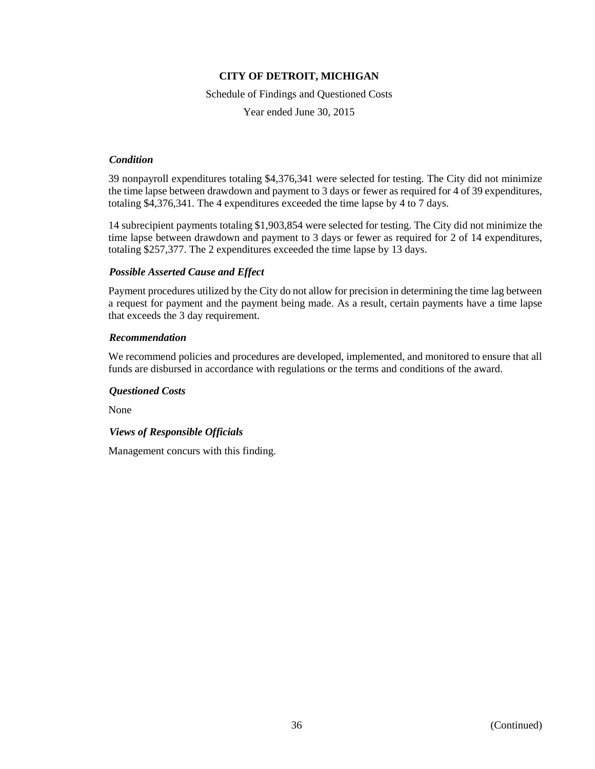**CITY OF DETROIT, MICHIGAN**

Schedule of Findings and Questioned Costs

Year ended June 30, 2015

***Condition***

39 nonpayroll expenditures totaling $4,376,341 were selected for testing. The City did not minimize the time lapse between drawdown and payment to 3 days or fewer as required for 4 of 39 expenditures, totaling $4,376,341. The 4 expenditures exceeded the time lapse by 4 to 7 days.

14 subrecipient payments totaling $1,903,854 were selected for testing. The City did not minimize the time lapse between drawdown and payment to 3 days or fewer as required for 2 of 14 expenditures, totaling $257,377. The 2 expenditures exceeded the time lapse by 13 days.

***Possible Asserted Cause and Effect***

Payment procedures utilized by the City do not allow for precision in determining the time lag between a request for payment and the payment being made. As a result, certain payments have a time lapse that exceeds the 3 day requirement.

***Recommendation***

We recommend policies and procedures are developed, implemented, and monitored to ensure that all funds are disbursed in accordance with regulations or the terms and conditions of the award.

***Questioned Costs***

None

***Views of Responsible Officials***

Management concurs with this finding.

(Continued)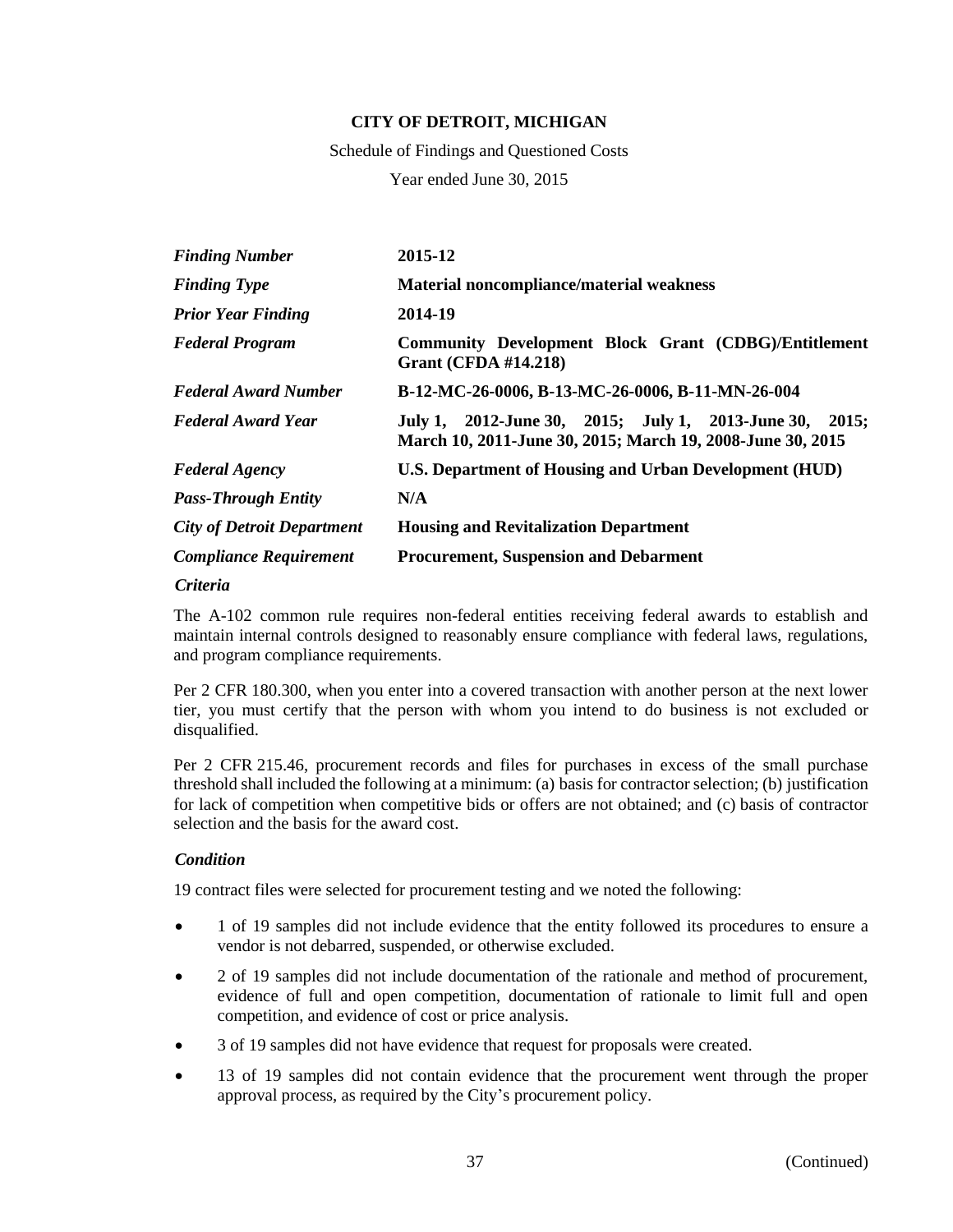**CITY OF DETROIT, MICHIGAN**

Schedule of Findings and Questioned Costs

Year ended June 30, 2015

| | |
|---|---|
| ***Finding Number*** | **2015-12** |
| ***Finding Type*** | **Material noncompliance/material weakness** |
| ***Prior Year Finding*** | **2014-19** |
| ***Federal Program*** | **Community Development Block Grant (CDBG)/Entitlement Grant (CFDA #14.218)** |
| ***Federal Award Number*** | **B-12-MC-26-0006, B-13-MC-26-0006, B-11-MN-26-004** |
| ***Federal Award Year*** | **July 1, 2012-June 30, 2015; July 1, 2013-June 30, 2015; March 10, 2011-June 30, 2015; March 19, 2008-June 30, 2015** |
| ***Federal Agency*** | **U.S. Department of Housing and Urban Development (HUD)** |
| ***Pass-Through Entity*** | **N/A** |
| ***City of Detroit Department*** | **Housing and Revitalization Department** |
| ***Compliance Requirement*** | **Procurement, Suspension and Debarment** |

***Criteria***

The A-102 common rule requires non-federal entities receiving federal awards to establish and maintain internal controls designed to reasonably ensure compliance with federal laws, regulations, and program compliance requirements.

Per 2 CFR 180.300, when you enter into a covered transaction with another person at the next lower tier, you must certify that the person with whom you intend to do business is not excluded or disqualified.

Per 2 CFR 215.46, procurement records and files for purchases in excess of the small purchase threshold shall included the following at a minimum: (a) basis for contractor selection; (b) justification for lack of competition when competitive bids or offers are not obtained; and (c) basis of contractor selection and the basis for the award cost.

***Condition***

19 contract files were selected for procurement testing and we noted the following:

- 1 of 19 samples did not include evidence that the entity followed its procedures to ensure a vendor is not debarred, suspended, or otherwise excluded.
- 2 of 19 samples did not include documentation of the rationale and method of procurement, evidence of full and open competition, documentation of rationale to limit full and open competition, and evidence of cost or price analysis.
- 3 of 19 samples did not have evidence that request for proposals were created.
- 13 of 19 samples did not contain evidence that the procurement went through the proper approval process, as required by the City's procurement policy.

(Continued)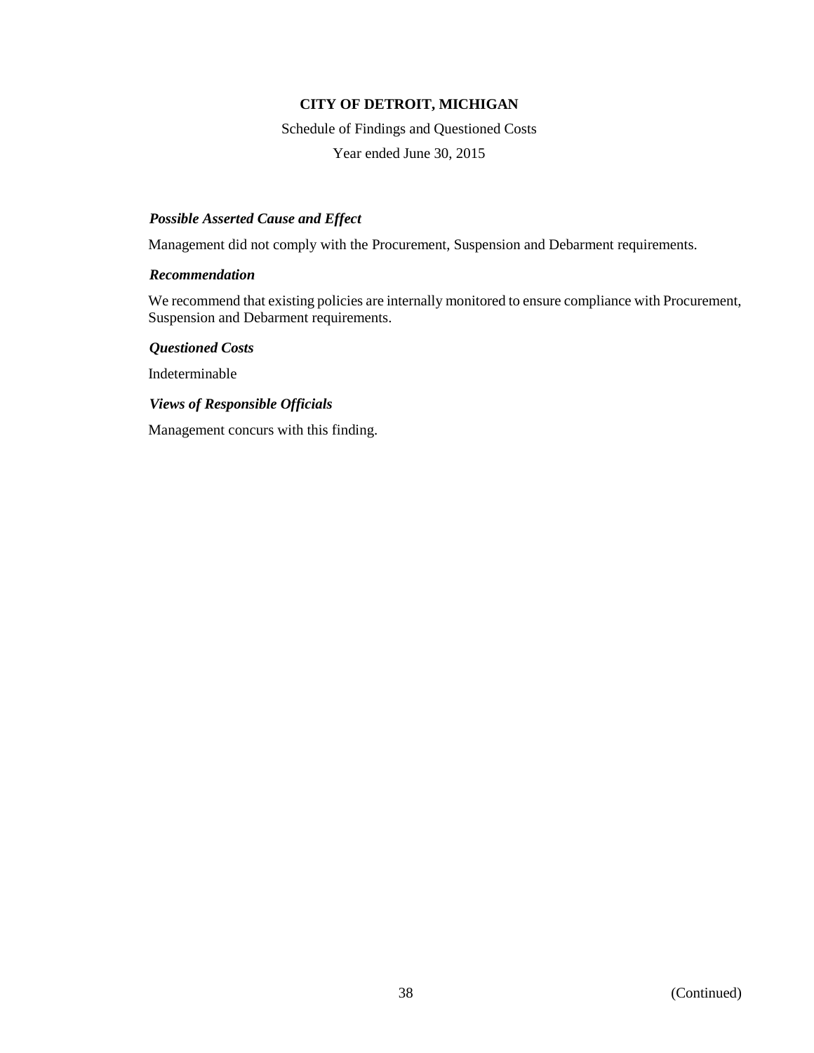# CITY OF DETROIT, MICHIGAN

Schedule of Findings and Questioned Costs

Year ended June 30, 2015

***Possible Asserted Cause and Effect***

Management did not comply with the Procurement, Suspension and Debarment requirements.

***Recommendation***

We recommend that existing policies are internally monitored to ensure compliance with Procurement, Suspension and Debarment requirements.

***Questioned Costs***

Indeterminable

***Views of Responsible Officials***

Management concurs with this finding.

(Continued)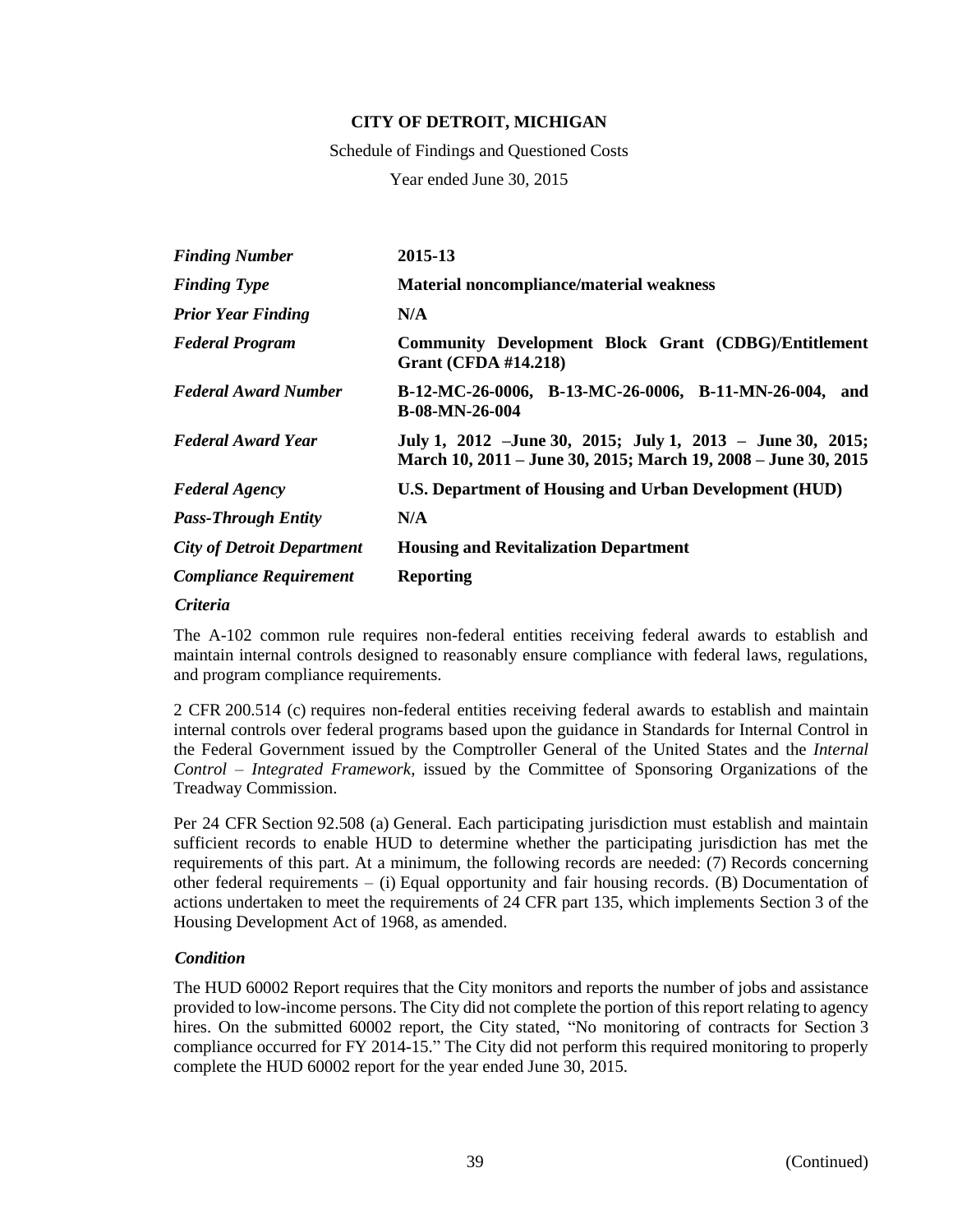**CITY OF DETROIT, MICHIGAN**

Schedule of Findings and Questioned Costs

Year ended June 30, 2015

| | |
|---|---|
| ***Finding Number*** | **2015-13** |
| ***Finding Type*** | **Material noncompliance/material weakness** |
| ***Prior Year Finding*** | **N/A** |
| ***Federal Program*** | **Community Development Block Grant (CDBG)/Entitlement Grant (CFDA #14.218)** |
| ***Federal Award Number*** | **B-12-MC-26-0006, B-13-MC-26-0006, B-11-MN-26-004, and B-08-MN-26-004** |
| ***Federal Award Year*** | **July 1, 2012 –June 30, 2015; July 1, 2013 – June 30, 2015; March 10, 2011 – June 30, 2015; March 19, 2008 – June 30, 2015** |
| ***Federal Agency*** | **U.S. Department of Housing and Urban Development (HUD)** |
| ***Pass-Through Entity*** | **N/A** |
| ***City of Detroit Department*** | **Housing and Revitalization Department** |
| ***Compliance Requirement*** | **Reporting** |

***Criteria***

The A-102 common rule requires non-federal entities receiving federal awards to establish and maintain internal controls designed to reasonably ensure compliance with federal laws, regulations, and program compliance requirements.

2 CFR 200.514 (c) requires non-federal entities receiving federal awards to establish and maintain internal controls over federal programs based upon the guidance in Standards for Internal Control in the Federal Government issued by the Comptroller General of the United States and the *Internal Control – Integrated Framework*, issued by the Committee of Sponsoring Organizations of the Treadway Commission.

Per 24 CFR Section 92.508 (a) General. Each participating jurisdiction must establish and maintain sufficient records to enable HUD to determine whether the participating jurisdiction has met the requirements of this part. At a minimum, the following records are needed: (7) Records concerning other federal requirements – (i) Equal opportunity and fair housing records. (B) Documentation of actions undertaken to meet the requirements of 24 CFR part 135, which implements Section 3 of the Housing Development Act of 1968, as amended.

***Condition***

The HUD 60002 Report requires that the City monitors and reports the number of jobs and assistance provided to low-income persons. The City did not complete the portion of this report relating to agency hires. On the submitted 60002 report, the City stated, "No monitoring of contracts for Section 3 compliance occurred for FY 2014-15." The City did not perform this required monitoring to properly complete the HUD 60002 report for the year ended June 30, 2015.

(Continued)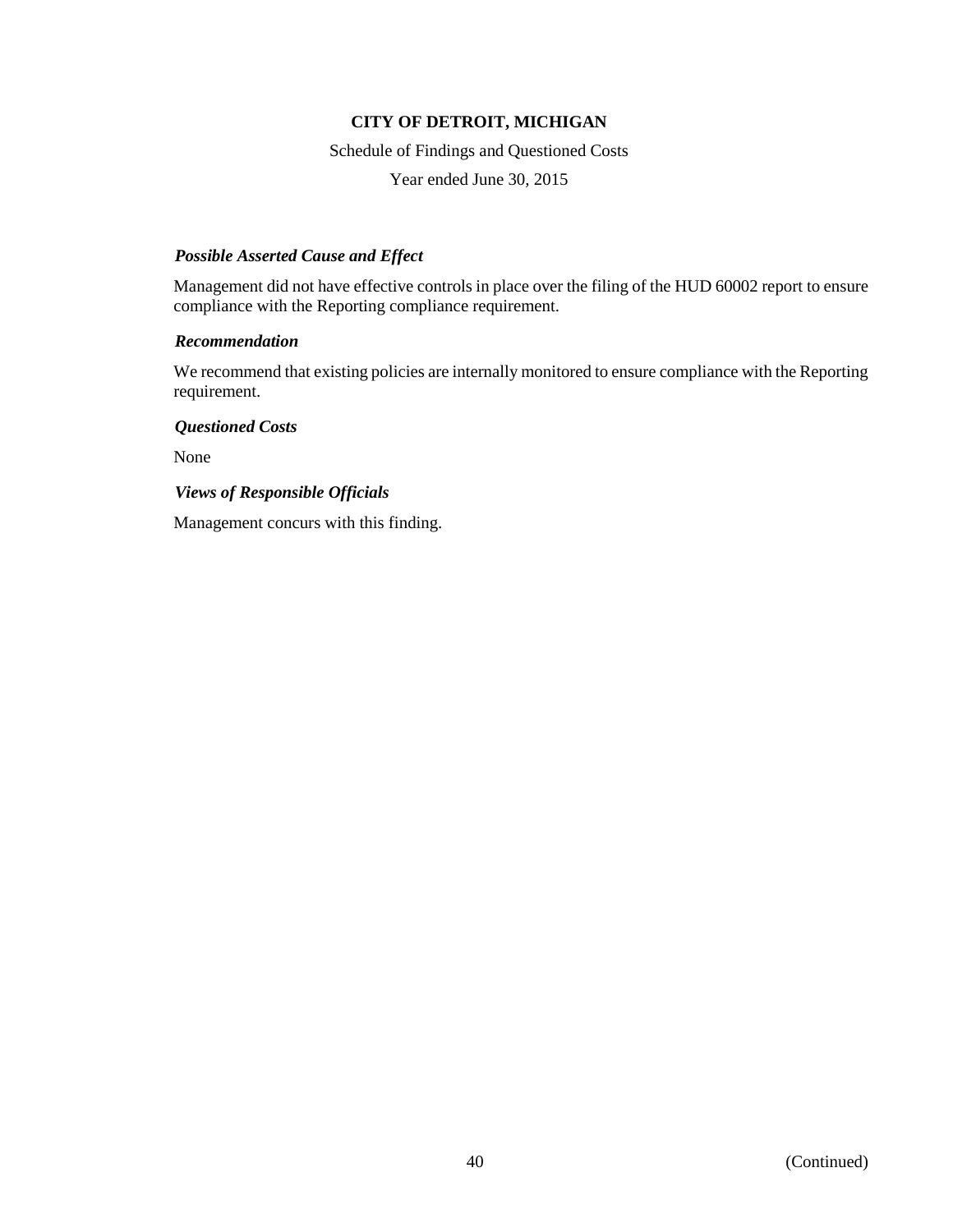**CITY OF DETROIT, MICHIGAN**

Schedule of Findings and Questioned Costs

Year ended June 30, 2015

***Possible Asserted Cause and Effect***

Management did not have effective controls in place over the filing of the HUD 60002 report to ensure compliance with the Reporting compliance requirement.

***Recommendation***

We recommend that existing policies are internally monitored to ensure compliance with the Reporting requirement.

***Questioned Costs***

None

***Views of Responsible Officials***

Management concurs with this finding.

(Continued)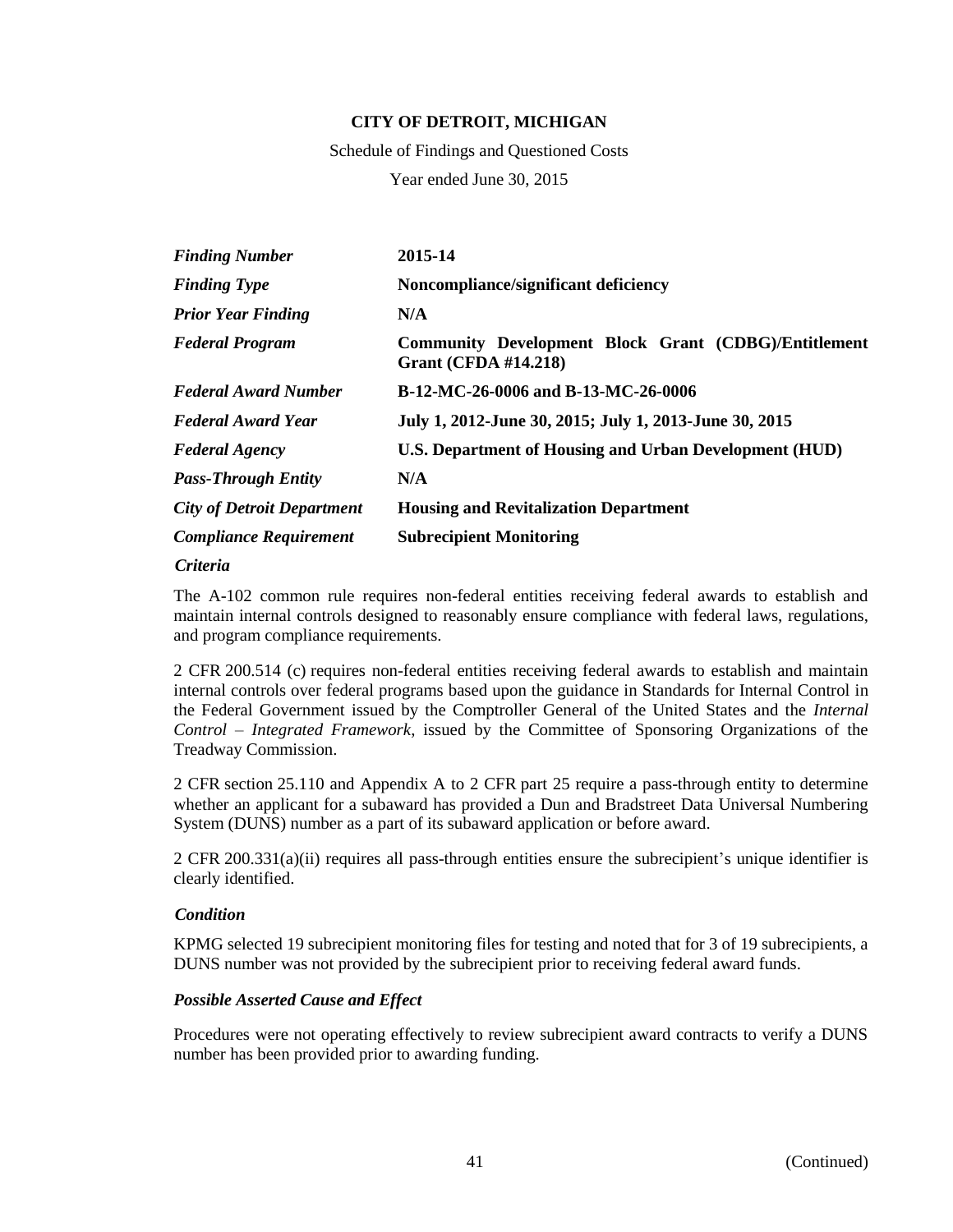**CITY OF DETROIT, MICHIGAN**

Schedule of Findings and Questioned Costs

Year ended June 30, 2015

| | |
|---|---|
| ***Finding Number*** | **2015-14** |
| ***Finding Type*** | **Noncompliance/significant deficiency** |
| ***Prior Year Finding*** | **N/A** |
| ***Federal Program*** | **Community Development Block Grant (CDBG)/Entitlement Grant (CFDA #14.218)** |
| ***Federal Award Number*** | **B-12-MC-26-0006 and B-13-MC-26-0006** |
| ***Federal Award Year*** | **July 1, 2012-June 30, 2015; July 1, 2013-June 30, 2015** |
| ***Federal Agency*** | **U.S. Department of Housing and Urban Development (HUD)** |
| ***Pass-Through Entity*** | **N/A** |
| ***City of Detroit Department*** | **Housing and Revitalization Department** |
| ***Compliance Requirement*** | **Subrecipient Monitoring** |

***Criteria***

The A-102 common rule requires non-federal entities receiving federal awards to establish and maintain internal controls designed to reasonably ensure compliance with federal laws, regulations, and program compliance requirements.

2 CFR 200.514 (c) requires non-federal entities receiving federal awards to establish and maintain internal controls over federal programs based upon the guidance in Standards for Internal Control in the Federal Government issued by the Comptroller General of the United States and the *Internal Control – Integrated Framework*, issued by the Committee of Sponsoring Organizations of the Treadway Commission.

2 CFR section 25.110 and Appendix A to 2 CFR part 25 require a pass-through entity to determine whether an applicant for a subaward has provided a Dun and Bradstreet Data Universal Numbering System (DUNS) number as a part of its subaward application or before award.

2 CFR 200.331(a)(ii) requires all pass-through entities ensure the subrecipient's unique identifier is clearly identified.

***Condition***

KPMG selected 19 subrecipient monitoring files for testing and noted that for 3 of 19 subrecipients, a DUNS number was not provided by the subrecipient prior to receiving federal award funds.

***Possible Asserted Cause and Effect***

Procedures were not operating effectively to review subrecipient award contracts to verify a DUNS number has been provided prior to awarding funding.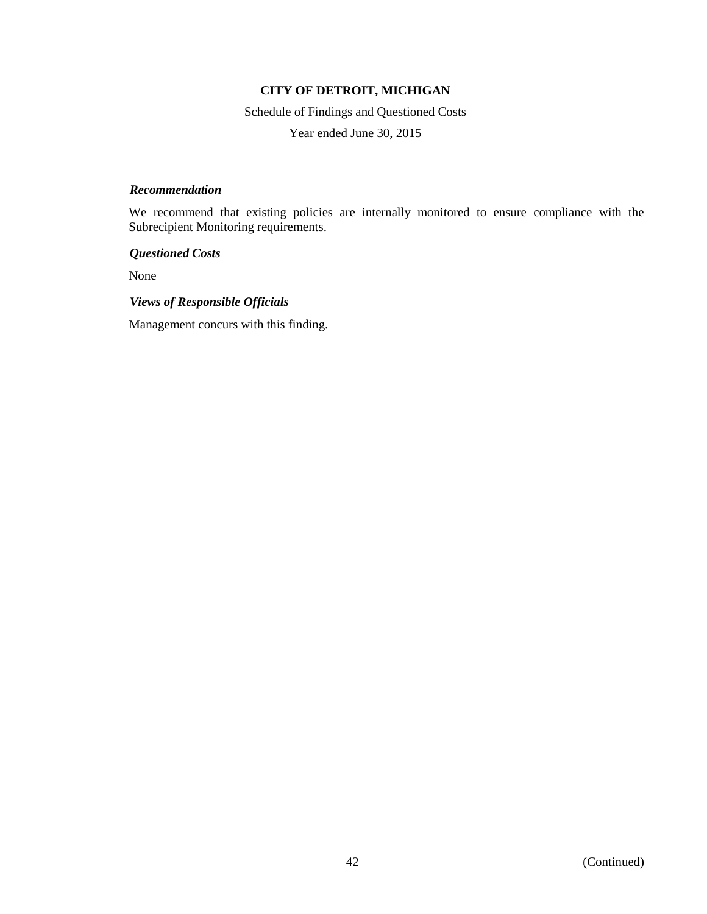*Recommendation*

We recommend that existing policies are internally monitored to ensure compliance with the Subrecipient Monitoring requirements.

*Questioned Costs*

None

*Views of Responsible Officials*

Management concurs with this finding.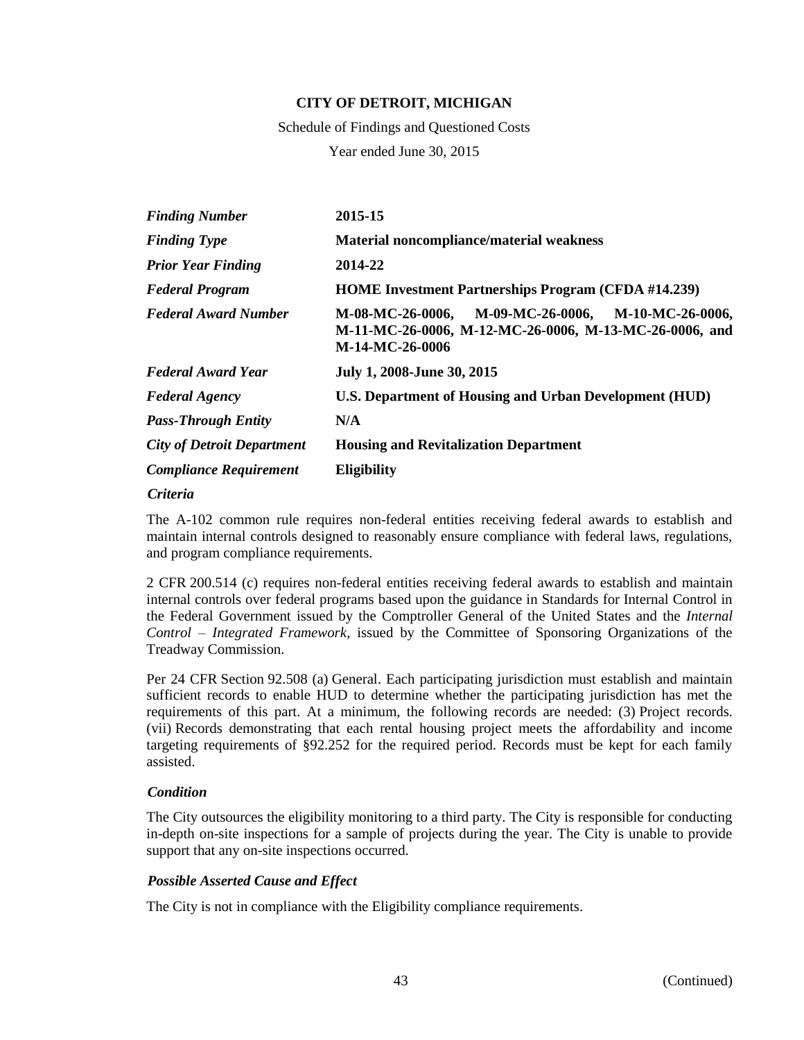# CITY OF DETROIT, MICHIGAN

Schedule of Findings and Questioned Costs

Year ended June 30, 2015

| | |
|---|---|
| ***Finding Number*** | **2015-15** |
| ***Finding Type*** | **Material noncompliance/material weakness** |
| ***Prior Year Finding*** | **2014-22** |
| ***Federal Program*** | **HOME Investment Partnerships Program (CFDA #14.239)** |
| ***Federal Award Number*** | **M-08-MC-26-0006, M-09-MC-26-0006, M-10-MC-26-0006, M-11-MC-26-0006, M-12-MC-26-0006, M-13-MC-26-0006, and M-14-MC-26-0006** |
| ***Federal Award Year*** | **July 1, 2008-June 30, 2015** |
| ***Federal Agency*** | **U.S. Department of Housing and Urban Development (HUD)** |
| ***Pass-Through Entity*** | **N/A** |
| ***City of Detroit Department*** | **Housing and Revitalization Department** |
| ***Compliance Requirement*** | **Eligibility** |

***Criteria***

The A-102 common rule requires non-federal entities receiving federal awards to establish and maintain internal controls designed to reasonably ensure compliance with federal laws, regulations, and program compliance requirements.

2 CFR 200.514 (c) requires non-federal entities receiving federal awards to establish and maintain internal controls over federal programs based upon the guidance in Standards for Internal Control in the Federal Government issued by the Comptroller General of the United States and the *Internal Control – Integrated Framework*, issued by the Committee of Sponsoring Organizations of the Treadway Commission.

Per 24 CFR Section 92.508 (a) General. Each participating jurisdiction must establish and maintain sufficient records to enable HUD to determine whether the participating jurisdiction has met the requirements of this part. At a minimum, the following records are needed: (3) Project records. (vii) Records demonstrating that each rental housing project meets the affordability and income targeting requirements of §92.252 for the required period. Records must be kept for each family assisted.

***Condition***

The City outsources the eligibility monitoring to a third party. The City is responsible for conducting in-depth on-site inspections for a sample of projects during the year. The City is unable to provide support that any on-site inspections occurred.

***Possible Asserted Cause and Effect***

The City is not in compliance with the Eligibility compliance requirements.

(Continued)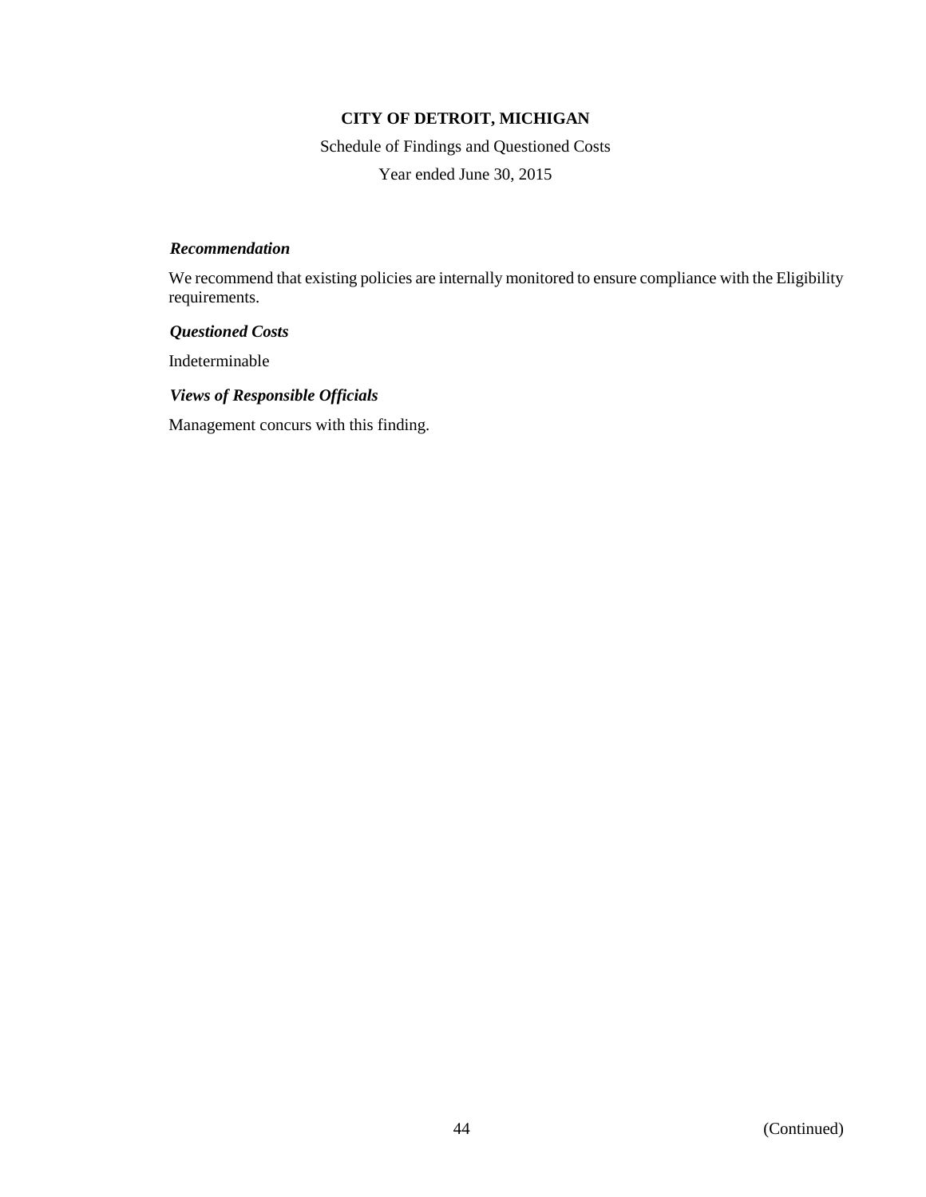# CITY OF DETROIT, MICHIGAN

Schedule of Findings and Questioned Costs

Year ended June 30, 2015

***Recommendation***

We recommend that existing policies are internally monitored to ensure compliance with the Eligibility requirements.

***Questioned Costs***

Indeterminable

***Views of Responsible Officials***

Management concurs with this finding.

(Continued)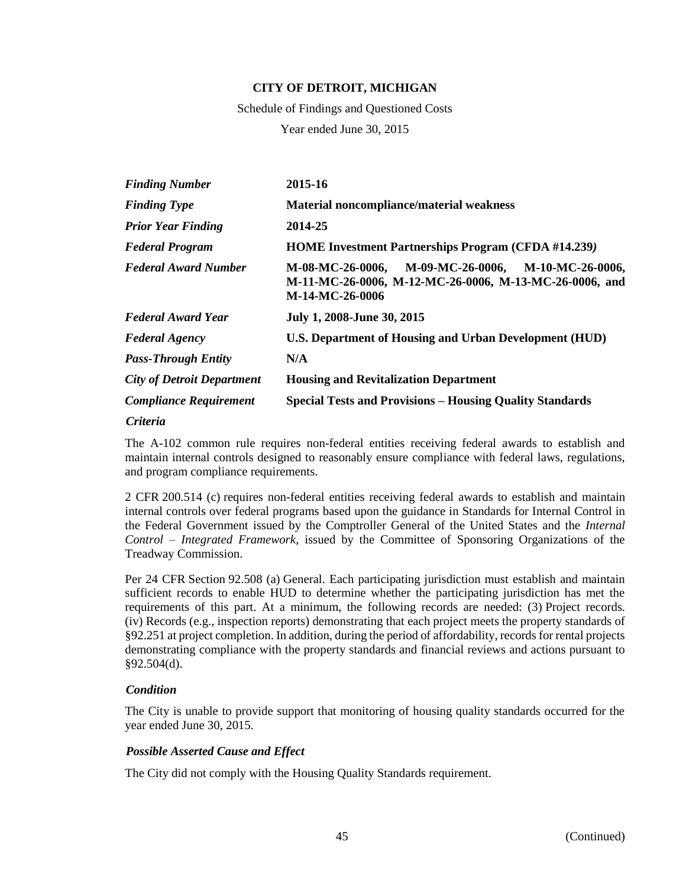**CITY OF DETROIT, MICHIGAN**

Schedule of Findings and Questioned Costs

Year ended June 30, 2015

| | |
|---|---|
| ***Finding Number*** | **2015-16** |
| ***Finding Type*** | **Material noncompliance/material weakness** |
| ***Prior Year Finding*** | **2014-25** |
| ***Federal Program*** | **HOME Investment Partnerships Program (CFDA #14.239)** |
| ***Federal Award Number*** | **M-08-MC-26-0006, M-09-MC-26-0006, M-10-MC-26-0006, M-11-MC-26-0006, M-12-MC-26-0006, M-13-MC-26-0006, and M-14-MC-26-0006** |
| ***Federal Award Year*** | **July 1, 2008-June 30, 2015** |
| ***Federal Agency*** | **U.S. Department of Housing and Urban Development (HUD)** |
| ***Pass-Through Entity*** | **N/A** |
| ***City of Detroit Department*** | **Housing and Revitalization Department** |
| ***Compliance Requirement*** | **Special Tests and Provisions – Housing Quality Standards** |

***Criteria***

The A-102 common rule requires non-federal entities receiving federal awards to establish and maintain internal controls designed to reasonably ensure compliance with federal laws, regulations, and program compliance requirements.

2 CFR 200.514 (c) requires non-federal entities receiving federal awards to establish and maintain internal controls over federal programs based upon the guidance in Standards for Internal Control in the Federal Government issued by the Comptroller General of the United States and the *Internal Control – Integrated Framework*, issued by the Committee of Sponsoring Organizations of the Treadway Commission.

Per 24 CFR Section 92.508 (a) General. Each participating jurisdiction must establish and maintain sufficient records to enable HUD to determine whether the participating jurisdiction has met the requirements of this part. At a minimum, the following records are needed: (3) Project records. (iv) Records (e.g., inspection reports) demonstrating that each project meets the property standards of §92.251 at project completion. In addition, during the period of affordability, records for rental projects demonstrating compliance with the property standards and financial reviews and actions pursuant to §92.504(d).

***Condition***

The City is unable to provide support that monitoring of housing quality standards occurred for the year ended June 30, 2015.

***Possible Asserted Cause and Effect***

The City did not comply with the Housing Quality Standards requirement.

(Continued)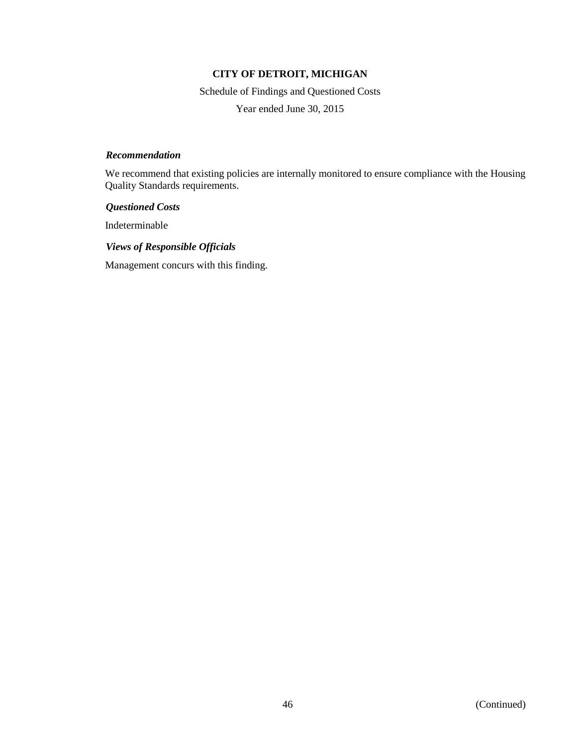**CITY OF DETROIT, MICHIGAN**

Schedule of Findings and Questioned Costs

Year ended June 30, 2015

***Recommendation***

We recommend that existing policies are internally monitored to ensure compliance with the Housing Quality Standards requirements.

***Questioned Costs***

Indeterminable

***Views of Responsible Officials***

Management concurs with this finding.

(Continued)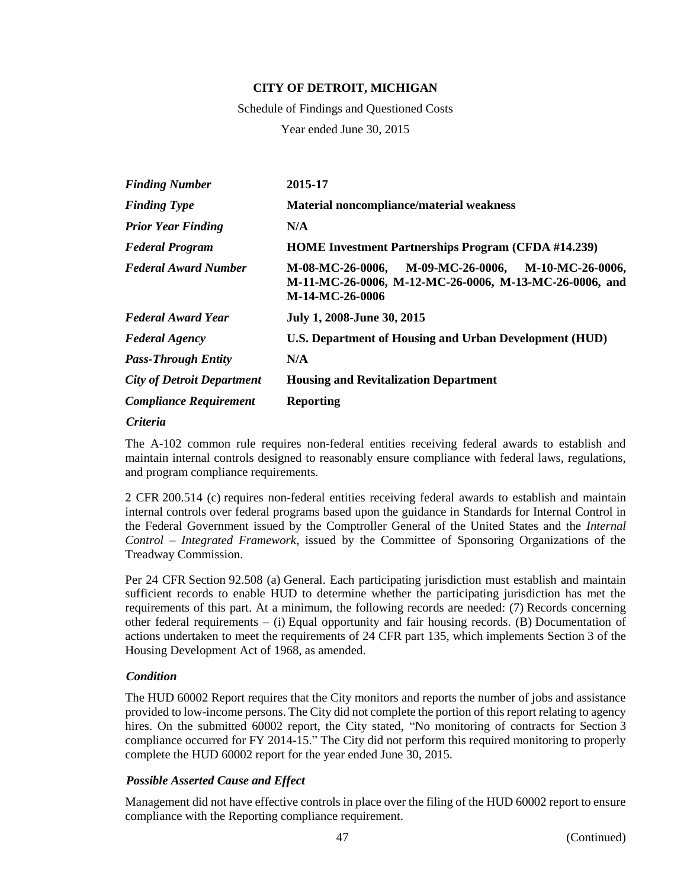**CITY OF DETROIT, MICHIGAN**

Schedule of Findings and Questioned Costs

Year ended June 30, 2015

| | |
|---|---|
| ***Finding Number*** | **2015-17** |
| ***Finding Type*** | **Material noncompliance/material weakness** |
| ***Prior Year Finding*** | **N/A** |
| ***Federal Program*** | **HOME Investment Partnerships Program (CFDA #14.239)** |
| ***Federal Award Number*** | **M-08-MC-26-0006, M-09-MC-26-0006, M-10-MC-26-0006, M-11-MC-26-0006, M-12-MC-26-0006, M-13-MC-26-0006, and M-14-MC-26-0006** |
| ***Federal Award Year*** | **July 1, 2008-June 30, 2015** |
| ***Federal Agency*** | **U.S. Department of Housing and Urban Development (HUD)** |
| ***Pass-Through Entity*** | **N/A** |
| ***City of Detroit Department*** | **Housing and Revitalization Department** |
| ***Compliance Requirement*** | **Reporting** |

***Criteria***

The A-102 common rule requires non-federal entities receiving federal awards to establish and maintain internal controls designed to reasonably ensure compliance with federal laws, regulations, and program compliance requirements.

2 CFR 200.514 (c) requires non-federal entities receiving federal awards to establish and maintain internal controls over federal programs based upon the guidance in Standards for Internal Control in the Federal Government issued by the Comptroller General of the United States and the *Internal Control – Integrated Framework*, issued by the Committee of Sponsoring Organizations of the Treadway Commission.

Per 24 CFR Section 92.508 (a) General. Each participating jurisdiction must establish and maintain sufficient records to enable HUD to determine whether the participating jurisdiction has met the requirements of this part. At a minimum, the following records are needed: (7) Records concerning other federal requirements – (i) Equal opportunity and fair housing records. (B) Documentation of actions undertaken to meet the requirements of 24 CFR part 135, which implements Section 3 of the Housing Development Act of 1968, as amended.

***Condition***

The HUD 60002 Report requires that the City monitors and reports the number of jobs and assistance provided to low-income persons. The City did not complete the portion of this report relating to agency hires. On the submitted 60002 report, the City stated, "No monitoring of contracts for Section 3 compliance occurred for FY 2014-15." The City did not perform this required monitoring to properly complete the HUD 60002 report for the year ended June 30, 2015.

***Possible Asserted Cause and Effect***

Management did not have effective controls in place over the filing of the HUD 60002 report to ensure compliance with the Reporting compliance requirement.

(Continued)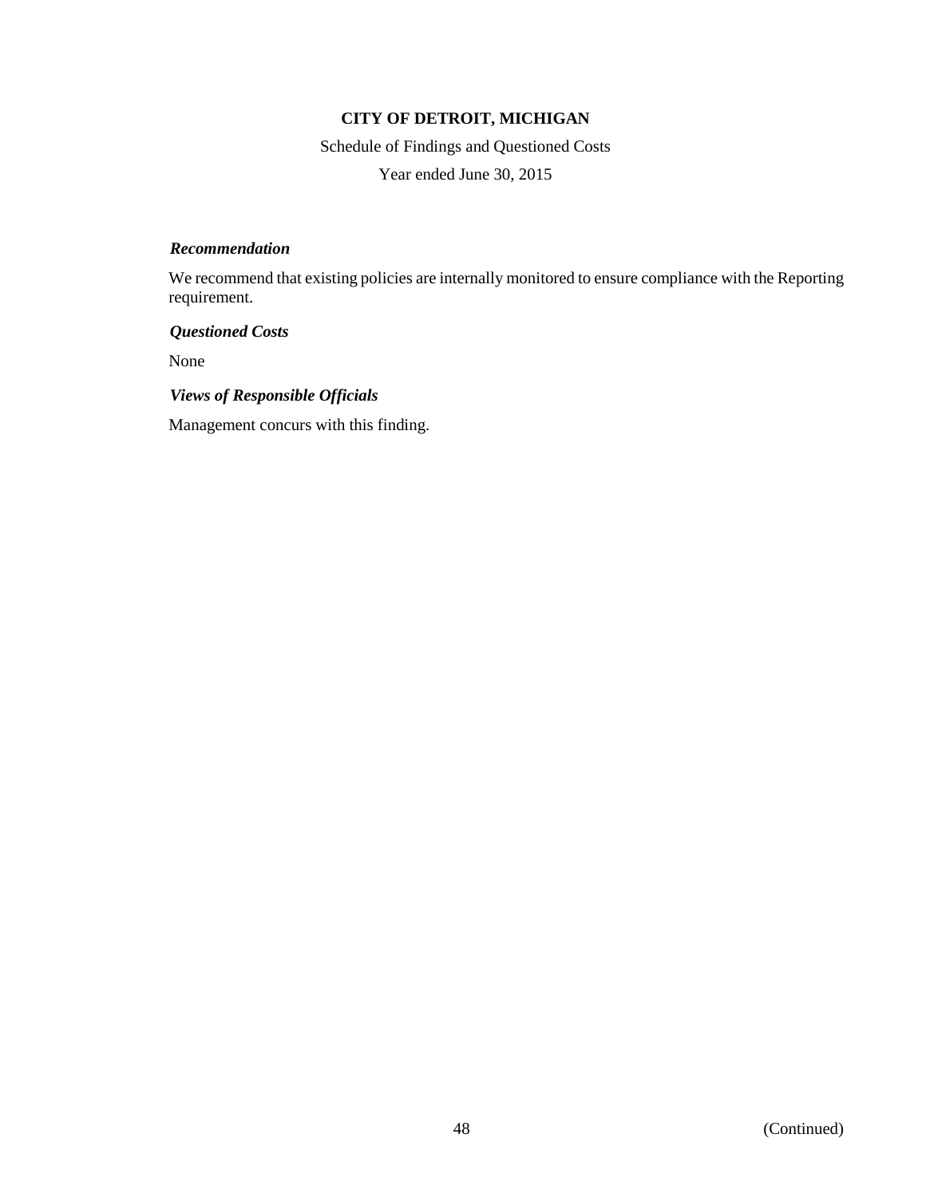**CITY OF DETROIT, MICHIGAN**

Schedule of Findings and Questioned Costs

Year ended June 30, 2015

***Recommendation***

We recommend that existing policies are internally monitored to ensure compliance with the Reporting requirement.

***Questioned Costs***

None

***Views of Responsible Officials***

Management concurs with this finding.

(Continued)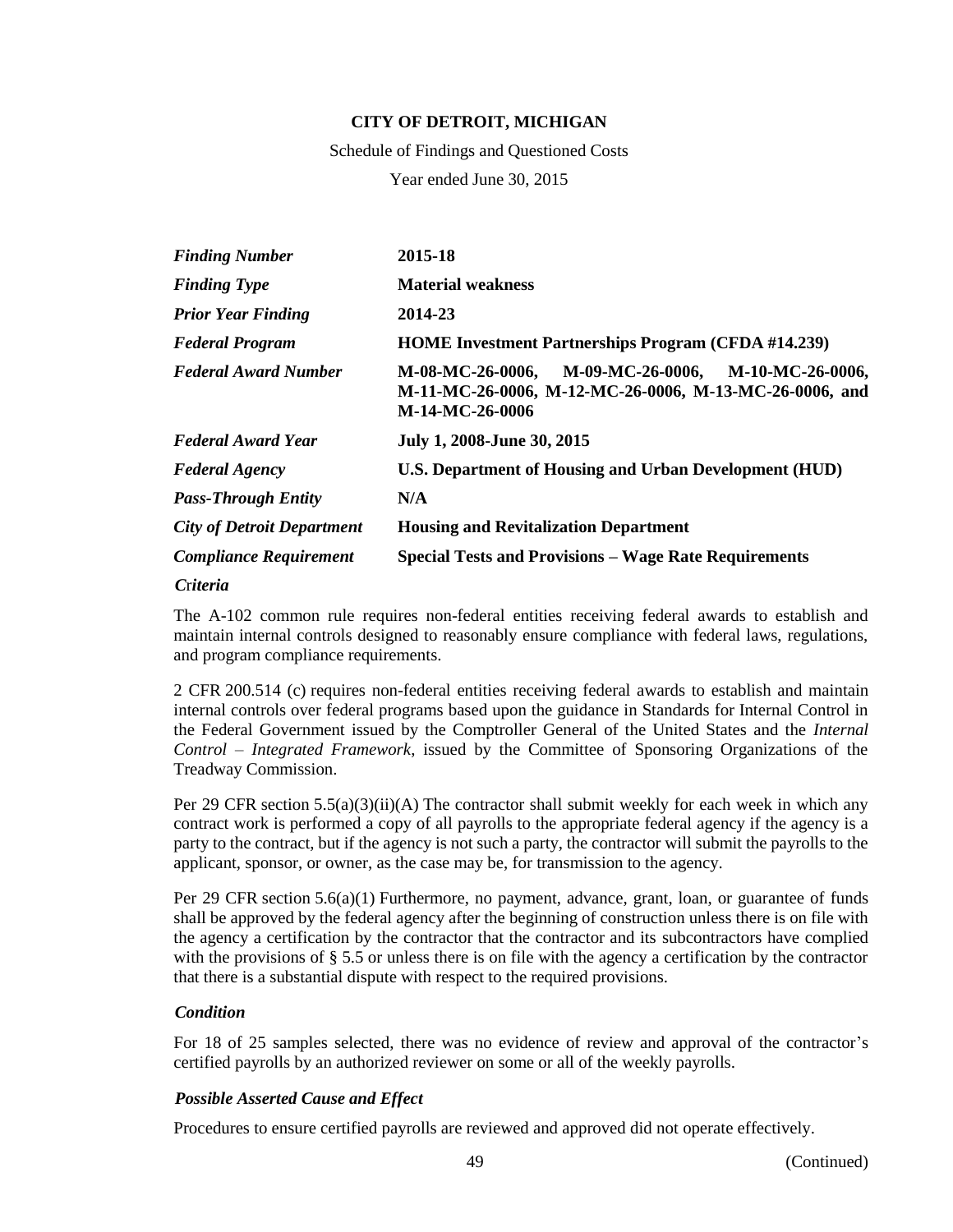**CITY OF DETROIT, MICHIGAN**

Schedule of Findings and Questioned Costs

Year ended June 30, 2015

| | |
|---|---|
| ***Finding Number*** | **2015-18** |
| ***Finding Type*** | **Material weakness** |
| ***Prior Year Finding*** | **2014-23** |
| ***Federal Program*** | **HOME Investment Partnerships Program (CFDA #14.239)** |
| ***Federal Award Number*** | **M-08-MC-26-0006, M-09-MC-26-0006, M-10-MC-26-0006, M-11-MC-26-0006, M-12-MC-26-0006, M-13-MC-26-0006, and M-14-MC-26-0006** |
| ***Federal Award Year*** | **July 1, 2008-June 30, 2015** |
| ***Federal Agency*** | **U.S. Department of Housing and Urban Development (HUD)** |
| ***Pass-Through Entity*** | **N/A** |
| ***City of Detroit Department*** | **Housing and Revitalization Department** |
| ***Compliance Requirement*** | **Special Tests and Provisions – Wage Rate Requirements** |

***Criteria***

The A-102 common rule requires non-federal entities receiving federal awards to establish and maintain internal controls designed to reasonably ensure compliance with federal laws, regulations, and program compliance requirements.

2 CFR 200.514 (c) requires non-federal entities receiving federal awards to establish and maintain internal controls over federal programs based upon the guidance in Standards for Internal Control in the Federal Government issued by the Comptroller General of the United States and the *Internal Control – Integrated Framework*, issued by the Committee of Sponsoring Organizations of the Treadway Commission.

Per 29 CFR section 5.5(a)(3)(ii)(A) The contractor shall submit weekly for each week in which any contract work is performed a copy of all payrolls to the appropriate federal agency if the agency is a party to the contract, but if the agency is not such a party, the contractor will submit the payrolls to the applicant, sponsor, or owner, as the case may be, for transmission to the agency.

Per 29 CFR section 5.6(a)(1) Furthermore, no payment, advance, grant, loan, or guarantee of funds shall be approved by the federal agency after the beginning of construction unless there is on file with the agency a certification by the contractor that the contractor and its subcontractors have complied with the provisions of § 5.5 or unless there is on file with the agency a certification by the contractor that there is a substantial dispute with respect to the required provisions.

***Condition***

For 18 of 25 samples selected, there was no evidence of review and approval of the contractor's certified payrolls by an authorized reviewer on some or all of the weekly payrolls.

***Possible Asserted Cause and Effect***

Procedures to ensure certified payrolls are reviewed and approved did not operate effectively.

(Continued)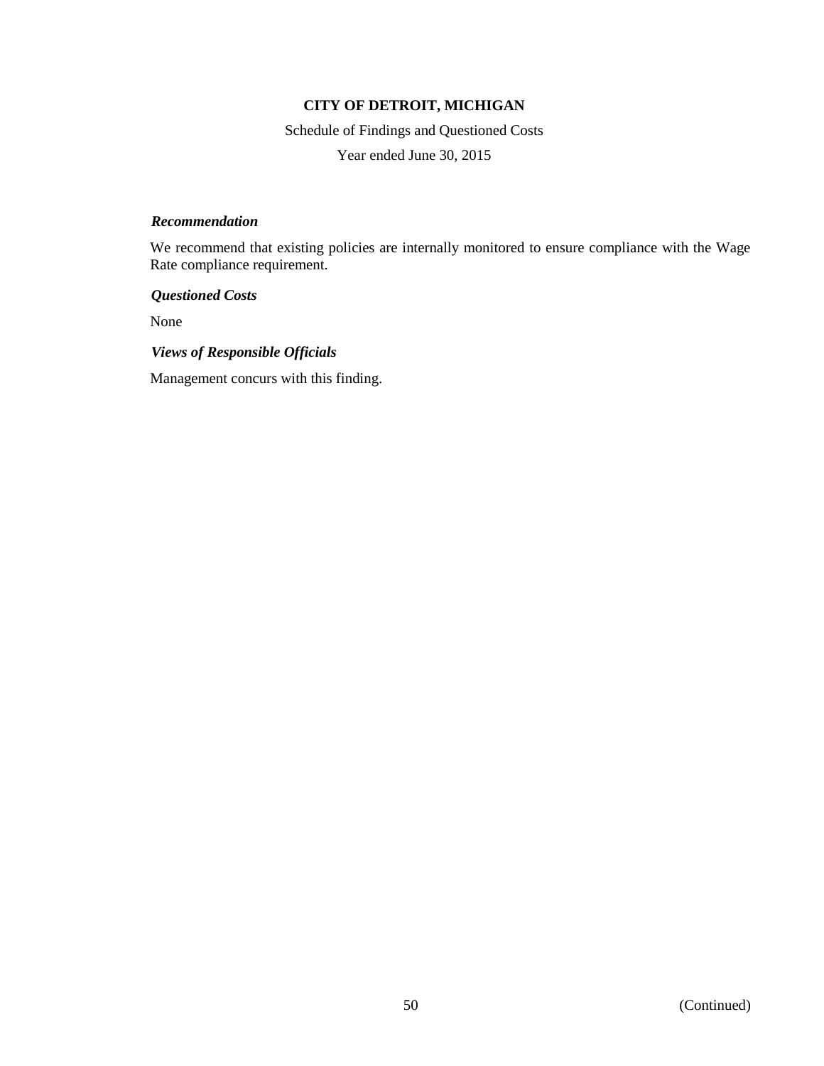*Recommendation*

We recommend that existing policies are internally monitored to ensure compliance with the Wage Rate compliance requirement.

*Questioned Costs*

None

*Views of Responsible Officials*

Management concurs with this finding.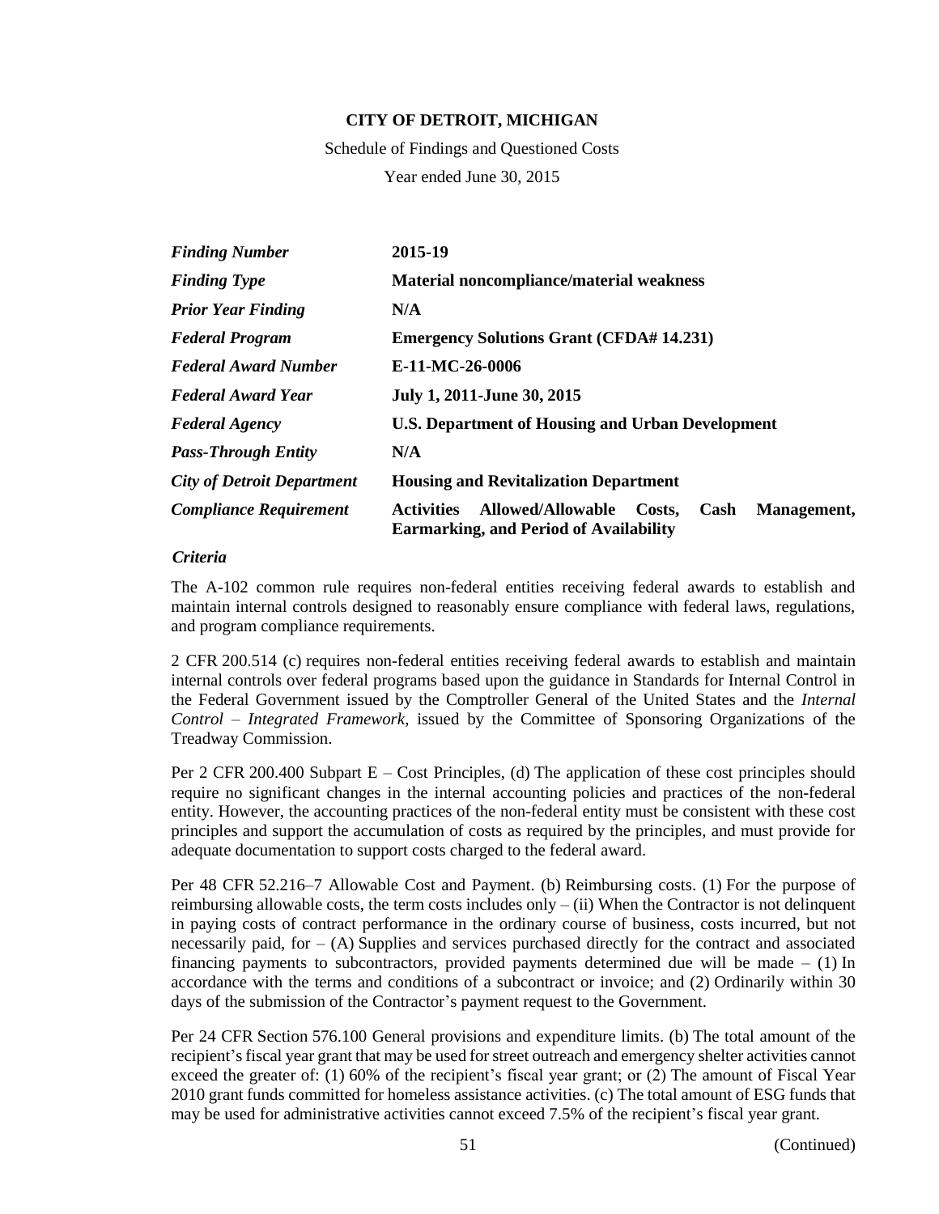**CITY OF DETROIT, MICHIGAN**

Schedule of Findings and Questioned Costs

Year ended June 30, 2015

| | |
|---|---|
| ***Finding Number*** | **2015-19** |
| ***Finding Type*** | **Material noncompliance/material weakness** |
| ***Prior Year Finding*** | **N/A** |
| ***Federal Program*** | **Emergency Solutions Grant (CFDA# 14.231)** |
| ***Federal Award Number*** | **E-11-MC-26-0006** |
| ***Federal Award Year*** | **July 1, 2011-June 30, 2015** |
| ***Federal Agency*** | **U.S. Department of Housing and Urban Development** |
| ***Pass-Through Entity*** | **N/A** |
| ***City of Detroit Department*** | **Housing and Revitalization Department** |
| ***Compliance Requirement*** | **Activities Allowed/Allowable Costs, Cash Management, Earmarking, and Period of Availability** |

*Criteria*

The A-102 common rule requires non-federal entities receiving federal awards to establish and maintain internal controls designed to reasonably ensure compliance with federal laws, regulations, and program compliance requirements.

2 CFR 200.514 (c) requires non-federal entities receiving federal awards to establish and maintain internal controls over federal programs based upon the guidance in Standards for Internal Control in the Federal Government issued by the Comptroller General of the United States and the *Internal Control – Integrated Framework*, issued by the Committee of Sponsoring Organizations of the Treadway Commission.

Per 2 CFR 200.400 Subpart E – Cost Principles, (d) The application of these cost principles should require no significant changes in the internal accounting policies and practices of the non-federal entity. However, the accounting practices of the non-federal entity must be consistent with these cost principles and support the accumulation of costs as required by the principles, and must provide for adequate documentation to support costs charged to the federal award.

Per 48 CFR 52.216–7 Allowable Cost and Payment. (b) Reimbursing costs. (1) For the purpose of reimbursing allowable costs, the term costs includes only – (ii) When the Contractor is not delinquent in paying costs of contract performance in the ordinary course of business, costs incurred, but not necessarily paid, for – (A) Supplies and services purchased directly for the contract and associated financing payments to subcontractors, provided payments determined due will be made – (1) In accordance with the terms and conditions of a subcontract or invoice; and (2) Ordinarily within 30 days of the submission of the Contractor's payment request to the Government.

Per 24 CFR Section 576.100 General provisions and expenditure limits. (b) The total amount of the recipient's fiscal year grant that may be used for street outreach and emergency shelter activities cannot exceed the greater of: (1) 60% of the recipient's fiscal year grant; or (2) The amount of Fiscal Year 2010 grant funds committed for homeless assistance activities. (c) The total amount of ESG funds that may be used for administrative activities cannot exceed 7.5% of the recipient's fiscal year grant.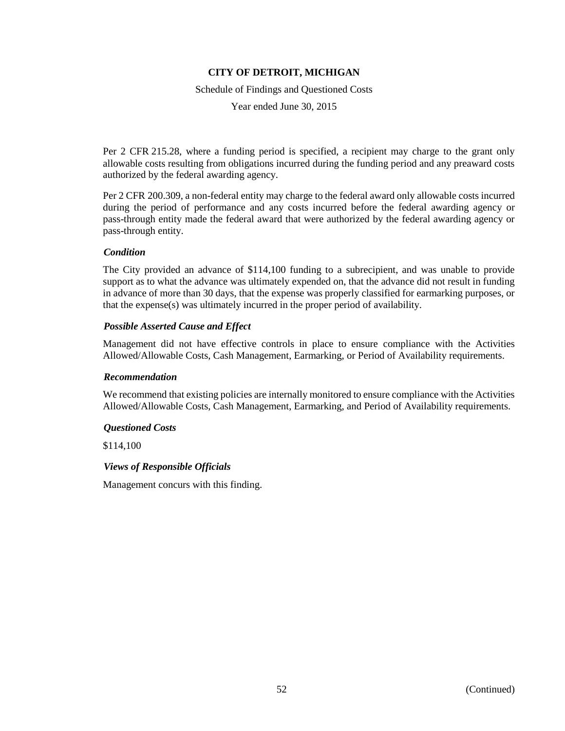Per 2 CFR 215.28, where a funding period is specified, a recipient may charge to the grant only allowable costs resulting from obligations incurred during the funding period and any preaward costs authorized by the federal awarding agency.

Per 2 CFR 200.309, a non-federal entity may charge to the federal award only allowable costs incurred during the period of performance and any costs incurred before the federal awarding agency or pass-through entity made the federal award that were authorized by the federal awarding agency or pass-through entity.

***Condition***

The City provided an advance of $114,100 funding to a subrecipient, and was unable to provide support as to what the advance was ultimately expended on, that the advance did not result in funding in advance of more than 30 days, that the expense was properly classified for earmarking purposes, or that the expense(s) was ultimately incurred in the proper period of availability.

***Possible Asserted Cause and Effect***

Management did not have effective controls in place to ensure compliance with the Activities Allowed/Allowable Costs, Cash Management, Earmarking, or Period of Availability requirements.

***Recommendation***

We recommend that existing policies are internally monitored to ensure compliance with the Activities Allowed/Allowable Costs, Cash Management, Earmarking, and Period of Availability requirements.

***Questioned Costs***

$114,100

***Views of Responsible Officials***

Management concurs with this finding.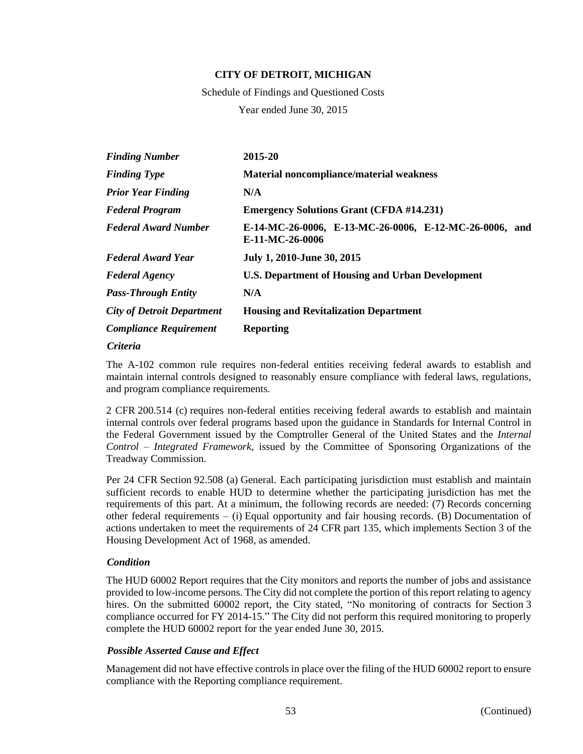**CITY OF DETROIT, MICHIGAN**

Schedule of Findings and Questioned Costs

Year ended June 30, 2015

| | |
|---|---|
| ***Finding Number*** | **2015-20** |
| ***Finding Type*** | **Material noncompliance/material weakness** |
| ***Prior Year Finding*** | **N/A** |
| ***Federal Program*** | **Emergency Solutions Grant (CFDA #14.231)** |
| ***Federal Award Number*** | **E-14-MC-26-0006, E-13-MC-26-0006, E-12-MC-26-0006, and E-11-MC-26-0006** |
| ***Federal Award Year*** | **July 1, 2010-June 30, 2015** |
| ***Federal Agency*** | **U.S. Department of Housing and Urban Development** |
| ***Pass-Through Entity*** | **N/A** |
| ***City of Detroit Department*** | **Housing and Revitalization Department** |
| ***Compliance Requirement*** | **Reporting** |

***Criteria***

The A-102 common rule requires non-federal entities receiving federal awards to establish and maintain internal controls designed to reasonably ensure compliance with federal laws, regulations, and program compliance requirements.

2 CFR 200.514 (c) requires non-federal entities receiving federal awards to establish and maintain internal controls over federal programs based upon the guidance in Standards for Internal Control in the Federal Government issued by the Comptroller General of the United States and the *Internal Control – Integrated Framework*, issued by the Committee of Sponsoring Organizations of the Treadway Commission.

Per 24 CFR Section 92.508 (a) General. Each participating jurisdiction must establish and maintain sufficient records to enable HUD to determine whether the participating jurisdiction has met the requirements of this part. At a minimum, the following records are needed: (7) Records concerning other federal requirements – (i) Equal opportunity and fair housing records. (B) Documentation of actions undertaken to meet the requirements of 24 CFR part 135, which implements Section 3 of the Housing Development Act of 1968, as amended.

***Condition***

The HUD 60002 Report requires that the City monitors and reports the number of jobs and assistance provided to low-income persons. The City did not complete the portion of this report relating to agency hires. On the submitted 60002 report, the City stated, "No monitoring of contracts for Section 3 compliance occurred for FY 2014-15." The City did not perform this required monitoring to properly complete the HUD 60002 report for the year ended June 30, 2015.

***Possible Asserted Cause and Effect***

Management did not have effective controls in place over the filing of the HUD 60002 report to ensure compliance with the Reporting compliance requirement.

(Continued)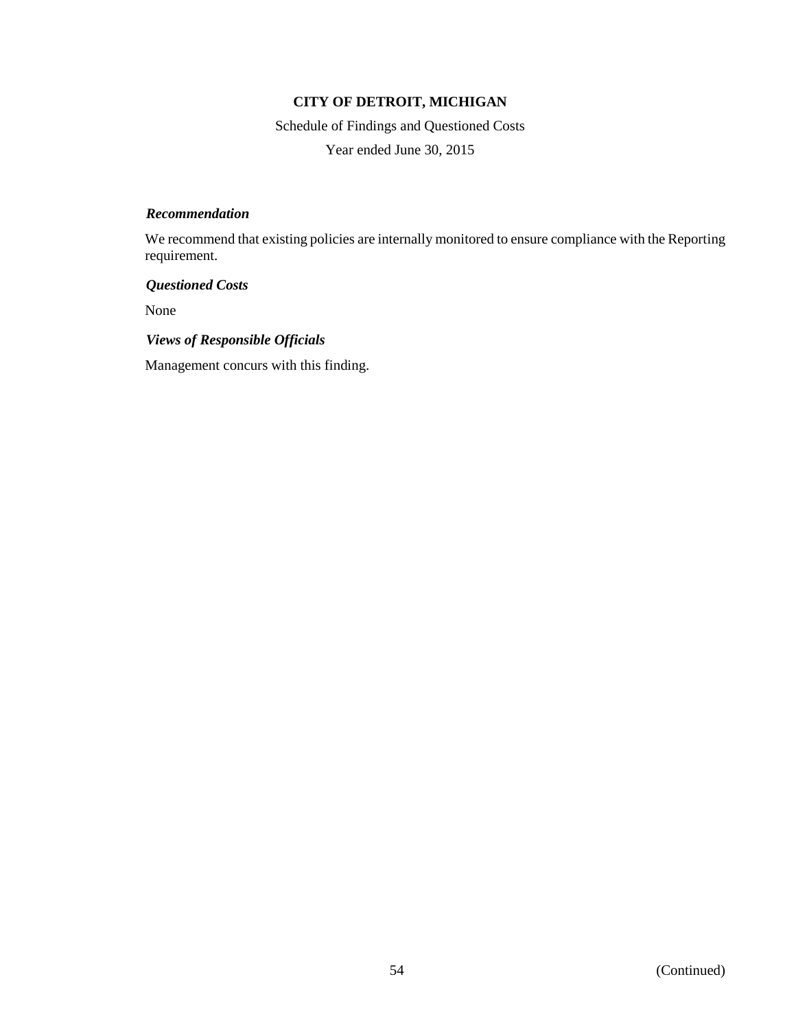**CITY OF DETROIT, MICHIGAN**

Schedule of Findings and Questioned Costs

Year ended June 30, 2015

***Recommendation***

We recommend that existing policies are internally monitored to ensure compliance with the Reporting requirement.

***Questioned Costs***

None

***Views of Responsible Officials***

Management concurs with this finding.

(Continued)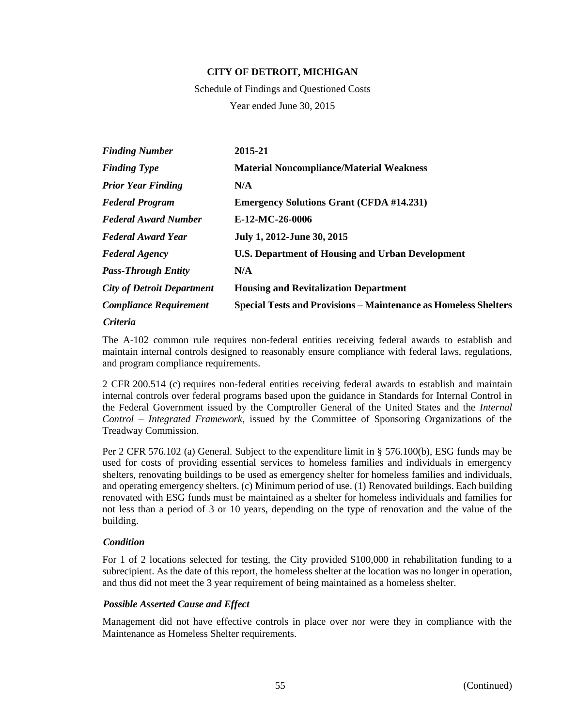**CITY OF DETROIT, MICHIGAN**

Schedule of Findings and Questioned Costs

Year ended June 30, 2015

| | |
|---|---|
| ***Finding Number*** | **2015-21** |
| ***Finding Type*** | **Material Noncompliance/Material Weakness** |
| ***Prior Year Finding*** | **N/A** |
| ***Federal Program*** | **Emergency Solutions Grant (CFDA #14.231)** |
| ***Federal Award Number*** | **E-12-MC-26-0006** |
| ***Federal Award Year*** | **July 1, 2012-June 30, 2015** |
| ***Federal Agency*** | **U.S. Department of Housing and Urban Development** |
| ***Pass-Through Entity*** | **N/A** |
| ***City of Detroit Department*** | **Housing and Revitalization Department** |
| ***Compliance Requirement*** | **Special Tests and Provisions – Maintenance as Homeless Shelters** |

***Criteria***

The A-102 common rule requires non-federal entities receiving federal awards to establish and maintain internal controls designed to reasonably ensure compliance with federal laws, regulations, and program compliance requirements.

2 CFR 200.514 (c) requires non-federal entities receiving federal awards to establish and maintain internal controls over federal programs based upon the guidance in Standards for Internal Control in the Federal Government issued by the Comptroller General of the United States and the *Internal Control – Integrated Framework*, issued by the Committee of Sponsoring Organizations of the Treadway Commission.

Per 2 CFR 576.102 (a) General. Subject to the expenditure limit in § 576.100(b), ESG funds may be used for costs of providing essential services to homeless families and individuals in emergency shelters, renovating buildings to be used as emergency shelter for homeless families and individuals, and operating emergency shelters. (c) Minimum period of use. (1) Renovated buildings. Each building renovated with ESG funds must be maintained as a shelter for homeless individuals and families for not less than a period of 3 or 10 years, depending on the type of renovation and the value of the building.

***Condition***

For 1 of 2 locations selected for testing, the City provided $100,000 in rehabilitation funding to a subrecipient. As the date of this report, the homeless shelter at the location was no longer in operation, and thus did not meet the 3 year requirement of being maintained as a homeless shelter.

***Possible Asserted Cause and Effect***

Management did not have effective controls in place over nor were they in compliance with the Maintenance as Homeless Shelter requirements.

(Continued)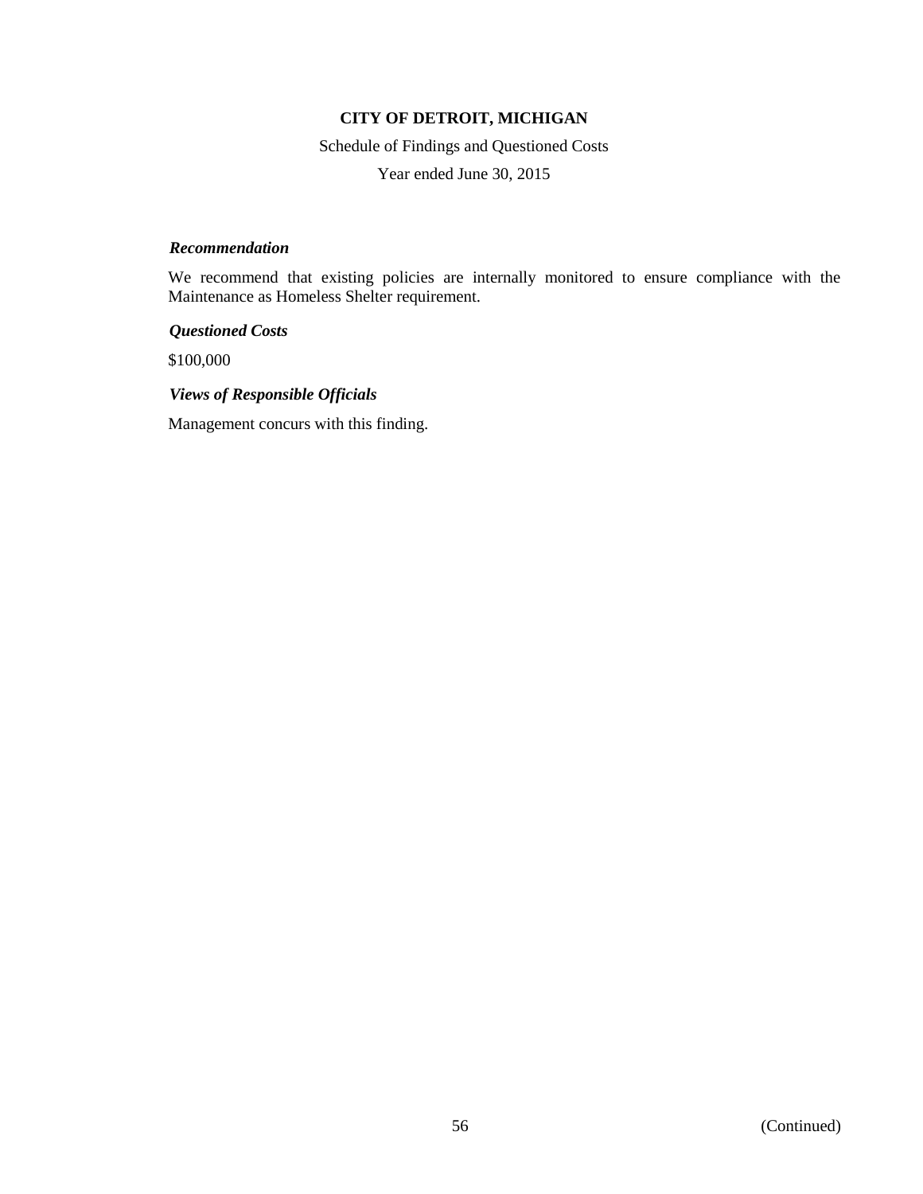### *Recommendation*

We recommend that existing policies are internally monitored to ensure compliance with the Maintenance as Homeless Shelter requirement.

### *Questioned Costs*

$100,000

### *Views of Responsible Officials*

Management concurs with this finding.

(Continued)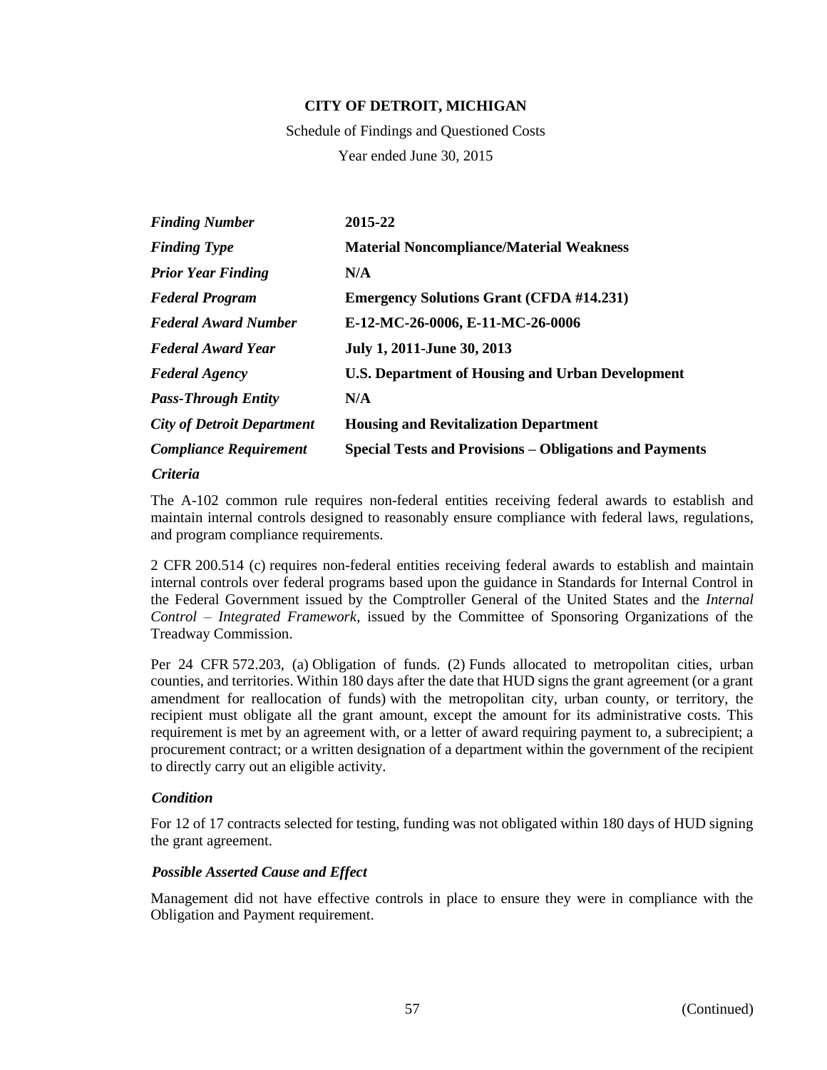**CITY OF DETROIT, MICHIGAN**

Schedule of Findings and Questioned Costs

Year ended June 30, 2015

| | |
|---|---|
| ***Finding Number*** | **2015-22** |
| ***Finding Type*** | **Material Noncompliance/Material Weakness** |
| ***Prior Year Finding*** | **N/A** |
| ***Federal Program*** | **Emergency Solutions Grant (CFDA #14.231)** |
| ***Federal Award Number*** | **E-12-MC-26-0006, E-11-MC-26-0006** |
| ***Federal Award Year*** | **July 1, 2011-June 30, 2013** |
| ***Federal Agency*** | **U.S. Department of Housing and Urban Development** |
| ***Pass-Through Entity*** | **N/A** |
| ***City of Detroit Department*** | **Housing and Revitalization Department** |
| ***Compliance Requirement*** | **Special Tests and Provisions – Obligations and Payments** |

***Criteria***

The A-102 common rule requires non-federal entities receiving federal awards to establish and maintain internal controls designed to reasonably ensure compliance with federal laws, regulations, and program compliance requirements.

2 CFR 200.514 (c) requires non-federal entities receiving federal awards to establish and maintain internal controls over federal programs based upon the guidance in Standards for Internal Control in the Federal Government issued by the Comptroller General of the United States and the *Internal Control – Integrated Framework*, issued by the Committee of Sponsoring Organizations of the Treadway Commission.

Per 24 CFR 572.203, (a) Obligation of funds. (2) Funds allocated to metropolitan cities, urban counties, and territories. Within 180 days after the date that HUD signs the grant agreement (or a grant amendment for reallocation of funds) with the metropolitan city, urban county, or territory, the recipient must obligate all the grant amount, except the amount for its administrative costs. This requirement is met by an agreement with, or a letter of award requiring payment to, a subrecipient; a procurement contract; or a written designation of a department within the government of the recipient to directly carry out an eligible activity.

***Condition***

For 12 of 17 contracts selected for testing, funding was not obligated within 180 days of HUD signing the grant agreement.

***Possible Asserted Cause and Effect***

Management did not have effective controls in place to ensure they were in compliance with the Obligation and Payment requirement.

(Continued)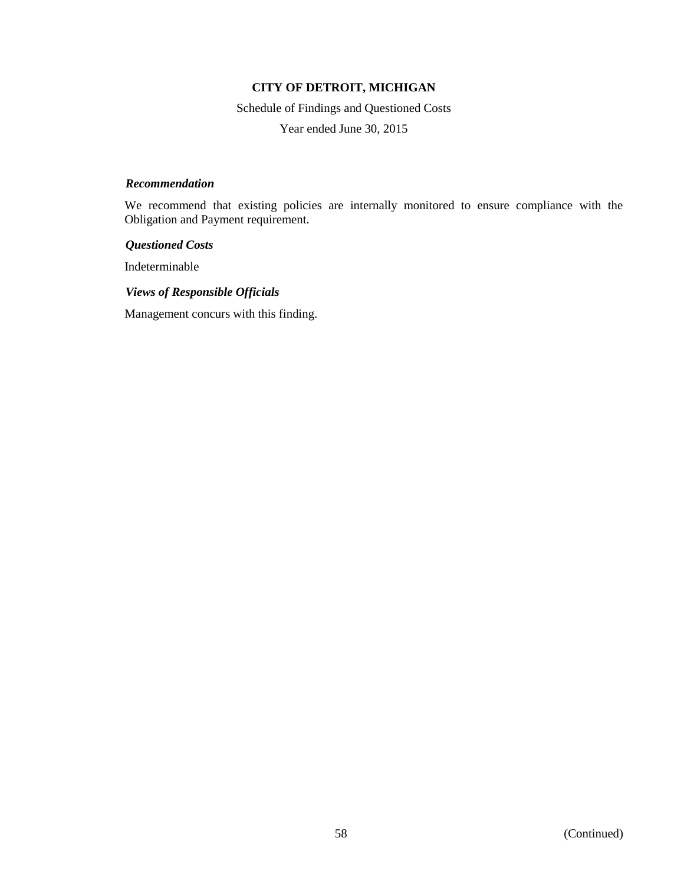**CITY OF DETROIT, MICHIGAN**

Schedule of Findings and Questioned Costs

Year ended June 30, 2015

***Recommendation***

We recommend that existing policies are internally monitored to ensure compliance with the Obligation and Payment requirement.

***Questioned Costs***

Indeterminable

***Views of Responsible Officials***

Management concurs with this finding.

(Continued)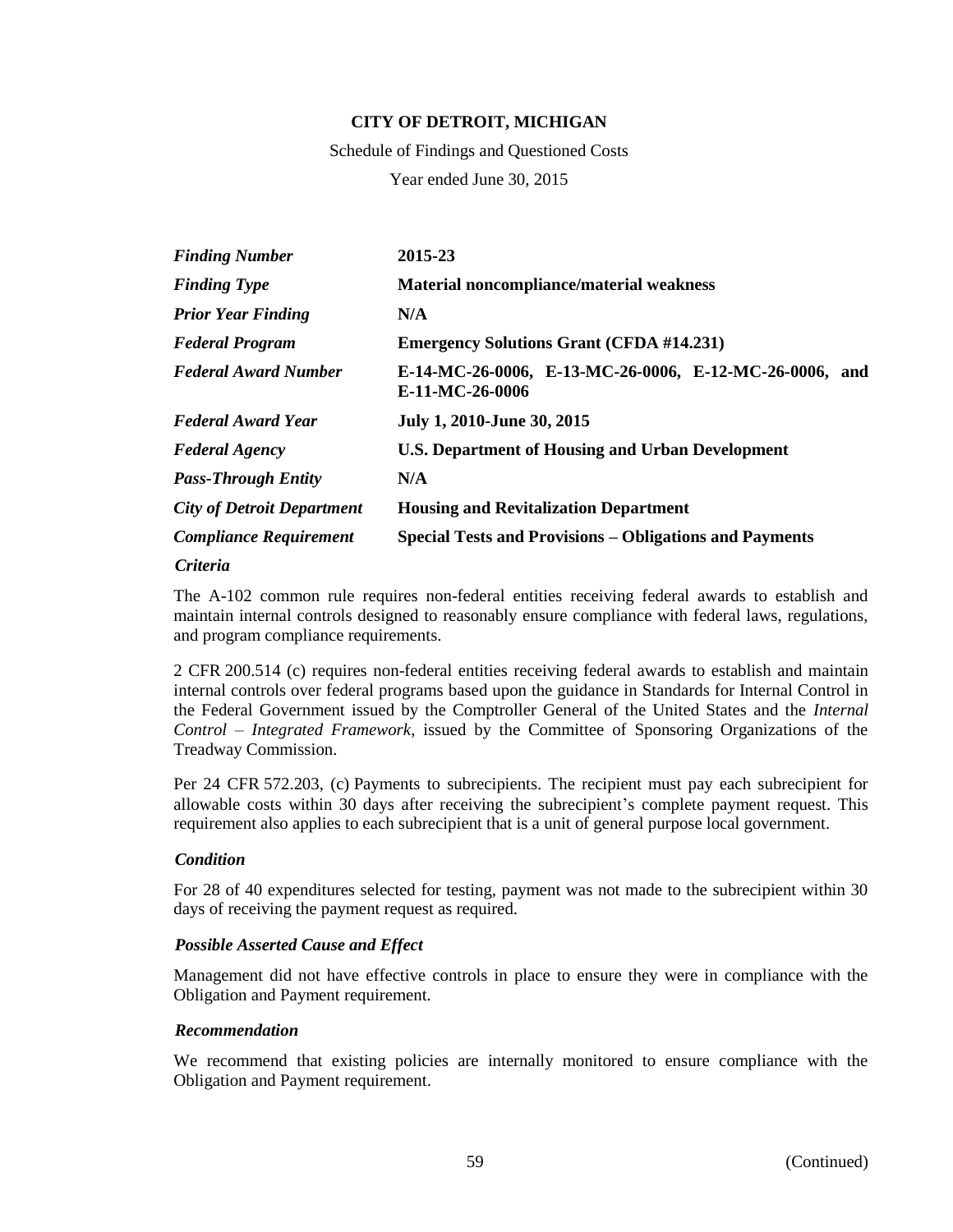**CITY OF DETROIT, MICHIGAN**

Schedule of Findings and Questioned Costs

Year ended June 30, 2015

| | |
|---|---|
| ***Finding Number*** | **2015-23** |
| ***Finding Type*** | **Material noncompliance/material weakness** |
| ***Prior Year Finding*** | **N/A** |
| ***Federal Program*** | **Emergency Solutions Grant (CFDA #14.231)** |
| ***Federal Award Number*** | **E-14-MC-26-0006, E-13-MC-26-0006, E-12-MC-26-0006, and E-11-MC-26-0006** |
| ***Federal Award Year*** | **July 1, 2010-June 30, 2015** |
| ***Federal Agency*** | **U.S. Department of Housing and Urban Development** |
| ***Pass-Through Entity*** | **N/A** |
| ***City of Detroit Department*** | **Housing and Revitalization Department** |
| ***Compliance Requirement*** | **Special Tests and Provisions – Obligations and Payments** |

***Criteria***

The A-102 common rule requires non-federal entities receiving federal awards to establish and maintain internal controls designed to reasonably ensure compliance with federal laws, regulations, and program compliance requirements.

2 CFR 200.514 (c) requires non-federal entities receiving federal awards to establish and maintain internal controls over federal programs based upon the guidance in Standards for Internal Control in the Federal Government issued by the Comptroller General of the United States and the *Internal Control – Integrated Framework*, issued by the Committee of Sponsoring Organizations of the Treadway Commission.

Per 24 CFR 572.203, (c) Payments to subrecipients. The recipient must pay each subrecipient for allowable costs within 30 days after receiving the subrecipient's complete payment request. This requirement also applies to each subrecipient that is a unit of general purpose local government.

***Condition***

For 28 of 40 expenditures selected for testing, payment was not made to the subrecipient within 30 days of receiving the payment request as required.

***Possible Asserted Cause and Effect***

Management did not have effective controls in place to ensure they were in compliance with the Obligation and Payment requirement.

***Recommendation***

We recommend that existing policies are internally monitored to ensure compliance with the Obligation and Payment requirement.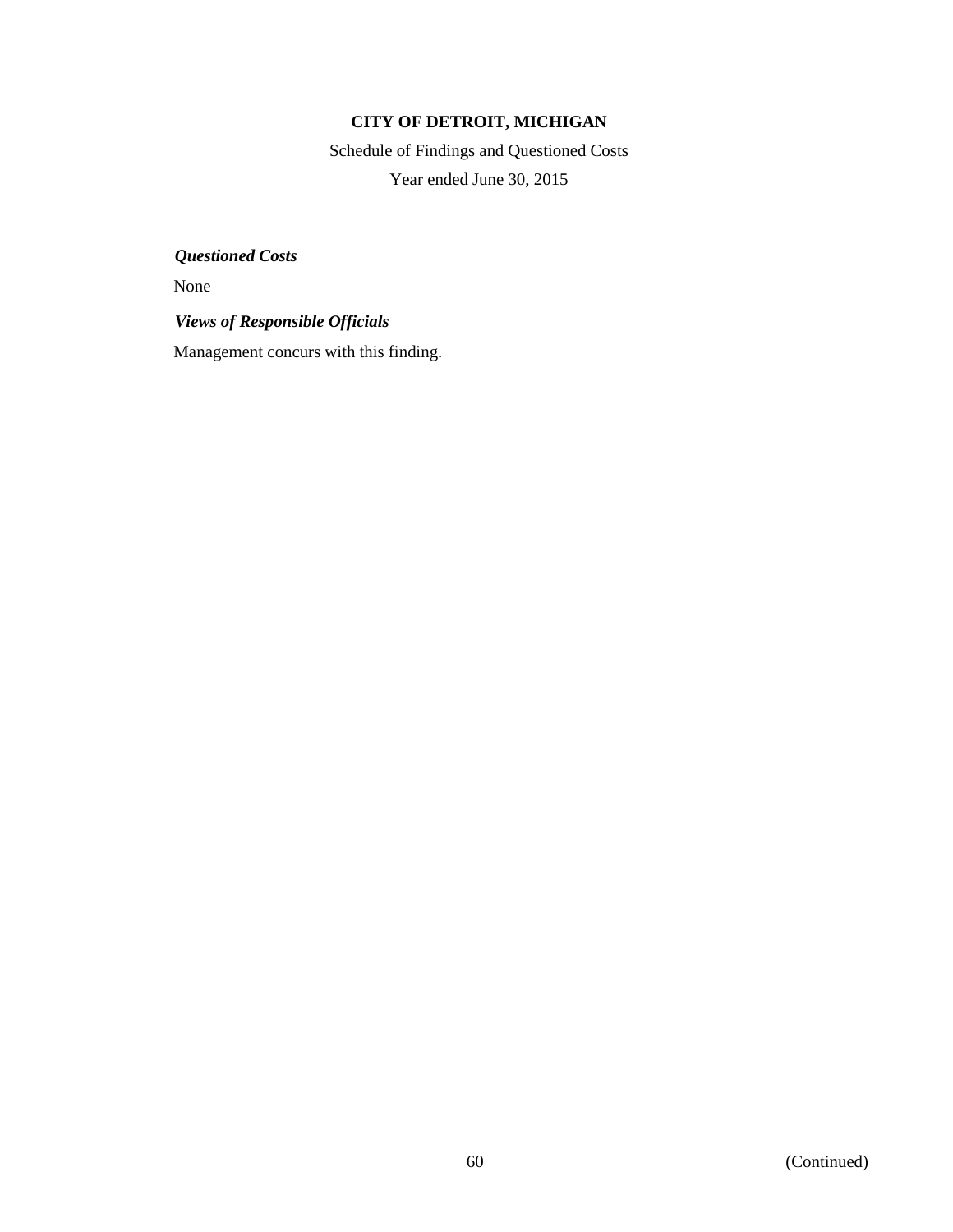**CITY OF DETROIT, MICHIGAN**

Schedule of Findings and Questioned Costs

Year ended June 30, 2015

***Questioned Costs***

None

***Views of Responsible Officials***

Management concurs with this finding.

(Continued)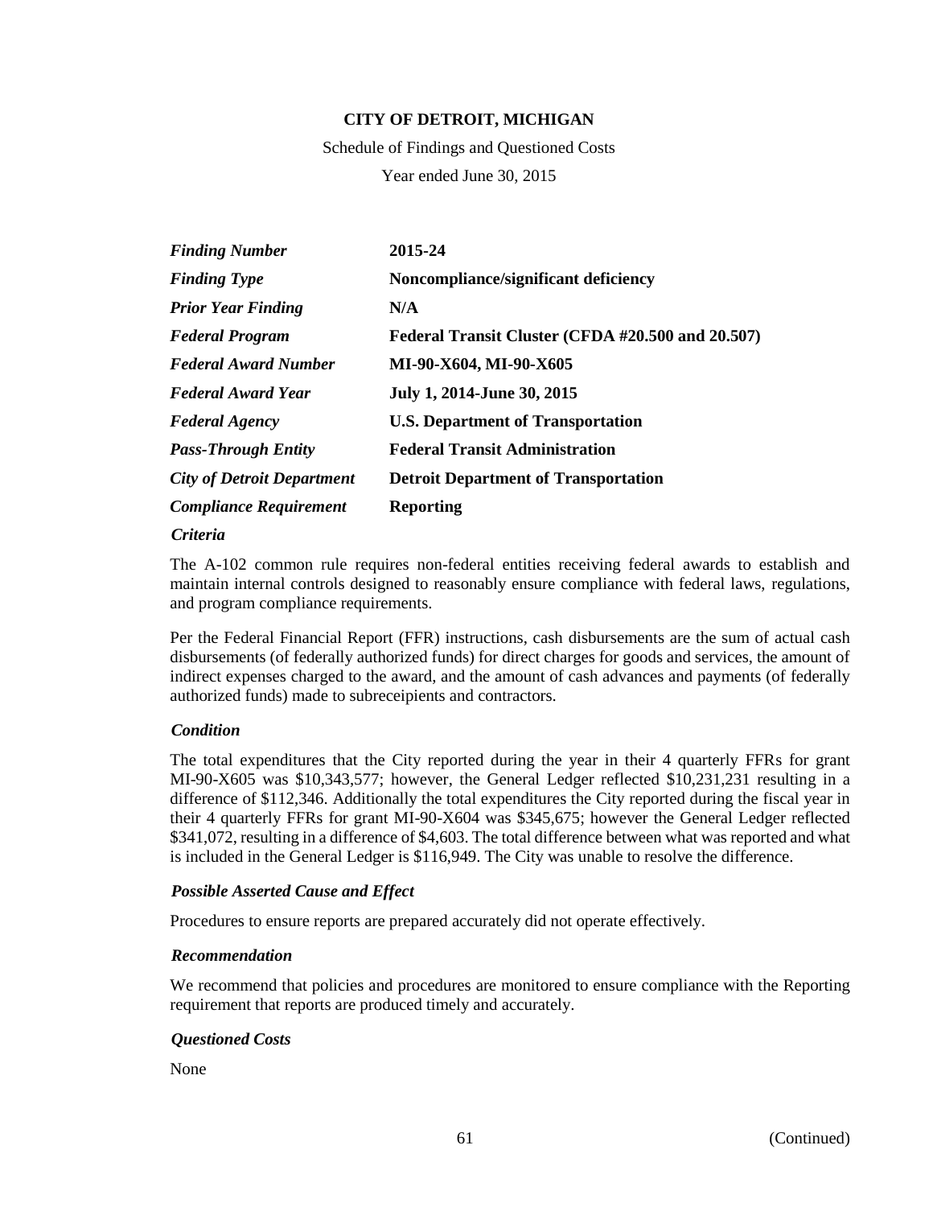**CITY OF DETROIT, MICHIGAN**

Schedule of Findings and Questioned Costs

Year ended June 30, 2015

| | |
|---|---|
| ***Finding Number*** | **2015-24** |
| ***Finding Type*** | **Noncompliance/significant deficiency** |
| ***Prior Year Finding*** | **N/A** |
| ***Federal Program*** | **Federal Transit Cluster (CFDA #20.500 and 20.507)** |
| ***Federal Award Number*** | **MI-90-X604, MI-90-X605** |
| ***Federal Award Year*** | **July 1, 2014-June 30, 2015** |
| ***Federal Agency*** | **U.S. Department of Transportation** |
| ***Pass-Through Entity*** | **Federal Transit Administration** |
| ***City of Detroit Department*** | **Detroit Department of Transportation** |
| ***Compliance Requirement*** | **Reporting** |

***Criteria***

The A-102 common rule requires non-federal entities receiving federal awards to establish and maintain internal controls designed to reasonably ensure compliance with federal laws, regulations, and program compliance requirements.

Per the Federal Financial Report (FFR) instructions, cash disbursements are the sum of actual cash disbursements (of federally authorized funds) for direct charges for goods and services, the amount of indirect expenses charged to the award, and the amount of cash advances and payments (of federally authorized funds) made to subreceipients and contractors.

***Condition***

The total expenditures that the City reported during the year in their 4 quarterly FFRs for grant MI-90-X605 was $10,343,577; however, the General Ledger reflected $10,231,231 resulting in a difference of $112,346. Additionally the total expenditures the City reported during the fiscal year in their 4 quarterly FFRs for grant MI-90-X604 was $345,675; however the General Ledger reflected $341,072, resulting in a difference of $4,603. The total difference between what was reported and what is included in the General Ledger is $116,949. The City was unable to resolve the difference.

***Possible Asserted Cause and Effect***

Procedures to ensure reports are prepared accurately did not operate effectively.

***Recommendation***

We recommend that policies and procedures are monitored to ensure compliance with the Reporting requirement that reports are produced timely and accurately.

***Questioned Costs***

None

(Continued)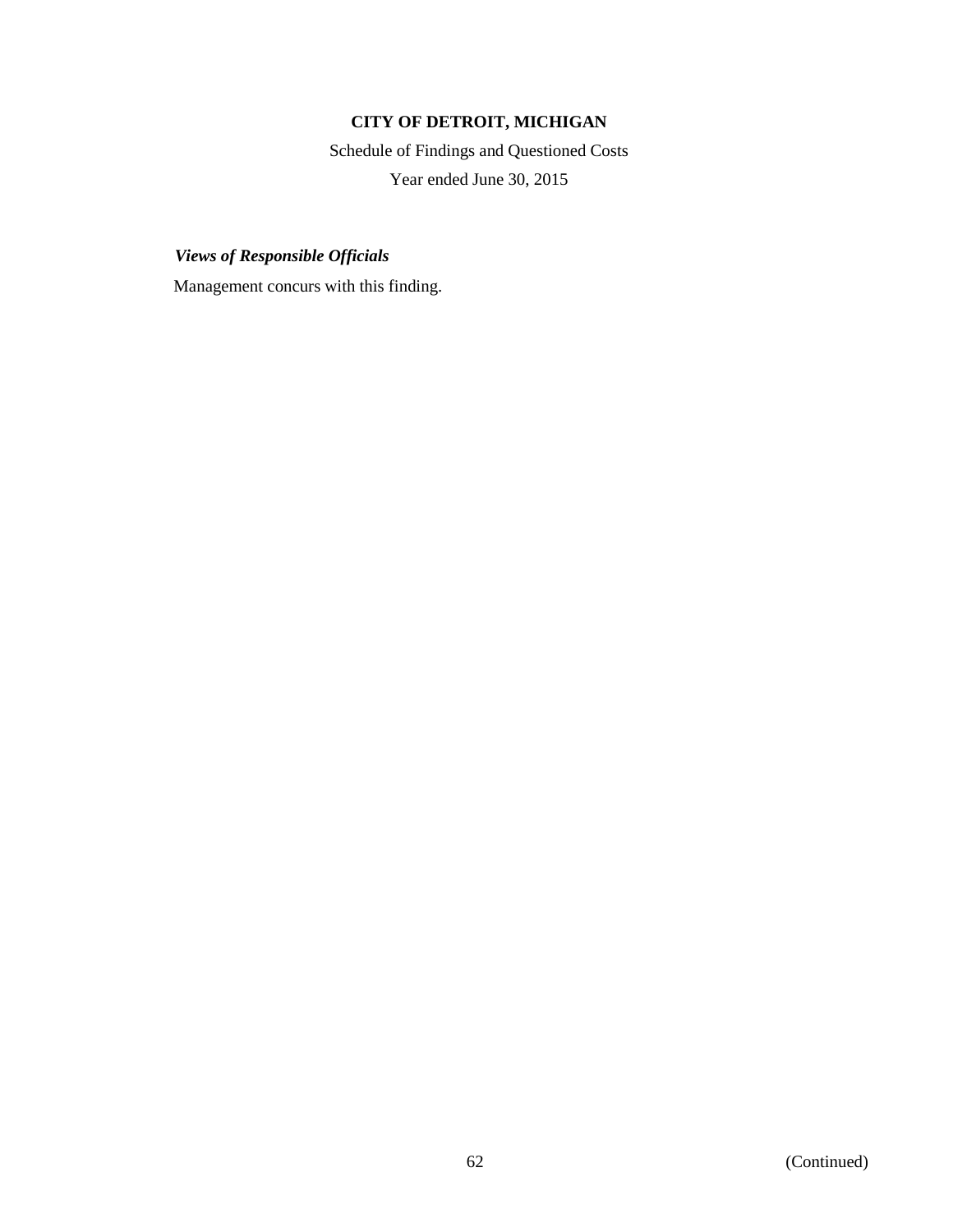***Views of Responsible Officials***

Management concurs with this finding.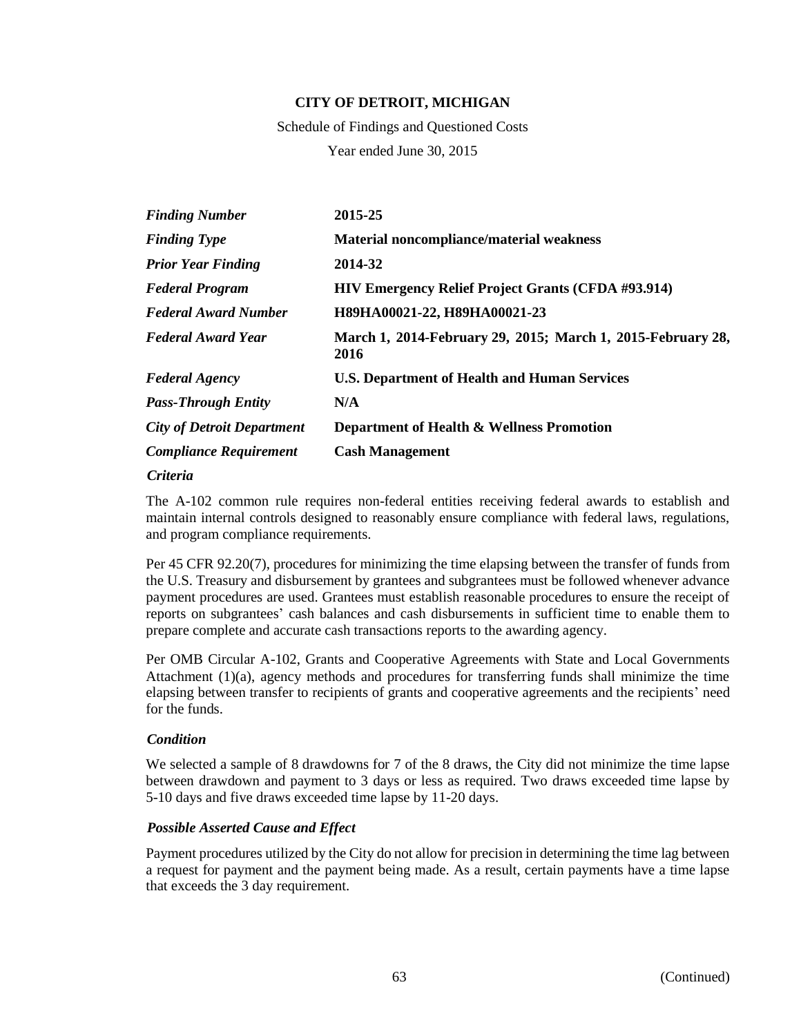**CITY OF DETROIT, MICHIGAN**

Schedule of Findings and Questioned Costs

Year ended June 30, 2015

| | |
|---|---|
| ***Finding Number*** | **2015-25** |
| ***Finding Type*** | **Material noncompliance/material weakness** |
| ***Prior Year Finding*** | **2014-32** |
| ***Federal Program*** | **HIV Emergency Relief Project Grants (CFDA #93.914)** |
| ***Federal Award Number*** | **H89HA00021-22, H89HA00021-23** |
| ***Federal Award Year*** | **March 1, 2014-February 29, 2015; March 1, 2015-February 28, 2016** |
| ***Federal Agency*** | **U.S. Department of Health and Human Services** |
| ***Pass-Through Entity*** | **N/A** |
| ***City of Detroit Department*** | **Department of Health & Wellness Promotion** |
| ***Compliance Requirement*** | **Cash Management** |

***Criteria***

The A-102 common rule requires non-federal entities receiving federal awards to establish and maintain internal controls designed to reasonably ensure compliance with federal laws, regulations, and program compliance requirements.

Per 45 CFR 92.20(7), procedures for minimizing the time elapsing between the transfer of funds from the U.S. Treasury and disbursement by grantees and subgrantees must be followed whenever advance payment procedures are used. Grantees must establish reasonable procedures to ensure the receipt of reports on subgrantees' cash balances and cash disbursements in sufficient time to enable them to prepare complete and accurate cash transactions reports to the awarding agency.

Per OMB Circular A-102, Grants and Cooperative Agreements with State and Local Governments Attachment (1)(a), agency methods and procedures for transferring funds shall minimize the time elapsing between transfer to recipients of grants and cooperative agreements and the recipients' need for the funds.

***Condition***

We selected a sample of 8 drawdowns for 7 of the 8 draws, the City did not minimize the time lapse between drawdown and payment to 3 days or less as required. Two draws exceeded time lapse by 5-10 days and five draws exceeded time lapse by 11-20 days.

***Possible Asserted Cause and Effect***

Payment procedures utilized by the City do not allow for precision in determining the time lag between a request for payment and the payment being made. As a result, certain payments have a time lapse that exceeds the 3 day requirement.

(Continued)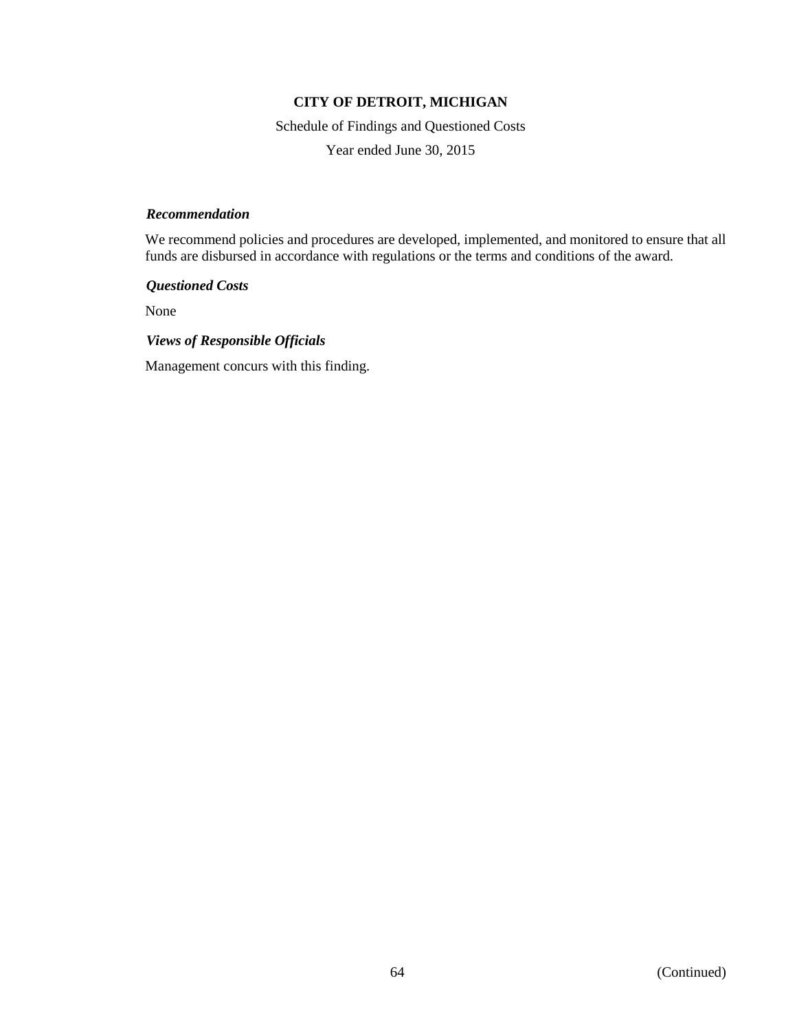**CITY OF DETROIT, MICHIGAN**

Schedule of Findings and Questioned Costs

Year ended June 30, 2015

***Recommendation***

We recommend policies and procedures are developed, implemented, and monitored to ensure that all funds are disbursed in accordance with regulations or the terms and conditions of the award.

***Questioned Costs***

None

***Views of Responsible Officials***

Management concurs with this finding.

(Continued)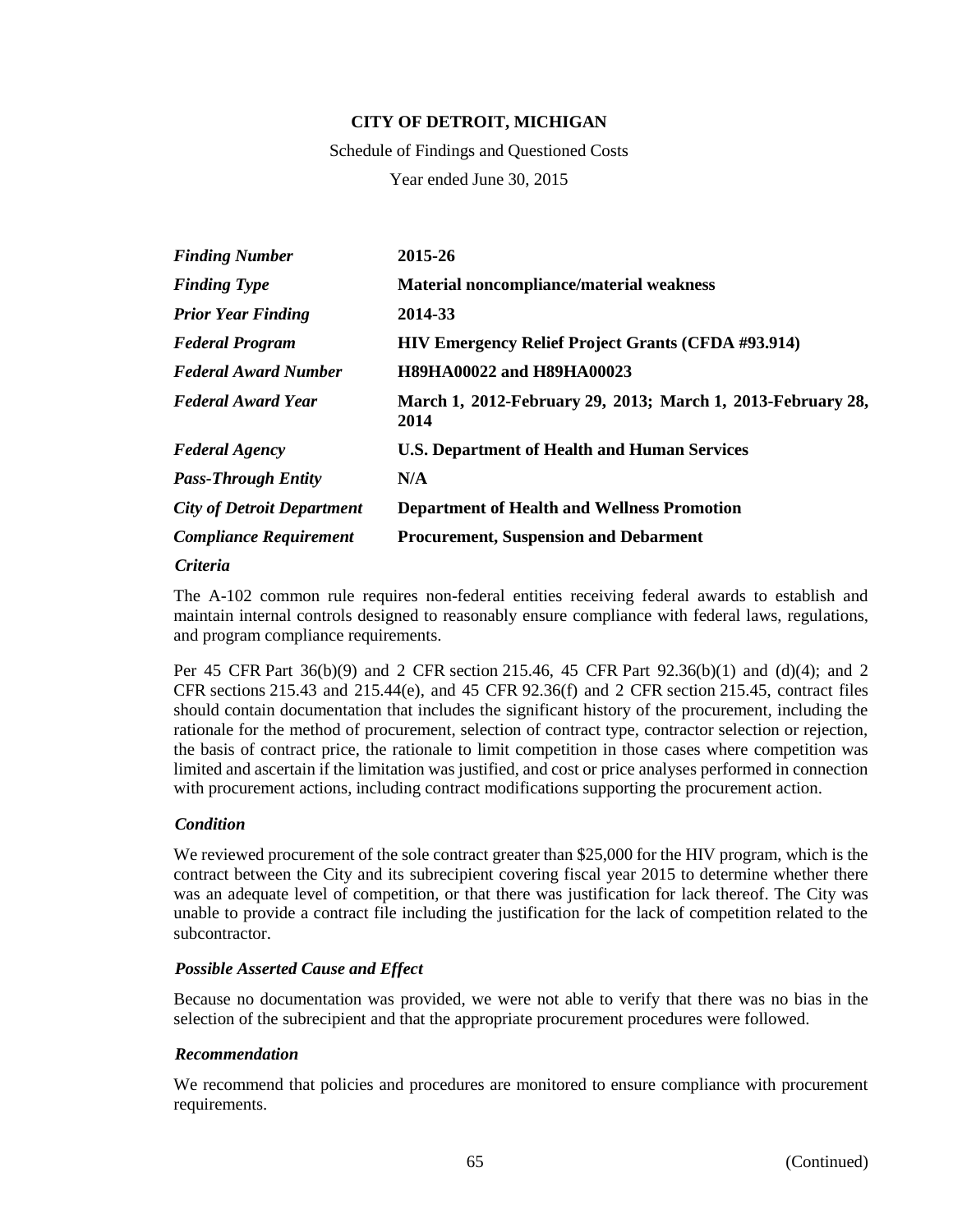**CITY OF DETROIT, MICHIGAN**

Schedule of Findings and Questioned Costs

Year ended June 30, 2015

| | |
|---|---|
| ***Finding Number*** | **2015-26** |
| ***Finding Type*** | **Material noncompliance/material weakness** |
| ***Prior Year Finding*** | **2014-33** |
| ***Federal Program*** | **HIV Emergency Relief Project Grants (CFDA #93.914)** |
| ***Federal Award Number*** | **H89HA00022 and H89HA00023** |
| ***Federal Award Year*** | **March 1, 2012-February 29, 2013; March 1, 2013-February 28, 2014** |
| ***Federal Agency*** | **U.S. Department of Health and Human Services** |
| ***Pass-Through Entity*** | **N/A** |
| ***City of Detroit Department*** | **Department of Health and Wellness Promotion** |
| ***Compliance Requirement*** | **Procurement, Suspension and Debarment** |

***Criteria***

The A-102 common rule requires non-federal entities receiving federal awards to establish and maintain internal controls designed to reasonably ensure compliance with federal laws, regulations, and program compliance requirements.

Per 45 CFR Part 36(b)(9) and 2 CFR section 215.46, 45 CFR Part 92.36(b)(1) and (d)(4); and 2 CFR sections 215.43 and 215.44(e), and 45 CFR 92.36(f) and 2 CFR section 215.45, contract files should contain documentation that includes the significant history of the procurement, including the rationale for the method of procurement, selection of contract type, contractor selection or rejection, the basis of contract price, the rationale to limit competition in those cases where competition was limited and ascertain if the limitation was justified, and cost or price analyses performed in connection with procurement actions, including contract modifications supporting the procurement action.

***Condition***

We reviewed procurement of the sole contract greater than $25,000 for the HIV program, which is the contract between the City and its subrecipient covering fiscal year 2015 to determine whether there was an adequate level of competition, or that there was justification for lack thereof. The City was unable to provide a contract file including the justification for the lack of competition related to the subcontractor.

***Possible Asserted Cause and Effect***

Because no documentation was provided, we were not able to verify that there was no bias in the selection of the subrecipient and that the appropriate procurement procedures were followed.

***Recommendation***

We recommend that policies and procedures are monitored to ensure compliance with procurement requirements.

(Continued)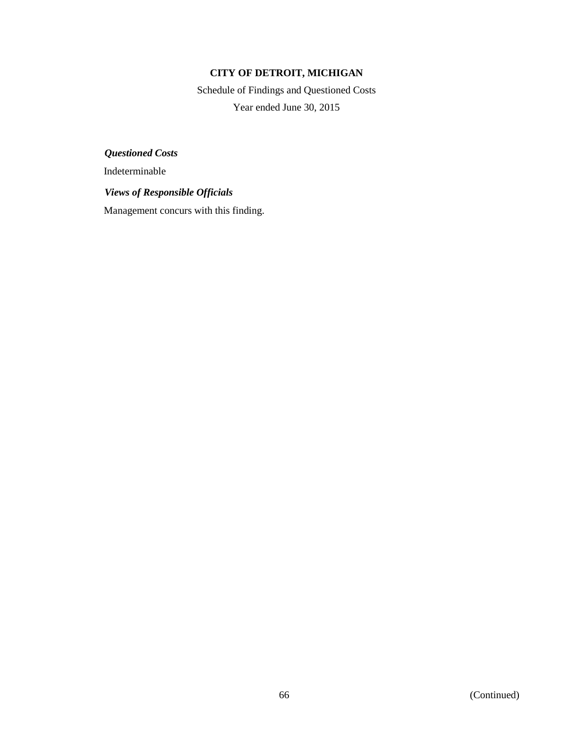**CITY OF DETROIT, MICHIGAN**

Schedule of Findings and Questioned Costs

Year ended June 30, 2015

***Questioned Costs***

Indeterminable

***Views of Responsible Officials***

Management concurs with this finding.

(Continued)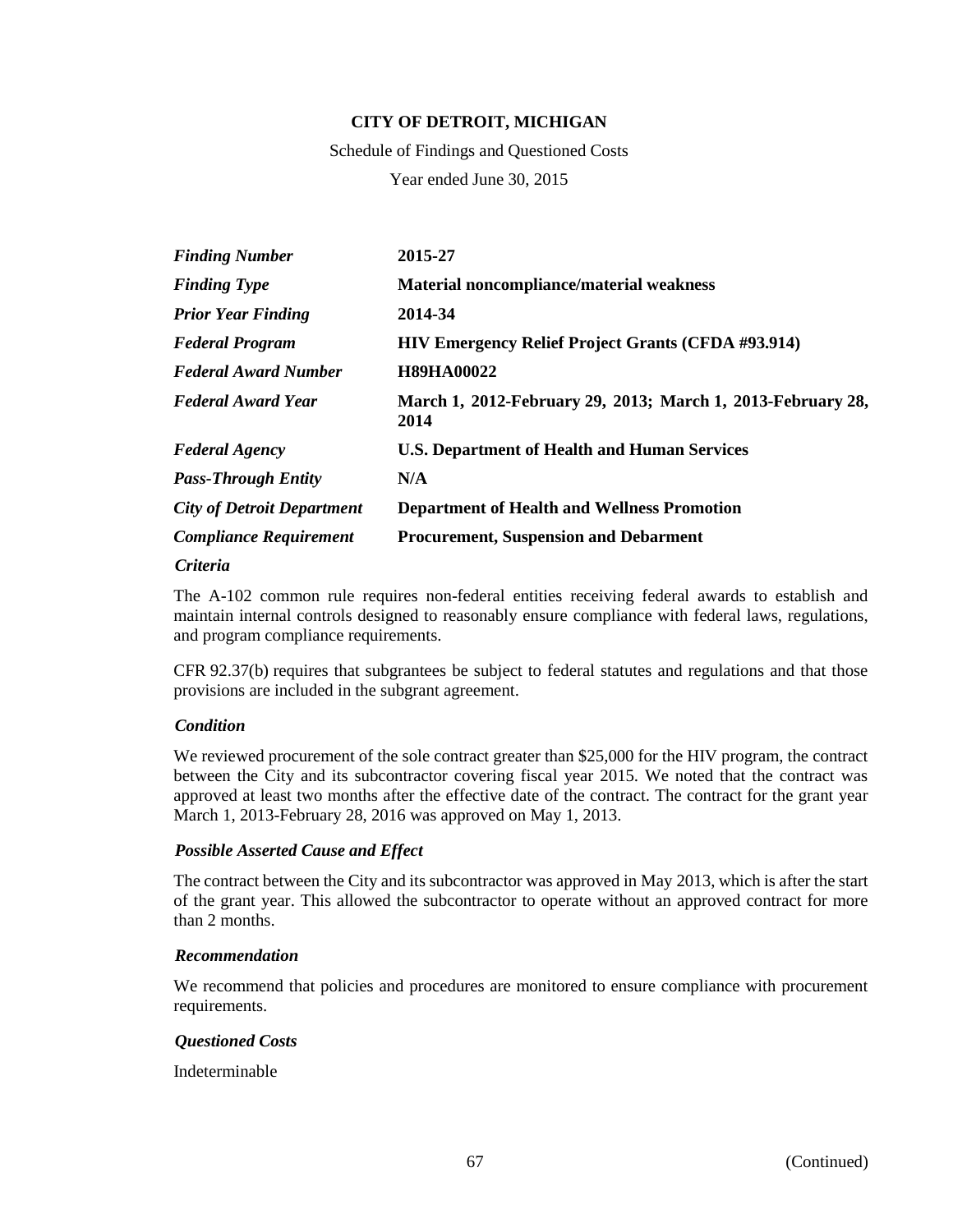**CITY OF DETROIT, MICHIGAN**

Schedule of Findings and Questioned Costs

Year ended June 30, 2015

| | |
|---|---|
| ***Finding Number*** | **2015-27** |
| ***Finding Type*** | **Material noncompliance/material weakness** |
| ***Prior Year Finding*** | **2014-34** |
| ***Federal Program*** | **HIV Emergency Relief Project Grants (CFDA #93.914)** |
| ***Federal Award Number*** | **H89HA00022** |
| ***Federal Award Year*** | **March 1, 2012-February 29, 2013; March 1, 2013-February 28, 2014** |
| ***Federal Agency*** | **U.S. Department of Health and Human Services** |
| ***Pass-Through Entity*** | **N/A** |
| ***City of Detroit Department*** | **Department of Health and Wellness Promotion** |
| ***Compliance Requirement*** | **Procurement, Suspension and Debarment** |

***Criteria***

The A-102 common rule requires non-federal entities receiving federal awards to establish and maintain internal controls designed to reasonably ensure compliance with federal laws, regulations, and program compliance requirements.

CFR 92.37(b) requires that subgrantees be subject to federal statutes and regulations and that those provisions are included in the subgrant agreement.

***Condition***

We reviewed procurement of the sole contract greater than $25,000 for the HIV program, the contract between the City and its subcontractor covering fiscal year 2015. We noted that the contract was approved at least two months after the effective date of the contract. The contract for the grant year March 1, 2013-February 28, 2016 was approved on May 1, 2013.

***Possible Asserted Cause and Effect***

The contract between the City and its subcontractor was approved in May 2013, which is after the start of the grant year. This allowed the subcontractor to operate without an approved contract for more than 2 months.

***Recommendation***

We recommend that policies and procedures are monitored to ensure compliance with procurement requirements.

***Questioned Costs***

Indeterminable

(Continued)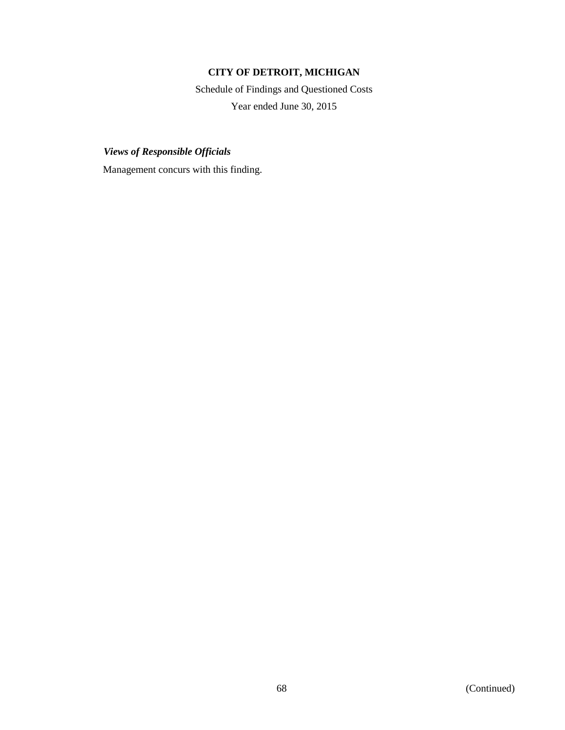**CITY OF DETROIT, MICHIGAN**

Schedule of Findings and Questioned Costs

Year ended June 30, 2015

***Views of Responsible Officials***

Management concurs with this finding.

(Continued)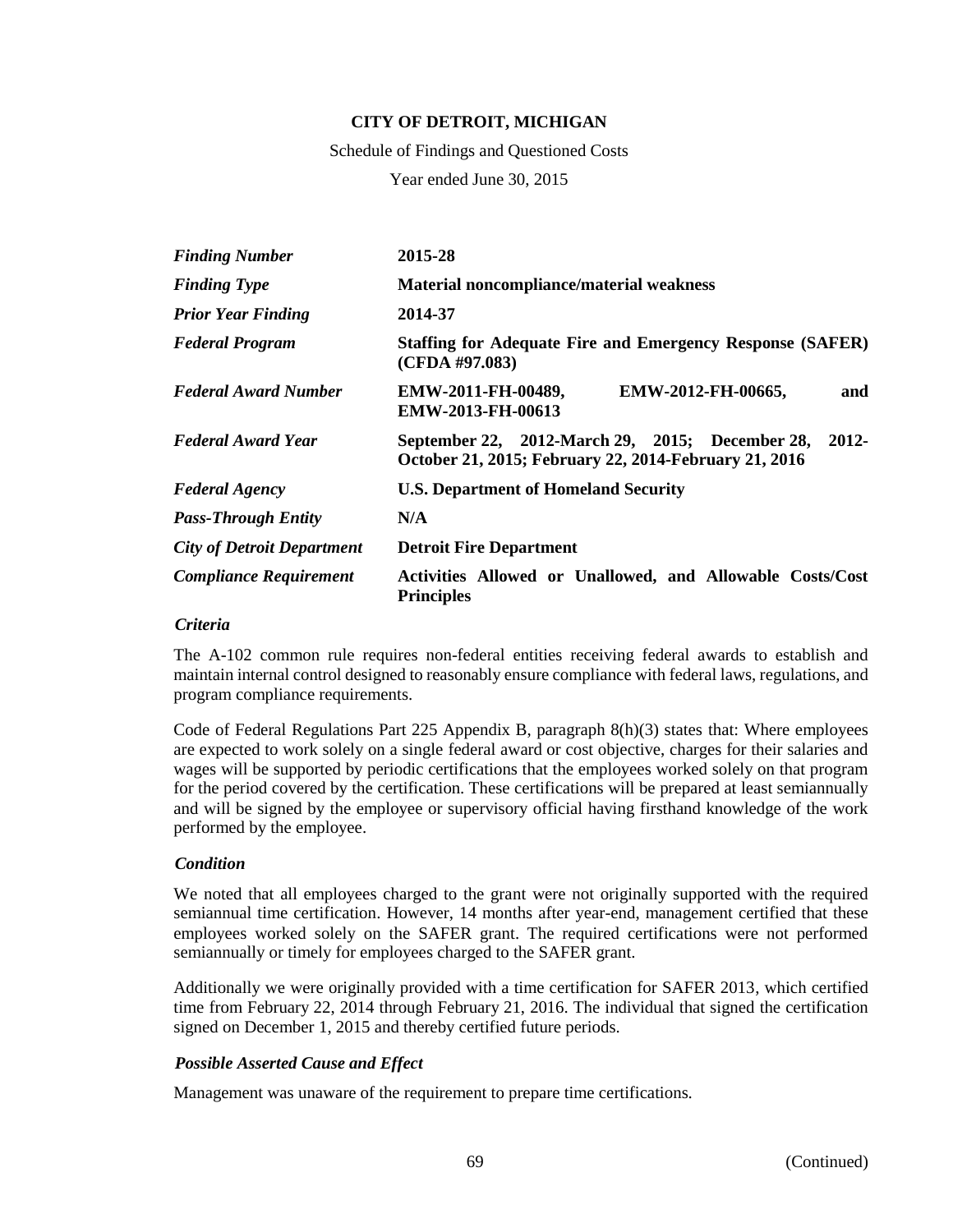**CITY OF DETROIT, MICHIGAN**

Schedule of Findings and Questioned Costs

Year ended June 30, 2015

| | |
|---|---|
| ***Finding Number*** | **2015-28** |
| ***Finding Type*** | **Material noncompliance/material weakness** |
| ***Prior Year Finding*** | **2014-37** |
| ***Federal Program*** | **Staffing for Adequate Fire and Emergency Response (SAFER) (CFDA #97.083)** |
| ***Federal Award Number*** | **EMW-2011-FH-00489, EMW-2012-FH-00665, and EMW-2013-FH-00613** |
| ***Federal Award Year*** | **September 22, 2012-March 29, 2015; December 28, 2012-October 21, 2015; February 22, 2014-February 21, 2016** |
| ***Federal Agency*** | **U.S. Department of Homeland Security** |
| ***Pass-Through Entity*** | **N/A** |
| ***City of Detroit Department*** | **Detroit Fire Department** |
| ***Compliance Requirement*** | **Activities Allowed or Unallowed, and Allowable Costs/Cost Principles** |

***Criteria***

The A-102 common rule requires non-federal entities receiving federal awards to establish and maintain internal control designed to reasonably ensure compliance with federal laws, regulations, and program compliance requirements.

Code of Federal Regulations Part 225 Appendix B, paragraph 8(h)(3) states that: Where employees are expected to work solely on a single federal award or cost objective, charges for their salaries and wages will be supported by periodic certifications that the employees worked solely on that program for the period covered by the certification. These certifications will be prepared at least semiannually and will be signed by the employee or supervisory official having firsthand knowledge of the work performed by the employee.

***Condition***

We noted that all employees charged to the grant were not originally supported with the required semiannual time certification. However, 14 months after year-end, management certified that these employees worked solely on the SAFER grant. The required certifications were not performed semiannually or timely for employees charged to the SAFER grant.

Additionally we were originally provided with a time certification for SAFER 2013, which certified time from February 22, 2014 through February 21, 2016. The individual that signed the certification signed on December 1, 2015 and thereby certified future periods.

***Possible Asserted Cause and Effect***

Management was unaware of the requirement to prepare time certifications.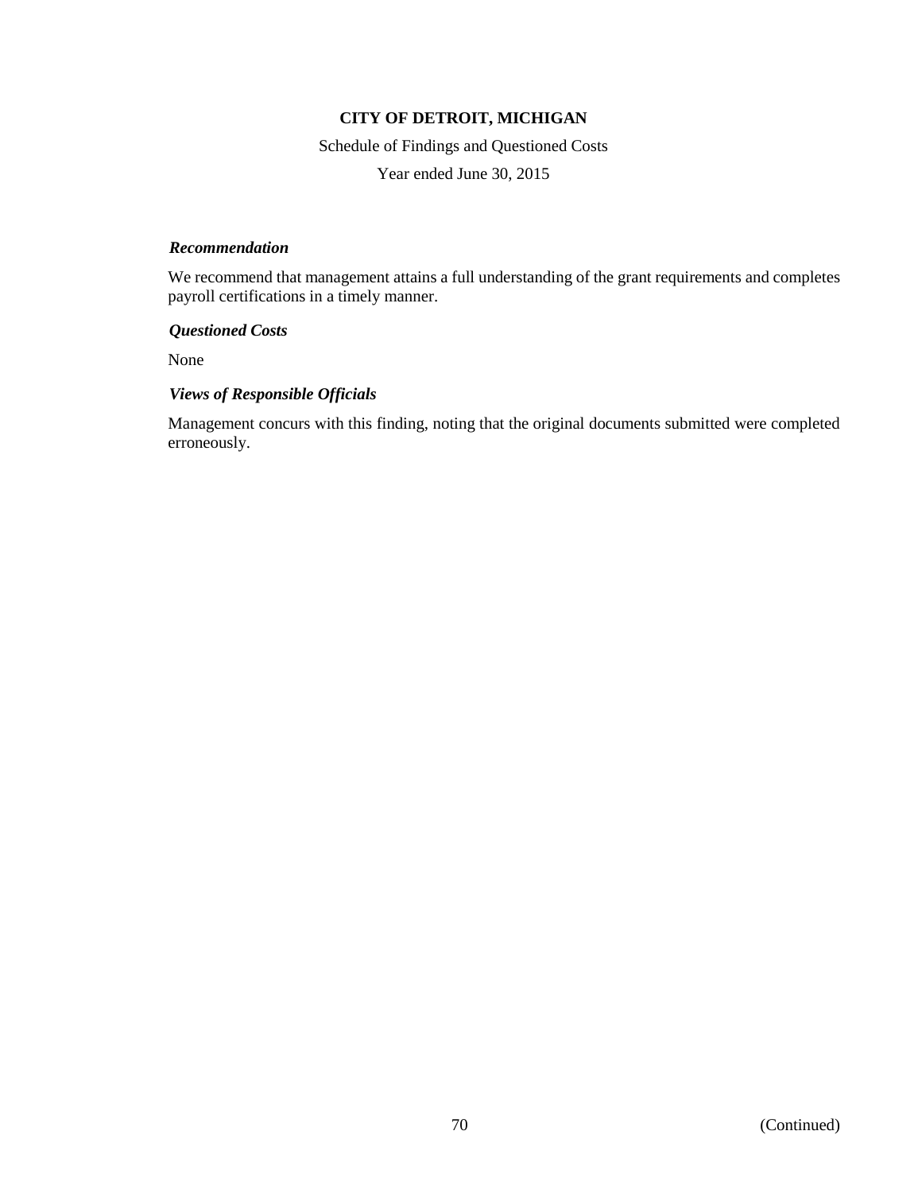# CITY OF DETROIT, MICHIGAN

Schedule of Findings and Questioned Costs

Year ended June 30, 2015

***Recommendation***

We recommend that management attains a full understanding of the grant requirements and completes payroll certifications in a timely manner.

***Questioned Costs***

None

***Views of Responsible Officials***

Management concurs with this finding, noting that the original documents submitted were completed erroneously.

(Continued)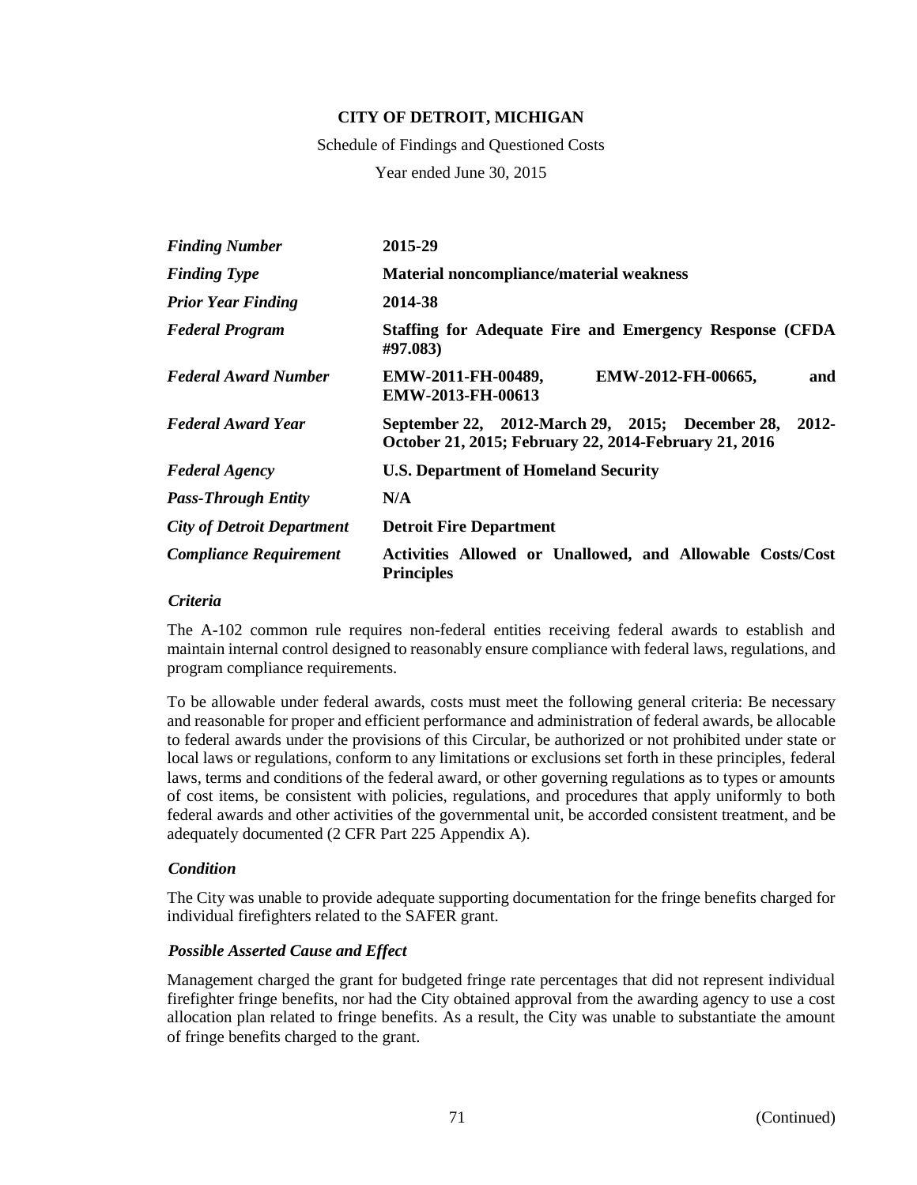**CITY OF DETROIT, MICHIGAN**

Schedule of Findings and Questioned Costs

Year ended June 30, 2015

| | |
|---|---|
| ***Finding Number*** | **2015-29** |
| ***Finding Type*** | **Material noncompliance/material weakness** |
| ***Prior Year Finding*** | **2014-38** |
| ***Federal Program*** | **Staffing for Adequate Fire and Emergency Response (CFDA #97.083)** |
| ***Federal Award Number*** | **EMW-2011-FH-00489, EMW-2012-FH-00665, and EMW-2013-FH-00613** |
| ***Federal Award Year*** | **September 22, 2012-March 29, 2015; December 28, 2012-October 21, 2015; February 22, 2014-February 21, 2016** |
| ***Federal Agency*** | **U.S. Department of Homeland Security** |
| ***Pass-Through Entity*** | **N/A** |
| ***City of Detroit Department*** | **Detroit Fire Department** |
| ***Compliance Requirement*** | **Activities Allowed or Unallowed, and Allowable Costs/Cost Principles** |

***Criteria***

The A-102 common rule requires non-federal entities receiving federal awards to establish and maintain internal control designed to reasonably ensure compliance with federal laws, regulations, and program compliance requirements.

To be allowable under federal awards, costs must meet the following general criteria: Be necessary and reasonable for proper and efficient performance and administration of federal awards, be allocable to federal awards under the provisions of this Circular, be authorized or not prohibited under state or local laws or regulations, conform to any limitations or exclusions set forth in these principles, federal laws, terms and conditions of the federal award, or other governing regulations as to types or amounts of cost items, be consistent with policies, regulations, and procedures that apply uniformly to both federal awards and other activities of the governmental unit, be accorded consistent treatment, and be adequately documented (2 CFR Part 225 Appendix A).

***Condition***

The City was unable to provide adequate supporting documentation for the fringe benefits charged for individual firefighters related to the SAFER grant.

***Possible Asserted Cause and Effect***

Management charged the grant for budgeted fringe rate percentages that did not represent individual firefighter fringe benefits, nor had the City obtained approval from the awarding agency to use a cost allocation plan related to fringe benefits. As a result, the City was unable to substantiate the amount of fringe benefits charged to the grant.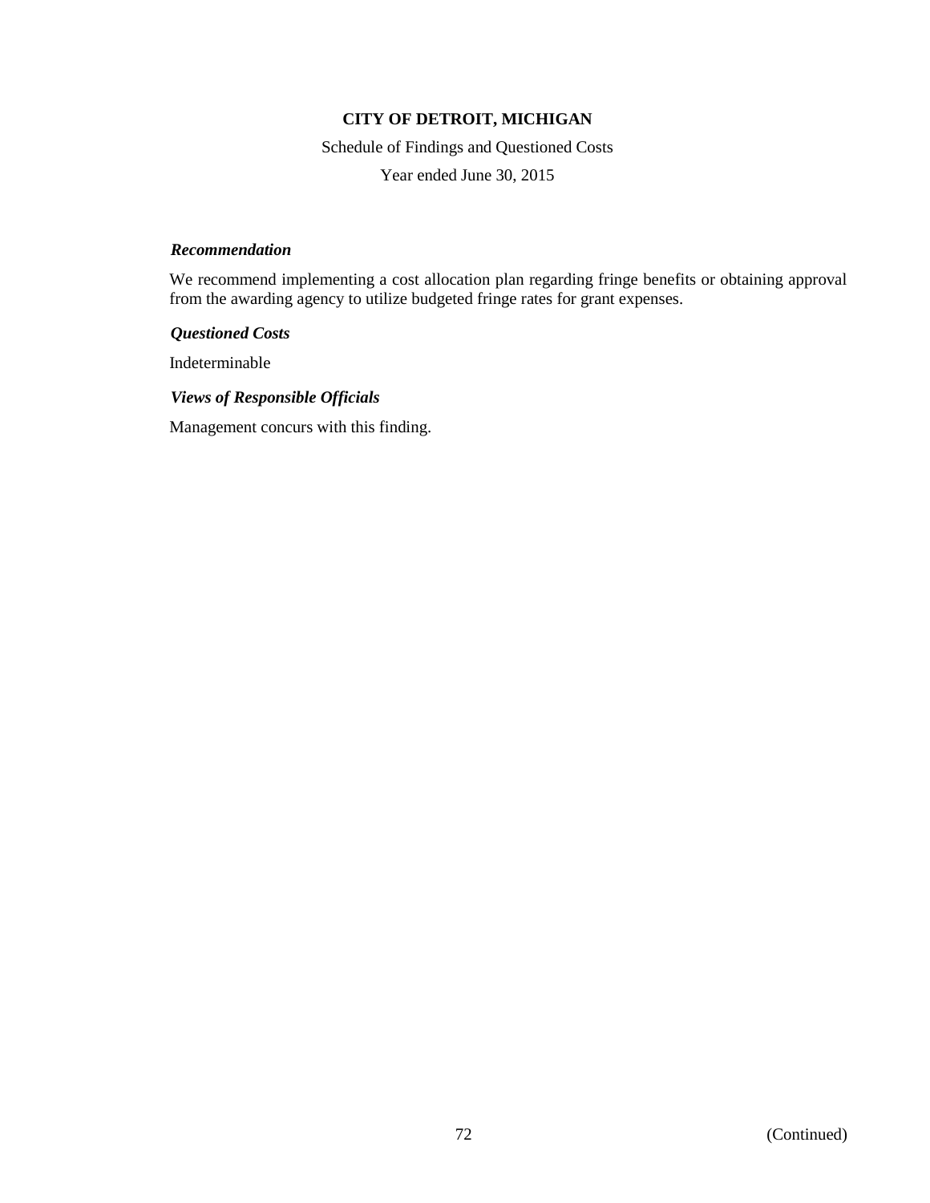**CITY OF DETROIT, MICHIGAN**

Schedule of Findings and Questioned Costs

Year ended June 30, 2015

***Recommendation***

We recommend implementing a cost allocation plan regarding fringe benefits or obtaining approval from the awarding agency to utilize budgeted fringe rates for grant expenses.

***Questioned Costs***

Indeterminable

***Views of Responsible Officials***

Management concurs with this finding.

(Continued)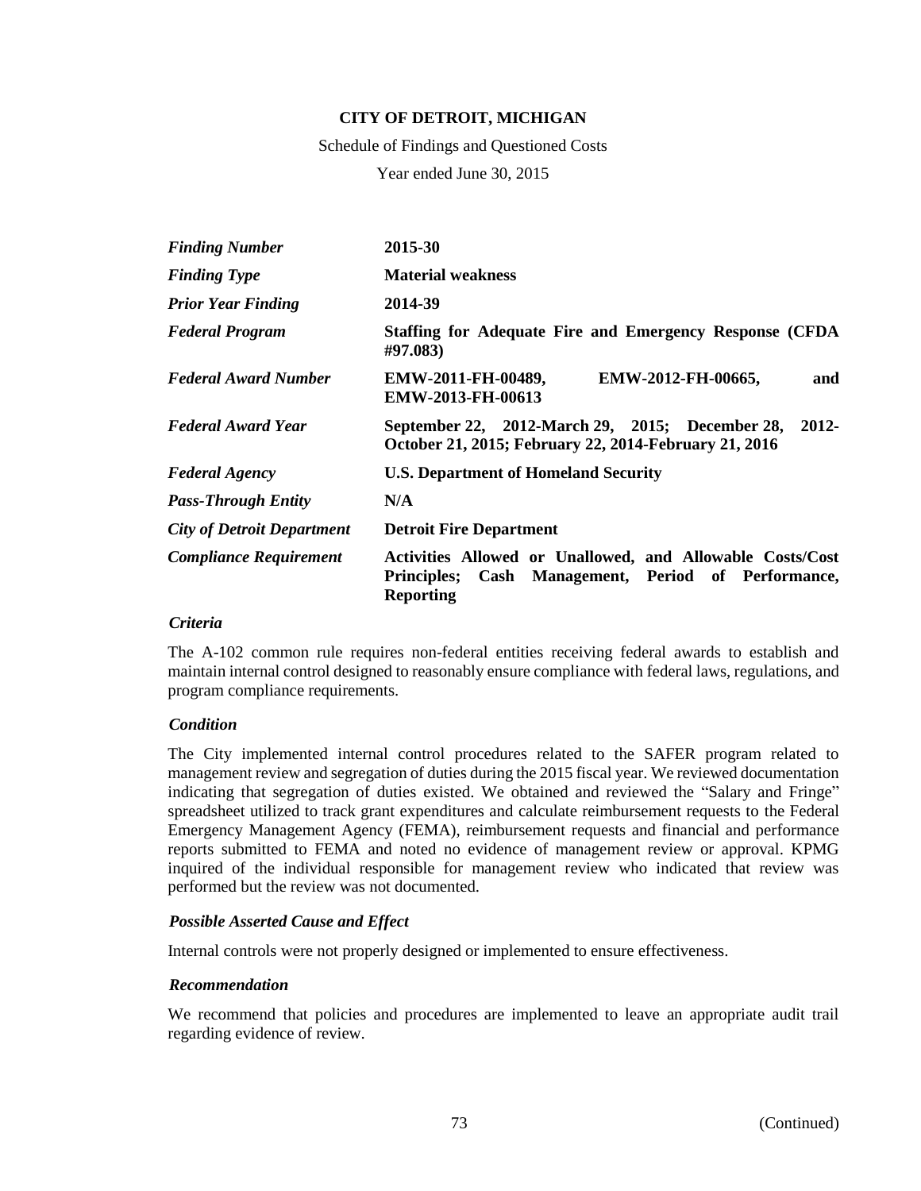**CITY OF DETROIT, MICHIGAN**

Schedule of Findings and Questioned Costs

Year ended June 30, 2015

| | |
|---|---|
| ***Finding Number*** | **2015-30** |
| ***Finding Type*** | **Material weakness** |
| ***Prior Year Finding*** | **2014-39** |
| ***Federal Program*** | **Staffing for Adequate Fire and Emergency Response (CFDA #97.083)** |
| ***Federal Award Number*** | **EMW-2011-FH-00489, EMW-2012-FH-00665, and EMW-2013-FH-00613** |
| ***Federal Award Year*** | **September 22, 2012-March 29, 2015; December 28, 2012-October 21, 2015; February 22, 2014-February 21, 2016** |
| ***Federal Agency*** | **U.S. Department of Homeland Security** |
| ***Pass-Through Entity*** | **N/A** |
| ***City of Detroit Department*** | **Detroit Fire Department** |
| ***Compliance Requirement*** | **Activities Allowed or Unallowed, and Allowable Costs/Cost Principles; Cash Management, Period of Performance, Reporting** |

***Criteria***

The A-102 common rule requires non-federal entities receiving federal awards to establish and maintain internal control designed to reasonably ensure compliance with federal laws, regulations, and program compliance requirements.

***Condition***

The City implemented internal control procedures related to the SAFER program related to management review and segregation of duties during the 2015 fiscal year. We reviewed documentation indicating that segregation of duties existed. We obtained and reviewed the "Salary and Fringe" spreadsheet utilized to track grant expenditures and calculate reimbursement requests to the Federal Emergency Management Agency (FEMA), reimbursement requests and financial and performance reports submitted to FEMA and noted no evidence of management review or approval. KPMG inquired of the individual responsible for management review who indicated that review was performed but the review was not documented.

***Possible Asserted Cause and Effect***

Internal controls were not properly designed or implemented to ensure effectiveness.

***Recommendation***

We recommend that policies and procedures are implemented to leave an appropriate audit trail regarding evidence of review.

(Continued)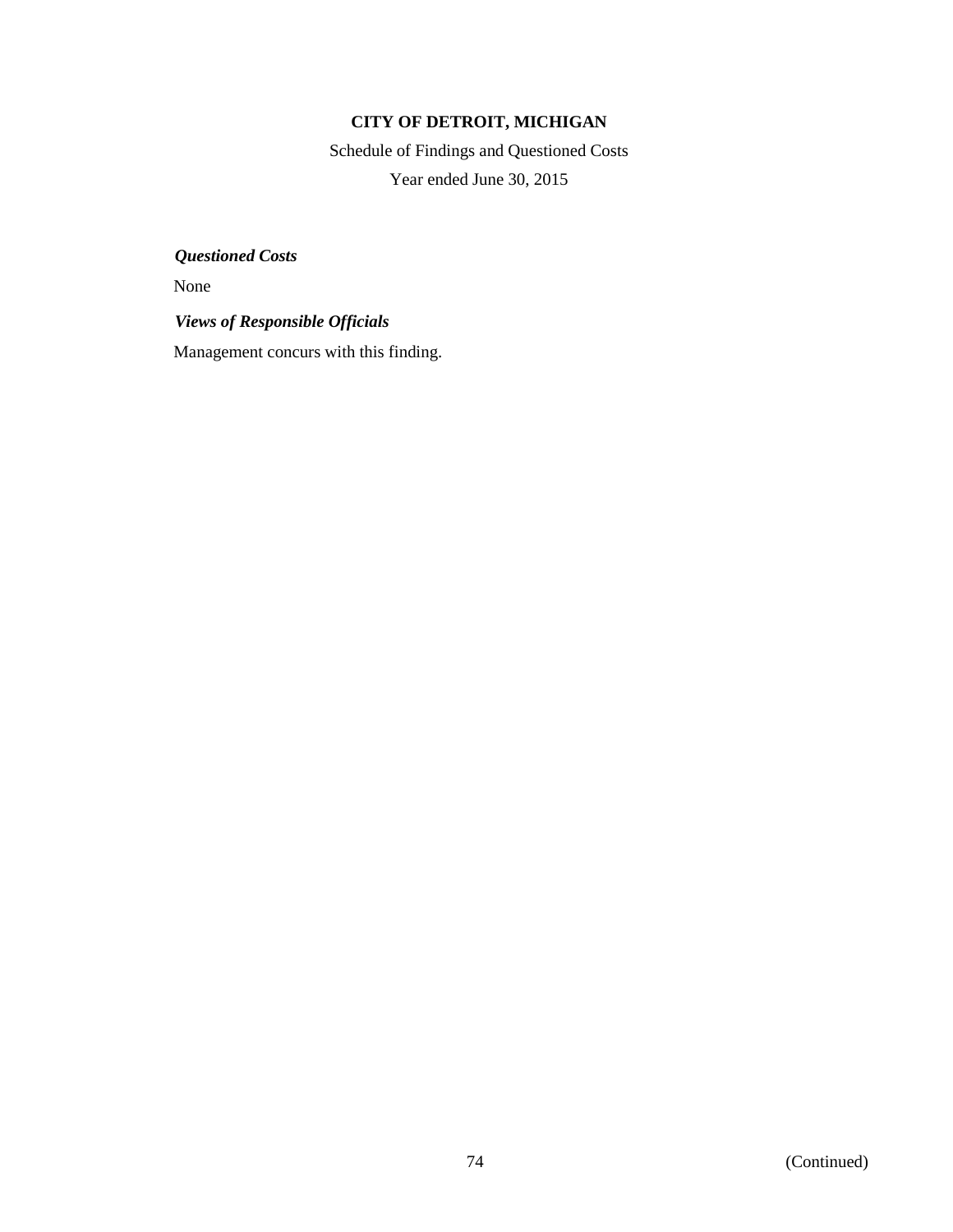***Questioned Costs***

None

***Views of Responsible Officials***

Management concurs with this finding.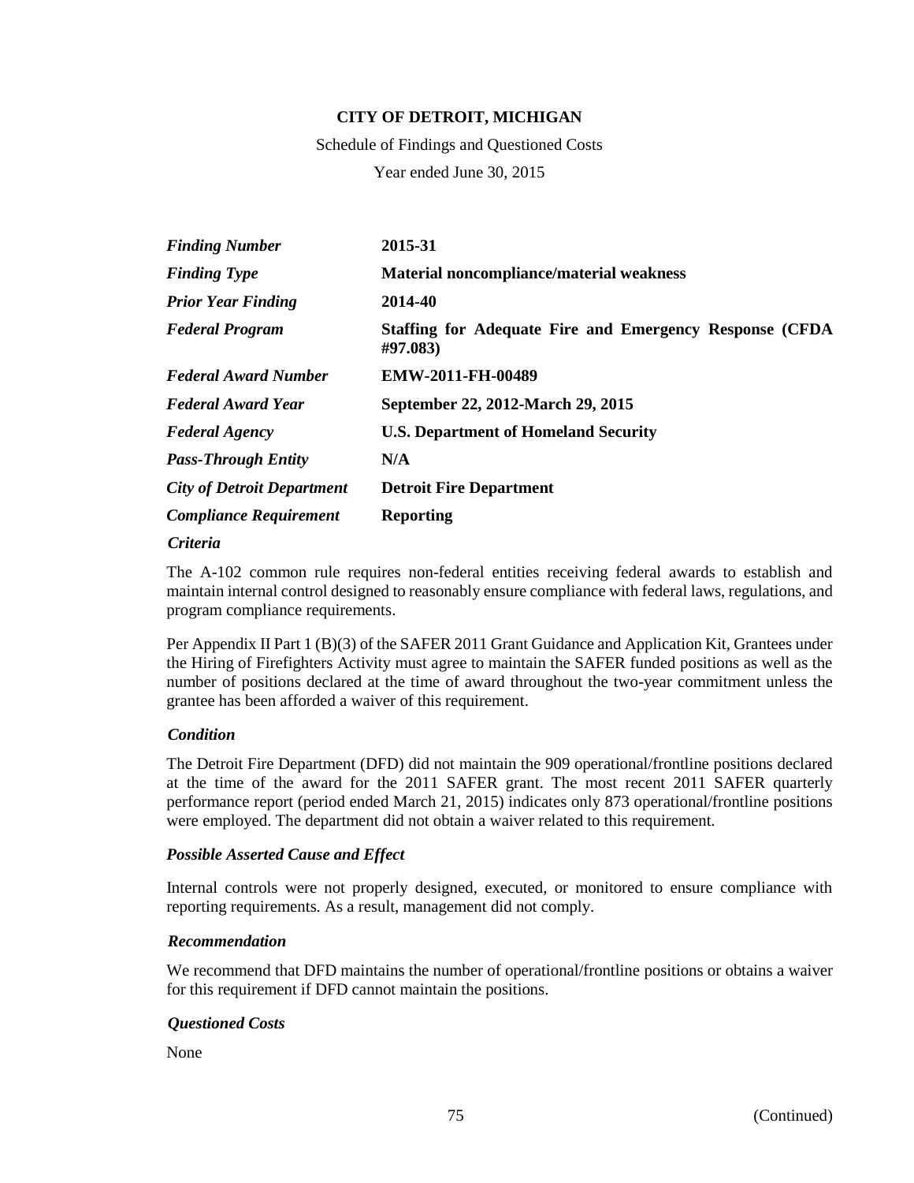**CITY OF DETROIT, MICHIGAN**

Schedule of Findings and Questioned Costs

Year ended June 30, 2015

| | |
|---|---|
| ***Finding Number*** | **2015-31** |
| ***Finding Type*** | **Material noncompliance/material weakness** |
| ***Prior Year Finding*** | **2014-40** |
| ***Federal Program*** | **Staffing for Adequate Fire and Emergency Response (CFDA #97.083)** |
| ***Federal Award Number*** | **EMW-2011-FH-00489** |
| ***Federal Award Year*** | **September 22, 2012-March 29, 2015** |
| ***Federal Agency*** | **U.S. Department of Homeland Security** |
| ***Pass-Through Entity*** | **N/A** |
| ***City of Detroit Department*** | **Detroit Fire Department** |
| ***Compliance Requirement*** | **Reporting** |

***Criteria***

The A-102 common rule requires non-federal entities receiving federal awards to establish and maintain internal control designed to reasonably ensure compliance with federal laws, regulations, and program compliance requirements.

Per Appendix II Part 1 (B)(3) of the SAFER 2011 Grant Guidance and Application Kit, Grantees under the Hiring of Firefighters Activity must agree to maintain the SAFER funded positions as well as the number of positions declared at the time of award throughout the two-year commitment unless the grantee has been afforded a waiver of this requirement.

***Condition***

The Detroit Fire Department (DFD) did not maintain the 909 operational/frontline positions declared at the time of the award for the 2011 SAFER grant. The most recent 2011 SAFER quarterly performance report (period ended March 21, 2015) indicates only 873 operational/frontline positions were employed. The department did not obtain a waiver related to this requirement.

***Possible Asserted Cause and Effect***

Internal controls were not properly designed, executed, or monitored to ensure compliance with reporting requirements. As a result, management did not comply.

***Recommendation***

We recommend that DFD maintains the number of operational/frontline positions or obtains a waiver for this requirement if DFD cannot maintain the positions.

***Questioned Costs***

None

(Continued)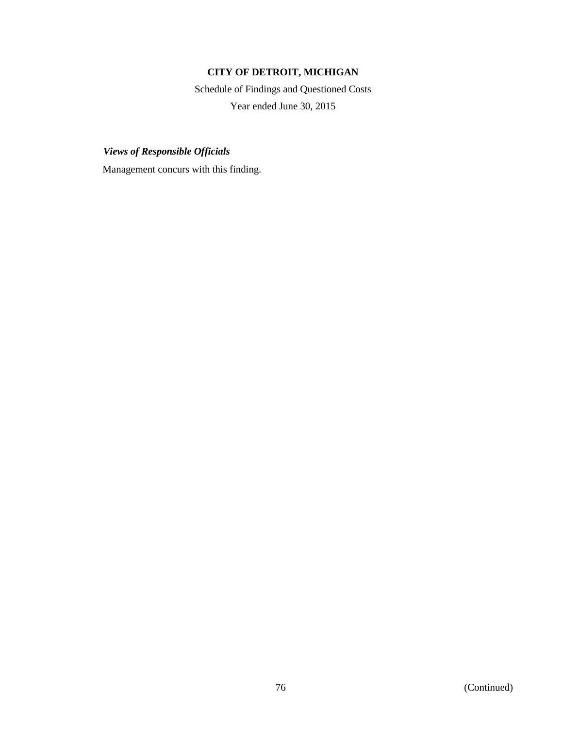***Views of Responsible Officials***

Management concurs with this finding.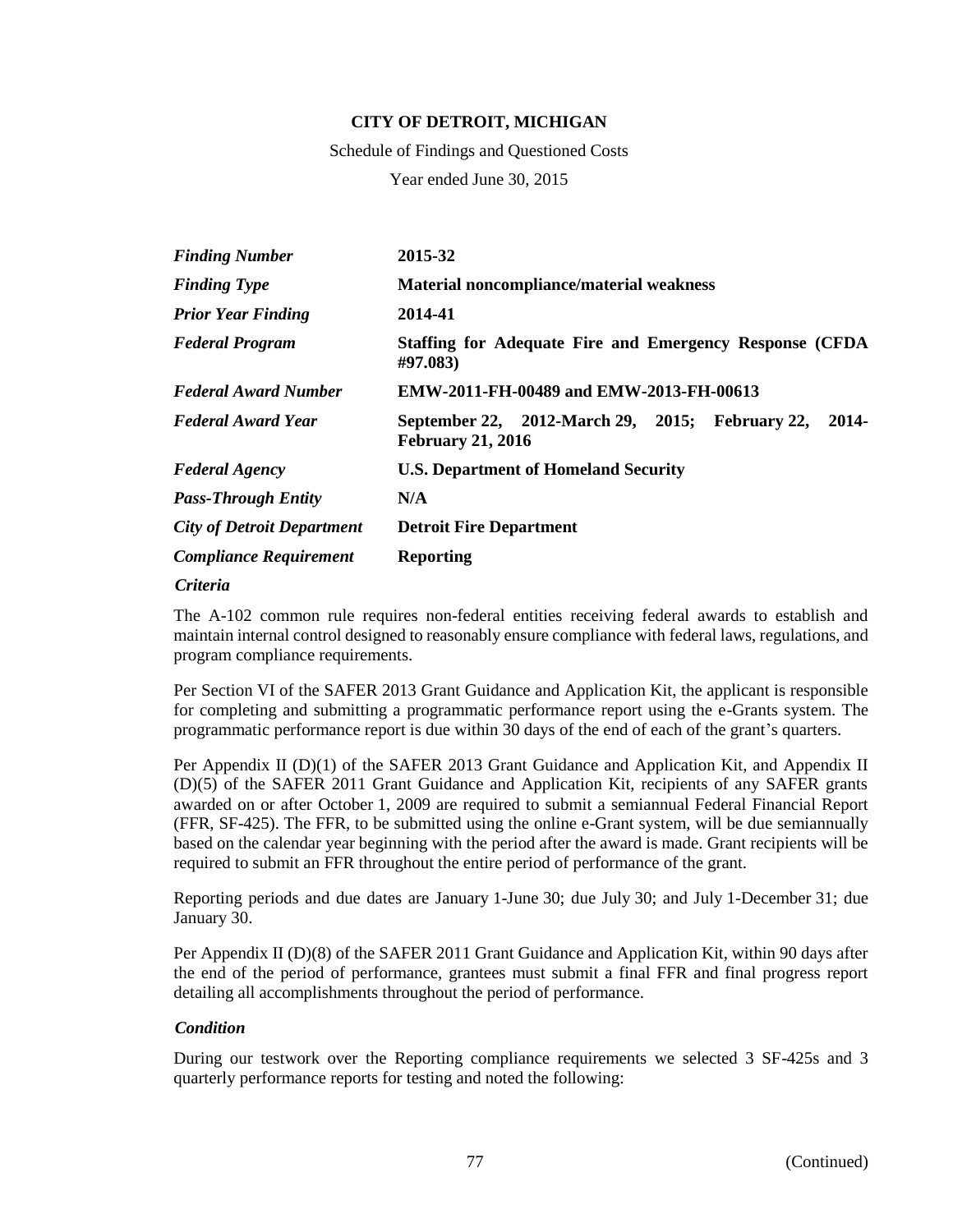**CITY OF DETROIT, MICHIGAN**

Schedule of Findings and Questioned Costs

Year ended June 30, 2015

| | |
|---|---|
| ***Finding Number*** | **2015-32** |
| ***Finding Type*** | **Material noncompliance/material weakness** |
| ***Prior Year Finding*** | **2014-41** |
| ***Federal Program*** | **Staffing for Adequate Fire and Emergency Response (CFDA #97.083)** |
| ***Federal Award Number*** | **EMW-2011-FH-00489 and EMW-2013-FH-00613** |
| ***Federal Award Year*** | **September 22, 2012-March 29, 2015; February 22, 2014-February 21, 2016** |
| ***Federal Agency*** | **U.S. Department of Homeland Security** |
| ***Pass-Through Entity*** | **N/A** |
| ***City of Detroit Department*** | **Detroit Fire Department** |
| ***Compliance Requirement*** | **Reporting** |

***Criteria***

The A-102 common rule requires non-federal entities receiving federal awards to establish and maintain internal control designed to reasonably ensure compliance with federal laws, regulations, and program compliance requirements.

Per Section VI of the SAFER 2013 Grant Guidance and Application Kit, the applicant is responsible for completing and submitting a programmatic performance report using the e-Grants system. The programmatic performance report is due within 30 days of the end of each of the grant's quarters.

Per Appendix II (D)(1) of the SAFER 2013 Grant Guidance and Application Kit, and Appendix II (D)(5) of the SAFER 2011 Grant Guidance and Application Kit, recipients of any SAFER grants awarded on or after October 1, 2009 are required to submit a semiannual Federal Financial Report (FFR, SF-425). The FFR, to be submitted using the online e-Grant system, will be due semiannually based on the calendar year beginning with the period after the award is made. Grant recipients will be required to submit an FFR throughout the entire period of performance of the grant.

Reporting periods and due dates are January 1-June 30; due July 30; and July 1-December 31; due January 30.

Per Appendix II (D)(8) of the SAFER 2011 Grant Guidance and Application Kit, within 90 days after the end of the period of performance, grantees must submit a final FFR and final progress report detailing all accomplishments throughout the period of performance.

***Condition***

During our testwork over the Reporting compliance requirements we selected 3 SF-425s and 3 quarterly performance reports for testing and noted the following:

(Continued)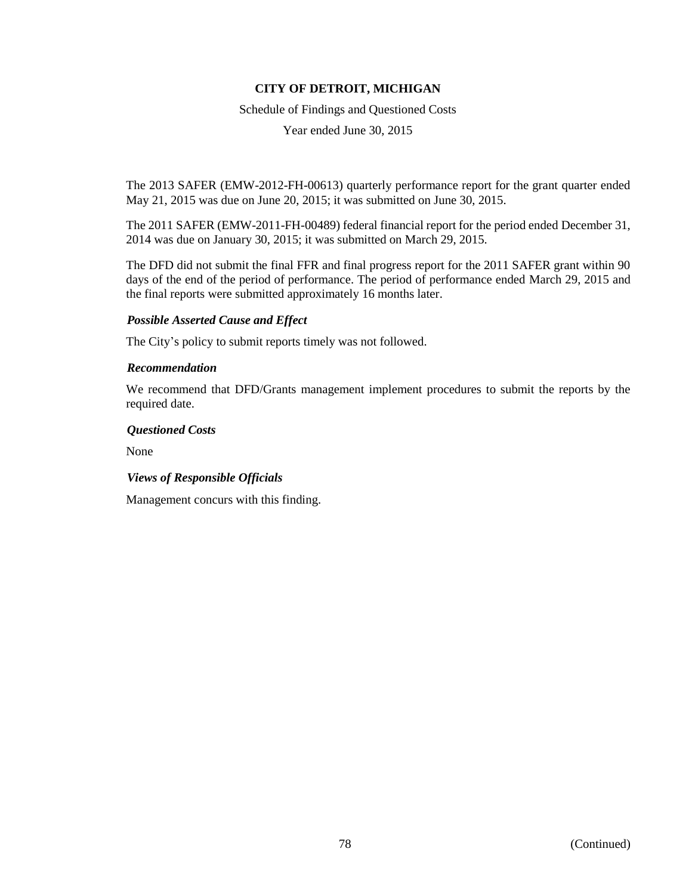The 2013 SAFER (EMW-2012-FH-00613) quarterly performance report for the grant quarter ended May 21, 2015 was due on June 20, 2015; it was submitted on June 30, 2015.

The 2011 SAFER (EMW-2011-FH-00489) federal financial report for the period ended December 31, 2014 was due on January 30, 2015; it was submitted on March 29, 2015.

The DFD did not submit the final FFR and final progress report for the 2011 SAFER grant within 90 days of the end of the period of performance. The period of performance ended March 29, 2015 and the final reports were submitted approximately 16 months later.

***Possible Asserted Cause and Effect***

The City's policy to submit reports timely was not followed.

***Recommendation***

We recommend that DFD/Grants management implement procedures to submit the reports by the required date.

***Questioned Costs***

None

***Views of Responsible Officials***

Management concurs with this finding.

(Continued)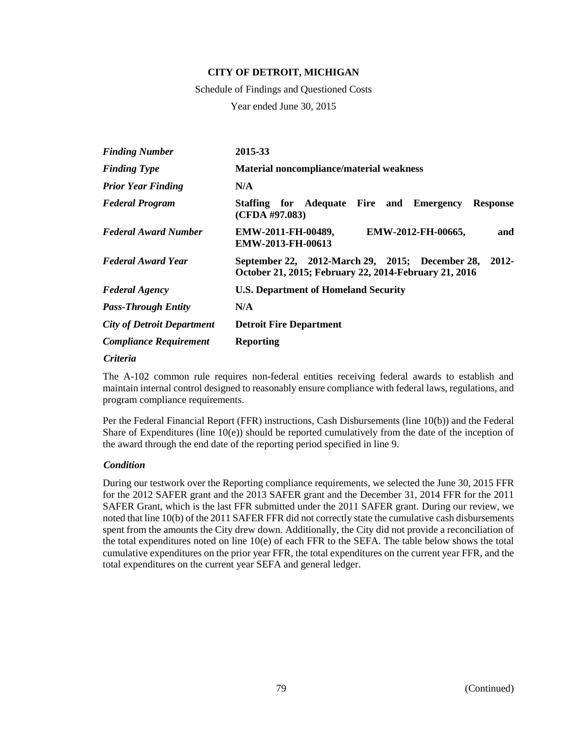**CITY OF DETROIT, MICHIGAN**

Schedule of Findings and Questioned Costs

Year ended June 30, 2015

| | |
|---|---|
| ***Finding Number*** | **2015-33** |
| ***Finding Type*** | **Material noncompliance/material weakness** |
| ***Prior Year Finding*** | **N/A** |
| ***Federal Program*** | **Staffing for Adequate Fire and Emergency Response (CFDA #97.083)** |
| ***Federal Award Number*** | **EMW-2011-FH-00489, EMW-2012-FH-00665, and EMW-2013-FH-00613** |
| ***Federal Award Year*** | **September 22, 2012-March 29, 2015; December 28, 2012-October 21, 2015; February 22, 2014-February 21, 2016** |
| ***Federal Agency*** | **U.S. Department of Homeland Security** |
| ***Pass-Through Entity*** | **N/A** |
| ***City of Detroit Department*** | **Detroit Fire Department** |
| ***Compliance Requirement*** | **Reporting** |

***Criteria***

The A-102 common rule requires non-federal entities receiving federal awards to establish and maintain internal control designed to reasonably ensure compliance with federal laws, regulations, and program compliance requirements.

Per the Federal Financial Report (FFR) instructions, Cash Disbursements (line 10(b)) and the Federal Share of Expenditures (line 10(e)) should be reported cumulatively from the date of the inception of the award through the end date of the reporting period specified in line 9.

***Condition***

During our testwork over the Reporting compliance requirements, we selected the June 30, 2015 FFR for the 2012 SAFER grant and the 2013 SAFER grant and the December 31, 2014 FFR for the 2011 SAFER Grant, which is the last FFR submitted under the 2011 SAFER grant. During our review, we noted that line 10(b) of the 2011 SAFER FFR did not correctly state the cumulative cash disbursements spent from the amounts the City drew down. Additionally, the City did not provide a reconciliation of the total expenditures noted on line 10(e) of each FFR to the SEFA. The table below shows the total cumulative expenditures on the prior year FFR, the total expenditures on the current year FFR, and the total expenditures on the current year SEFA and general ledger.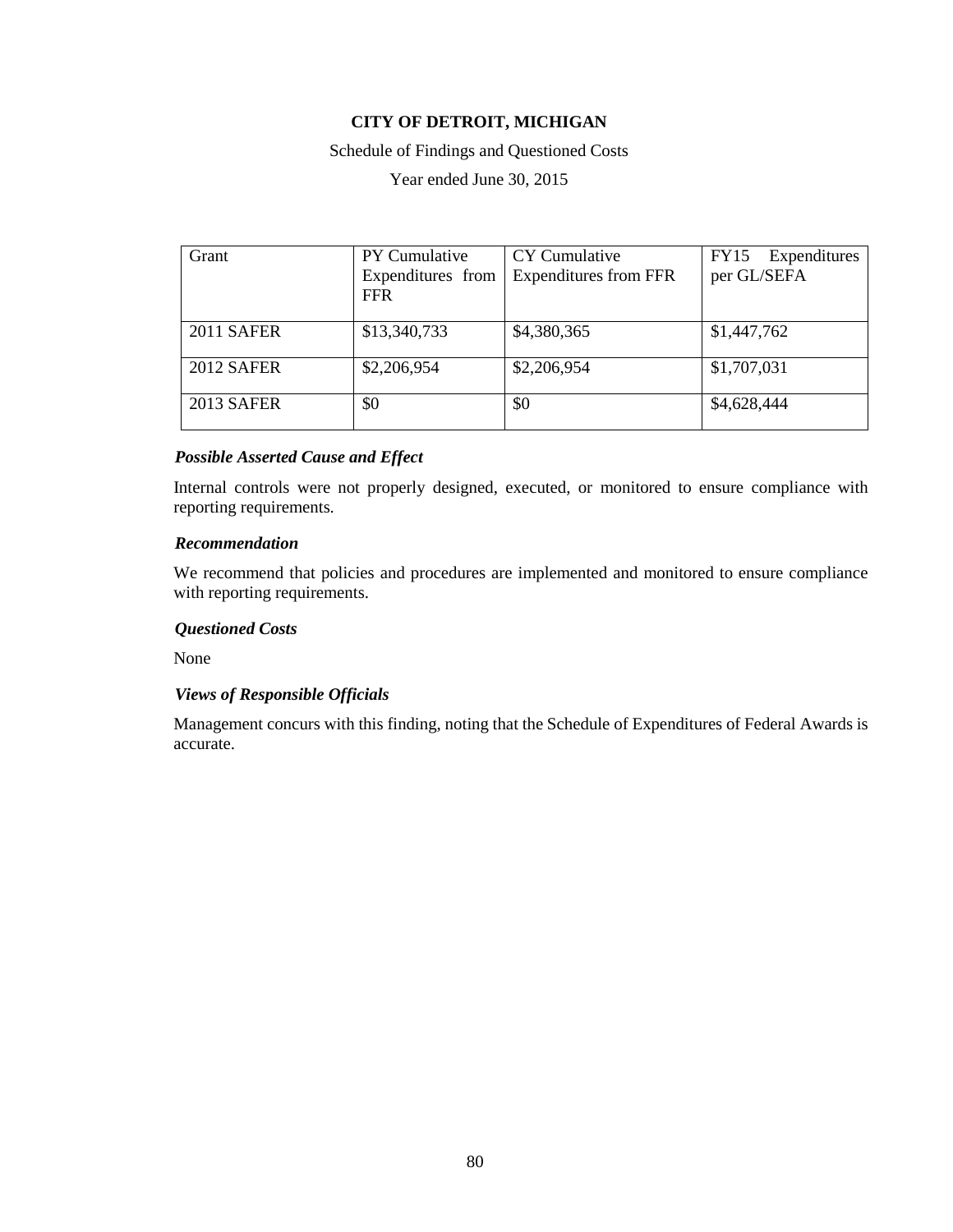**CITY OF DETROIT, MICHIGAN**

Schedule of Findings and Questioned Costs

Year ended June 30, 2015

| Grant | PY Cumulative Expenditures from FFR | CY Cumulative Expenditures from FFR | FY15 Expenditures per GL/SEFA |
|---|---|---|---|
| 2011 SAFER | $13,340,733 | $4,380,365 | $1,447,762 |
| 2012 SAFER | $2,206,954 | $2,206,954 | $1,707,031 |
| 2013 SAFER | $0 | $0 | $4,628,444 |

***Possible Asserted Cause and Effect***

Internal controls were not properly designed, executed, or monitored to ensure compliance with reporting requirements.

***Recommendation***

We recommend that policies and procedures are implemented and monitored to ensure compliance with reporting requirements.

***Questioned Costs***

None

***Views of Responsible Officials***

Management concurs with this finding, noting that the Schedule of Expenditures of Federal Awards is accurate.